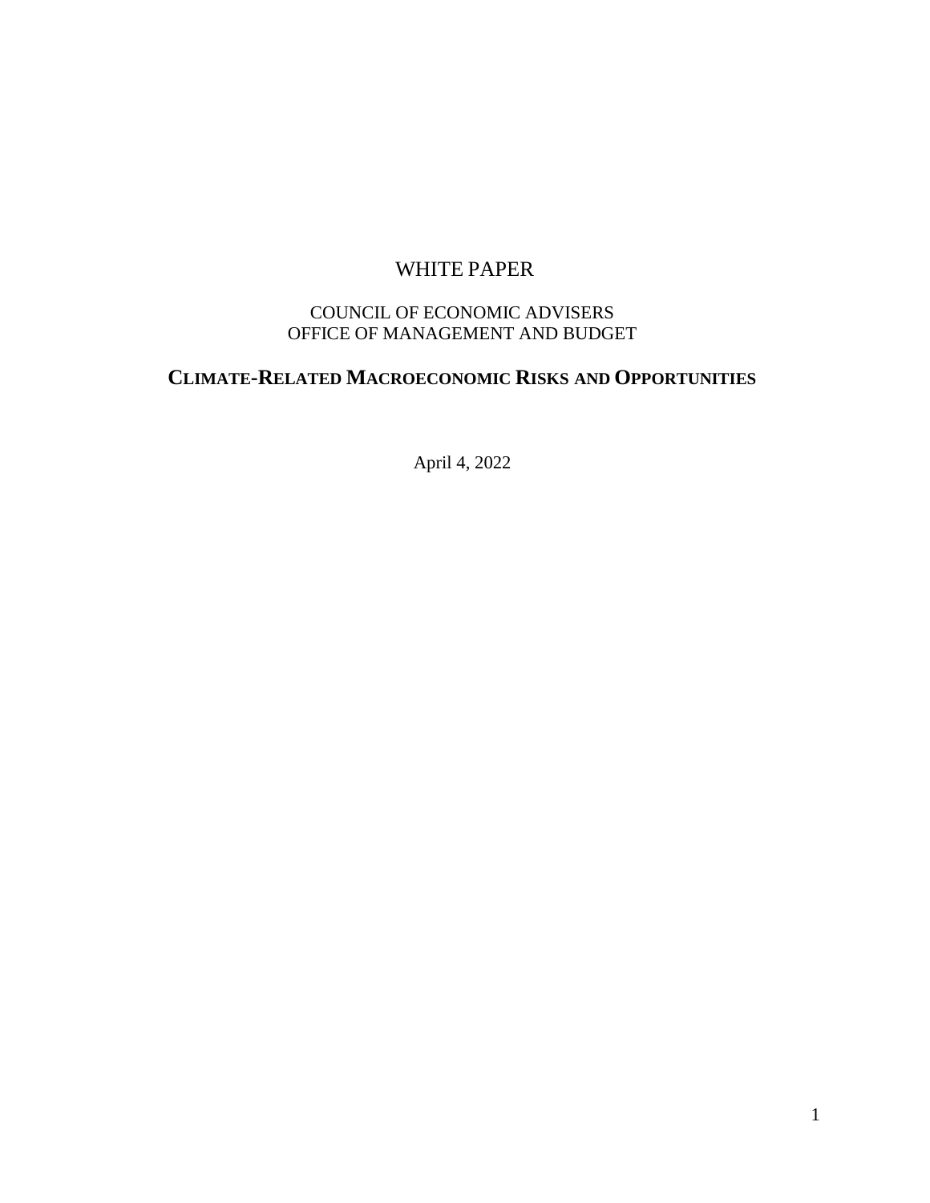WHITE PAPER

COUNCIL OF ECONOMIC ADVISERS
OFFICE OF MANAGEMENT AND BUDGET

# CLIMATE-RELATED MACROECONOMIC RISKS AND OPPORTUNITIES

April 4, 2022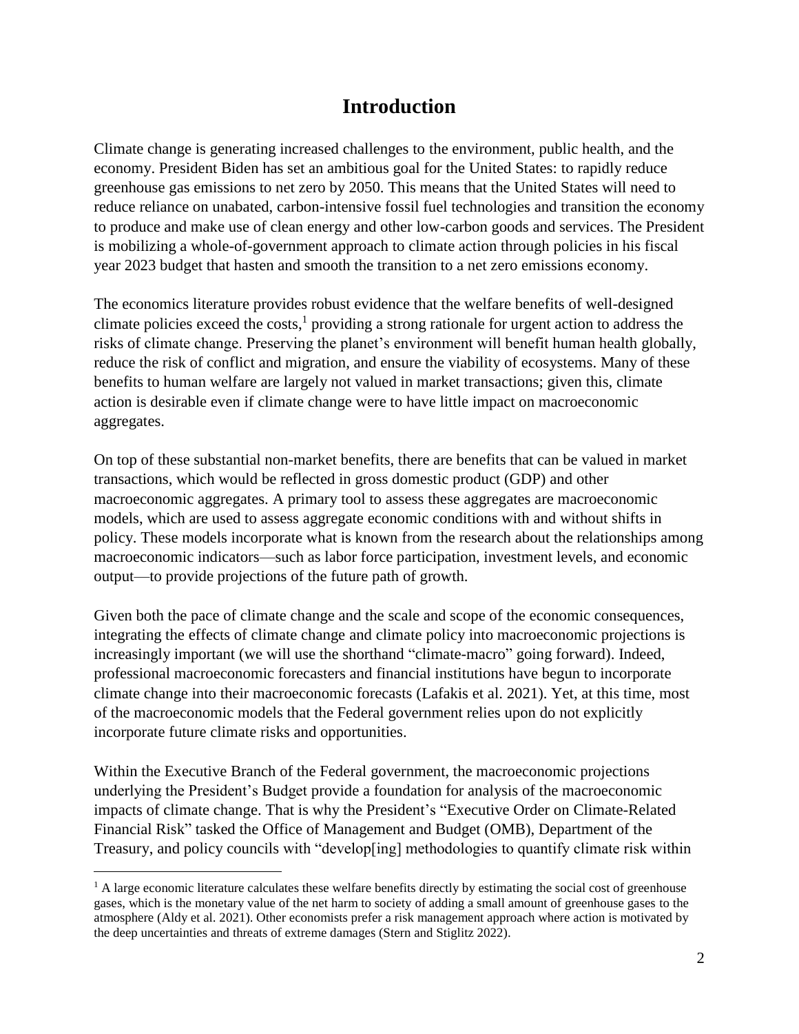# Introduction

Climate change is generating increased challenges to the environment, public health, and the economy. President Biden has set an ambitious goal for the United States: to rapidly reduce greenhouse gas emissions to net zero by 2050. This means that the United States will need to reduce reliance on unabated, carbon-intensive fossil fuel technologies and transition the economy to produce and make use of clean energy and other low-carbon goods and services. The President is mobilizing a whole-of-government approach to climate action through policies in his fiscal year 2023 budget that hasten and smooth the transition to a net zero emissions economy.

The economics literature provides robust evidence that the welfare benefits of well-designed climate policies exceed the costs,[1] providing a strong rationale for urgent action to address the risks of climate change. Preserving the planet's environment will benefit human health globally, reduce the risk of conflict and migration, and ensure the viability of ecosystems. Many of these benefits to human welfare are largely not valued in market transactions; given this, climate action is desirable even if climate change were to have little impact on macroeconomic aggregates.

On top of these substantial non-market benefits, there are benefits that can be valued in market transactions, which would be reflected in gross domestic product (GDP) and other macroeconomic aggregates. A primary tool to assess these aggregates are macroeconomic models, which are used to assess aggregate economic conditions with and without shifts in policy. These models incorporate what is known from the research about the relationships among macroeconomic indicators—such as labor force participation, investment levels, and economic output—to provide projections of the future path of growth.

Given both the pace of climate change and the scale and scope of the economic consequences, integrating the effects of climate change and climate policy into macroeconomic projections is increasingly important (we will use the shorthand "climate-macro" going forward). Indeed, professional macroeconomic forecasters and financial institutions have begun to incorporate climate change into their macroeconomic forecasts (Lafakis et al. 2021). Yet, at this time, most of the macroeconomic models that the Federal government relies upon do not explicitly incorporate future climate risks and opportunities.

Within the Executive Branch of the Federal government, the macroeconomic projections underlying the President's Budget provide a foundation for analysis of the macroeconomic impacts of climate change. That is why the President's "Executive Order on Climate-Related Financial Risk" tasked the Office of Management and Budget (OMB), Department of the Treasury, and policy councils with "develop[ing] methodologies to quantify climate risk within

[1] A large economic literature calculates these welfare benefits directly by estimating the social cost of greenhouse gases, which is the monetary value of the net harm to society of adding a small amount of greenhouse gases to the atmosphere (Aldy et al. 2021). Other economists prefer a risk management approach where action is motivated by the deep uncertainties and threats of extreme damages (Stern and Stiglitz 2022).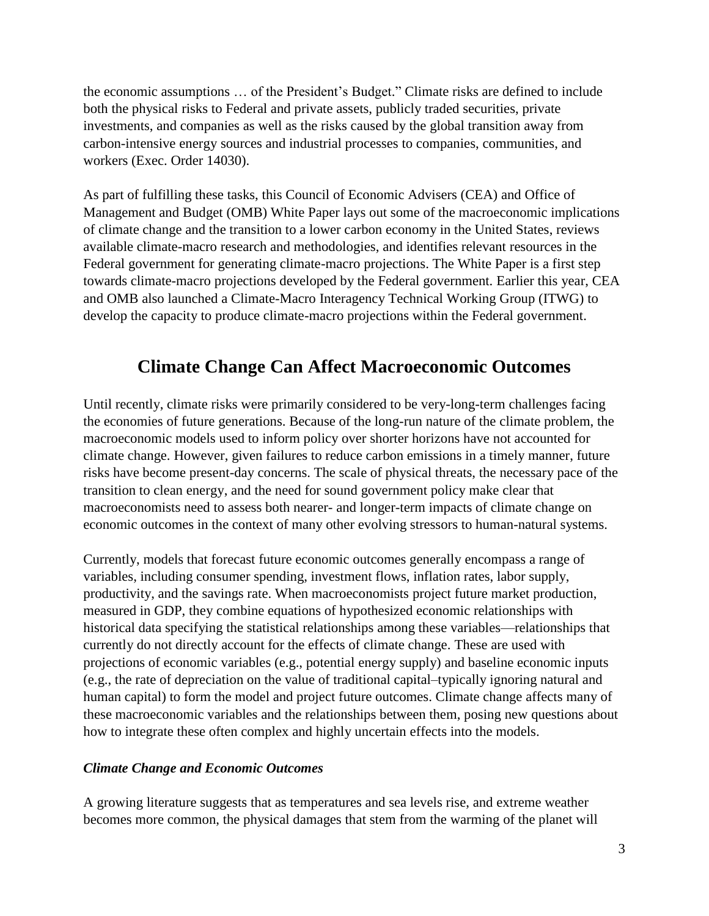the economic assumptions … of the President's Budget." Climate risks are defined to include both the physical risks to Federal and private assets, publicly traded securities, private investments, and companies as well as the risks caused by the global transition away from carbon-intensive energy sources and industrial processes to companies, communities, and workers (Exec. Order 14030).

As part of fulfilling these tasks, this Council of Economic Advisers (CEA) and Office of Management and Budget (OMB) White Paper lays out some of the macroeconomic implications of climate change and the transition to a lower carbon economy in the United States, reviews available climate-macro research and methodologies, and identifies relevant resources in the Federal government for generating climate-macro projections. The White Paper is a first step towards climate-macro projections developed by the Federal government. Earlier this year, CEA and OMB also launched a Climate-Macro Interagency Technical Working Group (ITWG) to develop the capacity to produce climate-macro projections within the Federal government.

## Climate Change Can Affect Macroeconomic Outcomes

Until recently, climate risks were primarily considered to be very-long-term challenges facing the economies of future generations. Because of the long-run nature of the climate problem, the macroeconomic models used to inform policy over shorter horizons have not accounted for climate change. However, given failures to reduce carbon emissions in a timely manner, future risks have become present-day concerns. The scale of physical threats, the necessary pace of the transition to clean energy, and the need for sound government policy make clear that macroeconomists need to assess both nearer- and longer-term impacts of climate change on economic outcomes in the context of many other evolving stressors to human-natural systems.

Currently, models that forecast future economic outcomes generally encompass a range of variables, including consumer spending, investment flows, inflation rates, labor supply, productivity, and the savings rate. When macroeconomists project future market production, measured in GDP, they combine equations of hypothesized economic relationships with historical data specifying the statistical relationships among these variables—relationships that currently do not directly account for the effects of climate change. These are used with projections of economic variables (e.g., potential energy supply) and baseline economic inputs (e.g., the rate of depreciation on the value of traditional capital–typically ignoring natural and human capital) to form the model and project future outcomes. Climate change affects many of these macroeconomic variables and the relationships between them, posing new questions about how to integrate these often complex and highly uncertain effects into the models.

### *Climate Change and Economic Outcomes*

A growing literature suggests that as temperatures and sea levels rise, and extreme weather becomes more common, the physical damages that stem from the warming of the planet will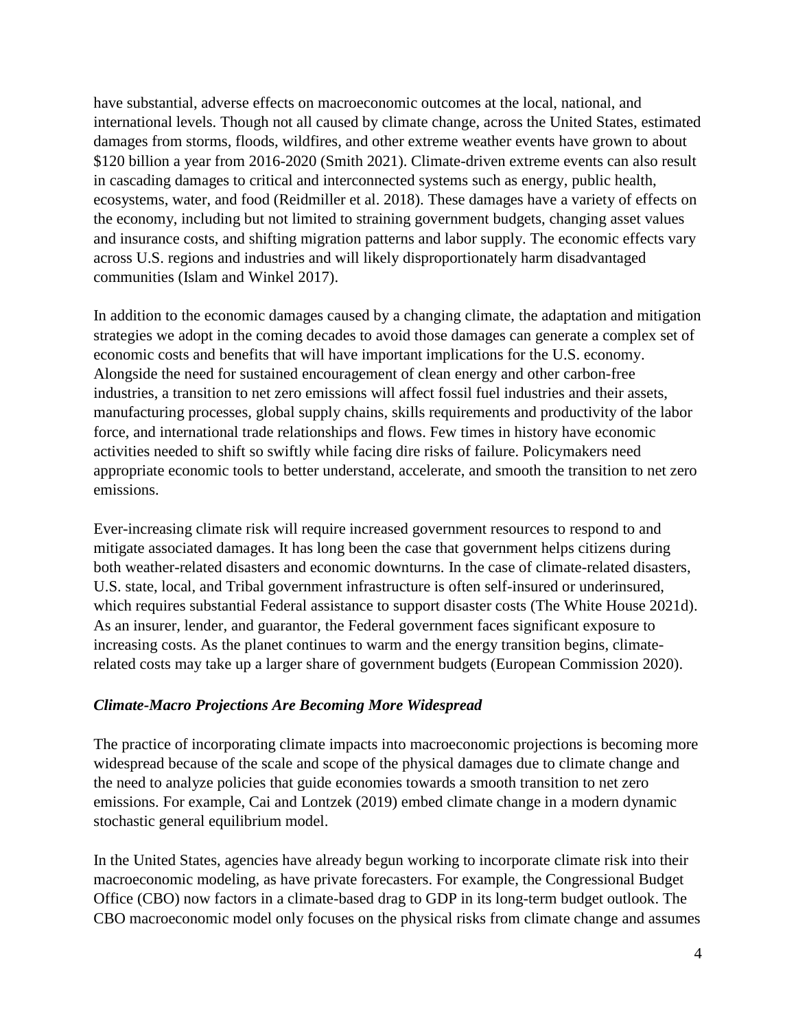have substantial, adverse effects on macroeconomic outcomes at the local, national, and international levels. Though not all caused by climate change, across the United States, estimated damages from storms, floods, wildfires, and other extreme weather events have grown to about $120 billion a year from 2016-2020 (Smith 2021). Climate-driven extreme events can also result in cascading damages to critical and interconnected systems such as energy, public health, ecosystems, water, and food (Reidmiller et al. 2018). These damages have a variety of effects on the economy, including but not limited to straining government budgets, changing asset values and insurance costs, and shifting migration patterns and labor supply. The economic effects vary across U.S. regions and industries and will likely disproportionately harm disadvantaged communities (Islam and Winkel 2017).

In addition to the economic damages caused by a changing climate, the adaptation and mitigation strategies we adopt in the coming decades to avoid those damages can generate a complex set of economic costs and benefits that will have important implications for the U.S. economy. Alongside the need for sustained encouragement of clean energy and other carbon-free industries, a transition to net zero emissions will affect fossil fuel industries and their assets, manufacturing processes, global supply chains, skills requirements and productivity of the labor force, and international trade relationships and flows. Few times in history have economic activities needed to shift so swiftly while facing dire risks of failure. Policymakers need appropriate economic tools to better understand, accelerate, and smooth the transition to net zero emissions.

Ever-increasing climate risk will require increased government resources to respond to and mitigate associated damages. It has long been the case that government helps citizens during both weather-related disasters and economic downturns. In the case of climate-related disasters, U.S. state, local, and Tribal government infrastructure is often self-insured or underinsured, which requires substantial Federal assistance to support disaster costs (The White House 2021d). As an insurer, lender, and guarantor, the Federal government faces significant exposure to increasing costs. As the planet continues to warm and the energy transition begins, climate-related costs may take up a larger share of government budgets (European Commission 2020).

### *Climate-Macro Projections Are Becoming More Widespread*

The practice of incorporating climate impacts into macroeconomic projections is becoming more widespread because of the scale and scope of the physical damages due to climate change and the need to analyze policies that guide economies towards a smooth transition to net zero emissions. For example, Cai and Lontzek (2019) embed climate change in a modern dynamic stochastic general equilibrium model.

In the United States, agencies have already begun working to incorporate climate risk into their macroeconomic modeling, as have private forecasters. For example, the Congressional Budget Office (CBO) now factors in a climate-based drag to GDP in its long-term budget outlook. The CBO macroeconomic model only focuses on the physical risks from climate change and assumes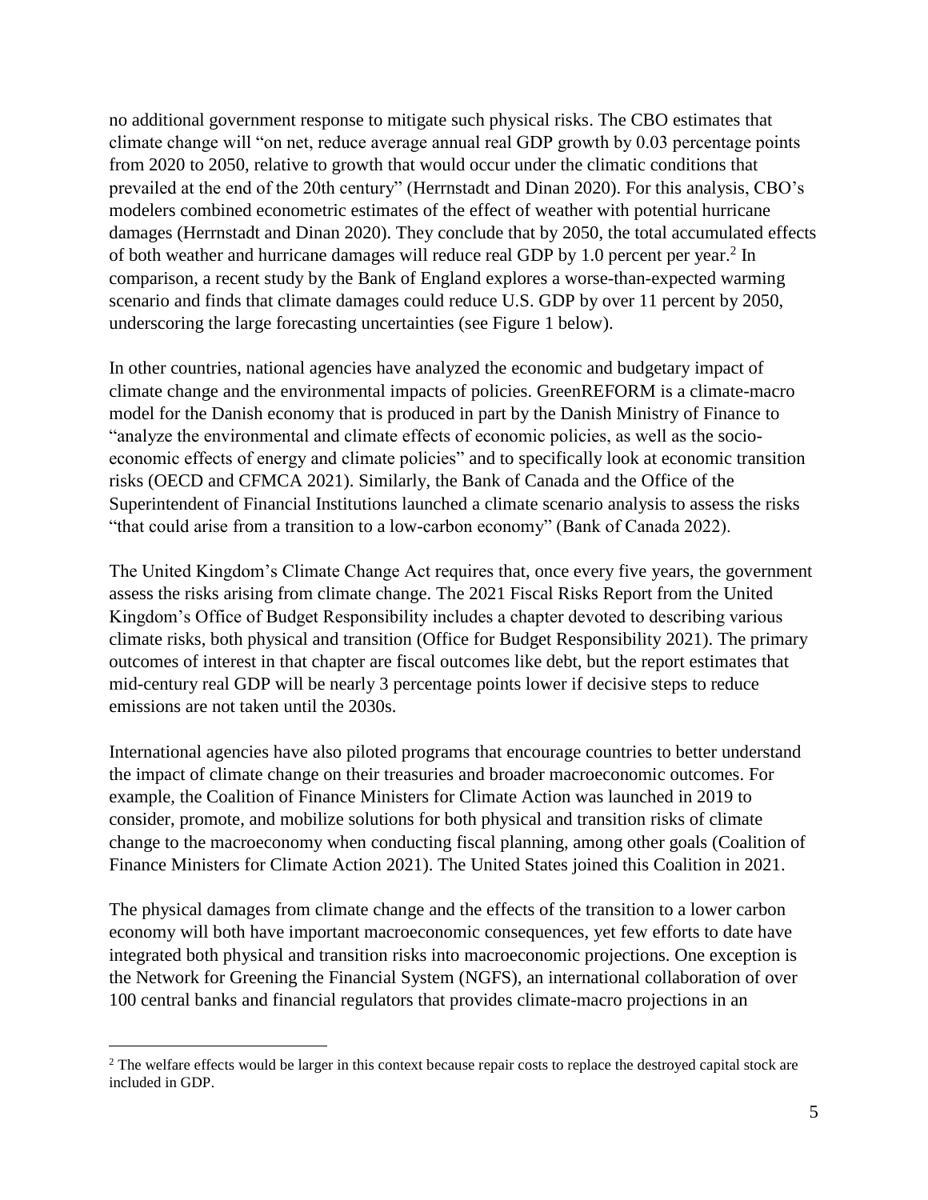no additional government response to mitigate such physical risks. The CBO estimates that climate change will "on net, reduce average annual real GDP growth by 0.03 percentage points from 2020 to 2050, relative to growth that would occur under the climatic conditions that prevailed at the end of the 20th century" (Herrnstadt and Dinan 2020). For this analysis, CBO's modelers combined econometric estimates of the effect of weather with potential hurricane damages (Herrnstadt and Dinan 2020). They conclude that by 2050, the total accumulated effects of both weather and hurricane damages will reduce real GDP by 1.0 percent per year.[2] In comparison, a recent study by the Bank of England explores a worse-than-expected warming scenario and finds that climate damages could reduce U.S. GDP by over 11 percent by 2050, underscoring the large forecasting uncertainties (see Figure 1 below).

In other countries, national agencies have analyzed the economic and budgetary impact of climate change and the environmental impacts of policies. GreenREFORM is a climate-macro model for the Danish economy that is produced in part by the Danish Ministry of Finance to "analyze the environmental and climate effects of economic policies, as well as the socio-economic effects of energy and climate policies" and to specifically look at economic transition risks (OECD and CFMCA 2021). Similarly, the Bank of Canada and the Office of the Superintendent of Financial Institutions launched a climate scenario analysis to assess the risks "that could arise from a transition to a low-carbon economy" (Bank of Canada 2022).

The United Kingdom's Climate Change Act requires that, once every five years, the government assess the risks arising from climate change. The 2021 Fiscal Risks Report from the United Kingdom's Office of Budget Responsibility includes a chapter devoted to describing various climate risks, both physical and transition (Office for Budget Responsibility 2021). The primary outcomes of interest in that chapter are fiscal outcomes like debt, but the report estimates that mid-century real GDP will be nearly 3 percentage points lower if decisive steps to reduce emissions are not taken until the 2030s.

International agencies have also piloted programs that encourage countries to better understand the impact of climate change on their treasuries and broader macroeconomic outcomes. For example, the Coalition of Finance Ministers for Climate Action was launched in 2019 to consider, promote, and mobilize solutions for both physical and transition risks of climate change to the macroeconomy when conducting fiscal planning, among other goals (Coalition of Finance Ministers for Climate Action 2021). The United States joined this Coalition in 2021.

The physical damages from climate change and the effects of the transition to a lower carbon economy will both have important macroeconomic consequences, yet few efforts to date have integrated both physical and transition risks into macroeconomic projections. One exception is the Network for Greening the Financial System (NGFS), an international collaboration of over 100 central banks and financial regulators that provides climate-macro projections in an

[2] The welfare effects would be larger in this context because repair costs to replace the destroyed capital stock are included in GDP.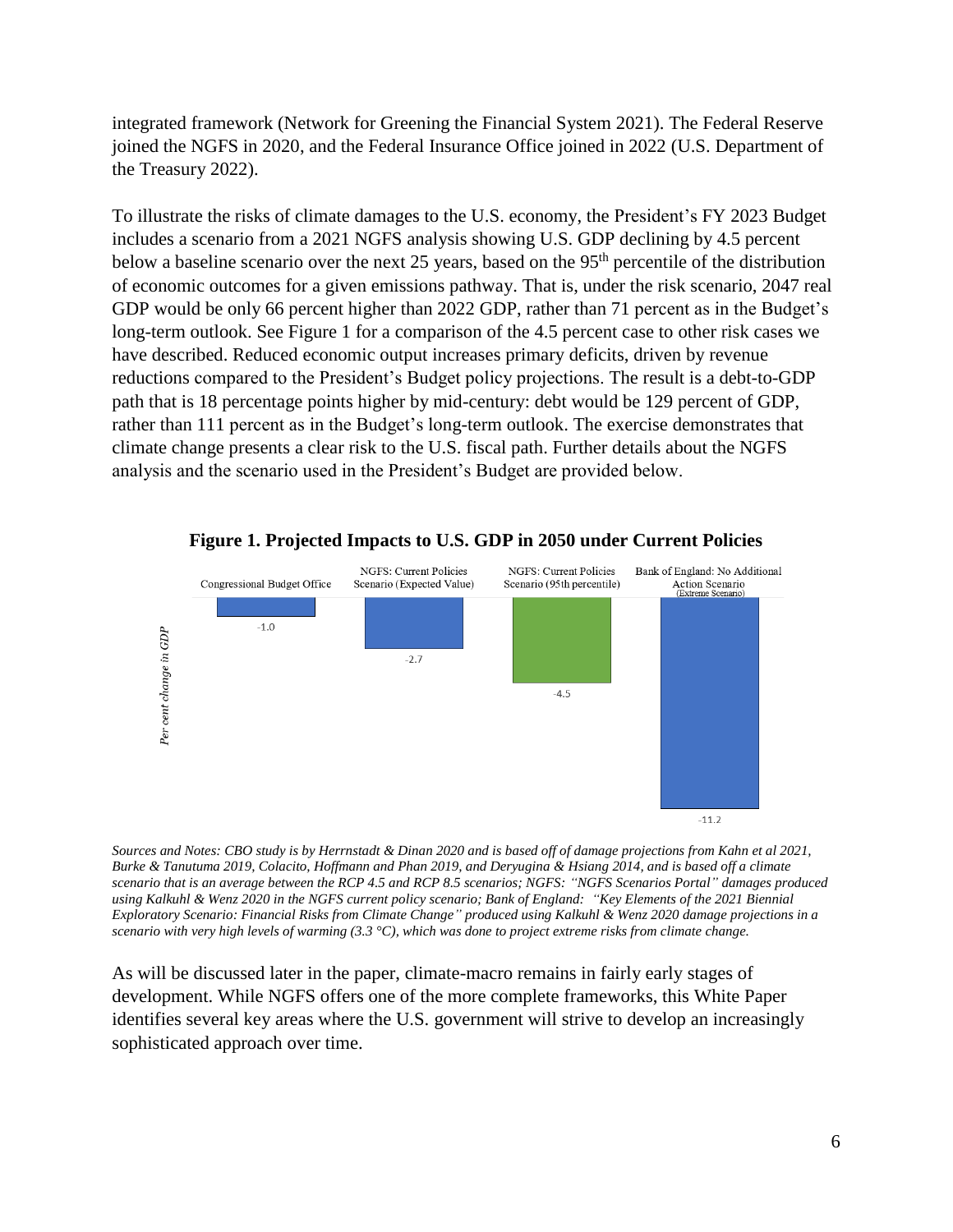integrated framework (Network for Greening the Financial System 2021). The Federal Reserve joined the NGFS in 2020, and the Federal Insurance Office joined in 2022 (U.S. Department of the Treasury 2022).

To illustrate the risks of climate damages to the U.S. economy, the President's FY 2023 Budget includes a scenario from a 2021 NGFS analysis showing U.S. GDP declining by 4.5 percent below a baseline scenario over the next 25 years, based on the 95th percentile of the distribution of economic outcomes for a given emissions pathway. That is, under the risk scenario, 2047 real GDP would be only 66 percent higher than 2022 GDP, rather than 71 percent as in the Budget's long-term outlook. See Figure 1 for a comparison of the 4.5 percent case to other risk cases we have described. Reduced economic output increases primary deficits, driven by revenue reductions compared to the President's Budget policy projections. The result is a debt-to-GDP path that is 18 percentage points higher by mid-century: debt would be 129 percent of GDP, rather than 111 percent as in the Budget's long-term outlook. The exercise demonstrates that climate change presents a clear risk to the U.S. fiscal path. Further details about the NGFS analysis and the scenario used in the President's Budget are provided below.

**Figure 1. Projected Impacts to U.S. GDP in 2050 under Current Policies**

Per cent change in GDP

Congressional Budget Office

-1.0

NGFS: Current Policies Scenario (Expected Value)

-2.7

NGFS: Current Policies Scenario (95th percentile)

-4.5

Bank of England: No Additional Action Scenario (Extreme Scenario)

-11.2

*Sources and Notes: CBO study is by Herrnstadt & Dinan 2020 and is based off of damage projections from Kahn et al 2021, Burke & Tanutuma 2019, Colacito, Hoffmann and Phan 2019, and Deryugina & Hsiang 2014, and is based off a climate scenario that is an average between the RCP 4.5 and RCP 8.5 scenarios; NGFS: "NGFS Scenarios Portal" damages produced using Kalkuhl & Wenz 2020 in the NGFS current policy scenario; Bank of England: "Key Elements of the 2021 Biennial Exploratory Scenario: Financial Risks from Climate Change" produced using Kalkuhl & Wenz 2020 damage projections in a scenario with very high levels of warming (3.3 °C), which was done to project extreme risks from climate change.*

As will be discussed later in the paper, climate-macro remains in fairly early stages of development. While NGFS offers one of the more complete frameworks, this White Paper identifies several key areas where the U.S. government will strive to develop an increasingly sophisticated approach over time.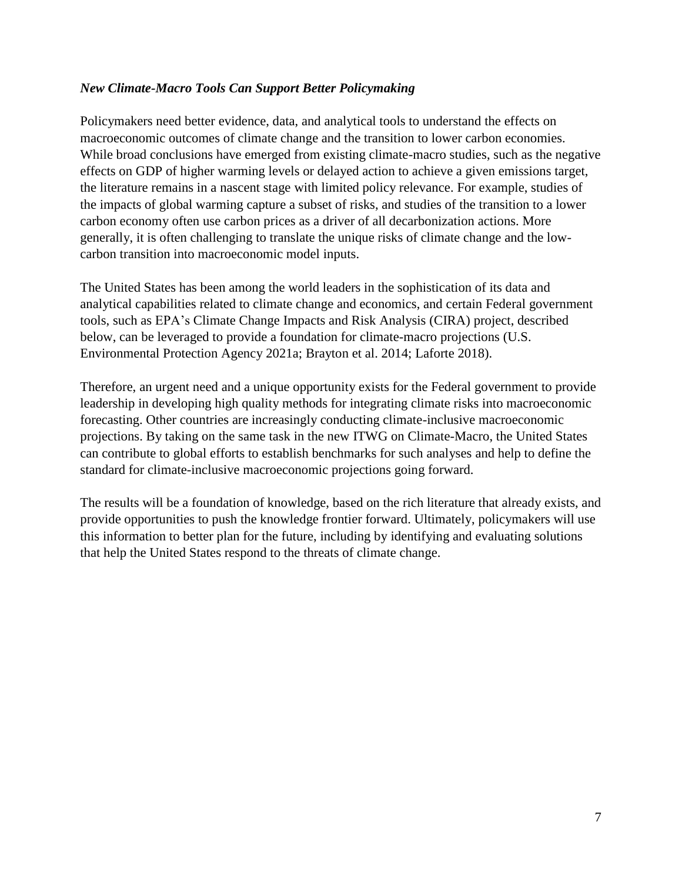### *New Climate-Macro Tools Can Support Better Policymaking*

Policymakers need better evidence, data, and analytical tools to understand the effects on macroeconomic outcomes of climate change and the transition to lower carbon economies. While broad conclusions have emerged from existing climate-macro studies, such as the negative effects on GDP of higher warming levels or delayed action to achieve a given emissions target, the literature remains in a nascent stage with limited policy relevance. For example, studies of the impacts of global warming capture a subset of risks, and studies of the transition to a lower carbon economy often use carbon prices as a driver of all decarbonization actions. More generally, it is often challenging to translate the unique risks of climate change and the low-carbon transition into macroeconomic model inputs.

The United States has been among the world leaders in the sophistication of its data and analytical capabilities related to climate change and economics, and certain Federal government tools, such as EPA's Climate Change Impacts and Risk Analysis (CIRA) project, described below, can be leveraged to provide a foundation for climate-macro projections (U.S. Environmental Protection Agency 2021a; Brayton et al. 2014; Laforte 2018).

Therefore, an urgent need and a unique opportunity exists for the Federal government to provide leadership in developing high quality methods for integrating climate risks into macroeconomic forecasting. Other countries are increasingly conducting climate-inclusive macroeconomic projections. By taking on the same task in the new ITWG on Climate-Macro, the United States can contribute to global efforts to establish benchmarks for such analyses and help to define the standard for climate-inclusive macroeconomic projections going forward.

The results will be a foundation of knowledge, based on the rich literature that already exists, and provide opportunities to push the knowledge frontier forward. Ultimately, policymakers will use this information to better plan for the future, including by identifying and evaluating solutions that help the United States respond to the threats of climate change.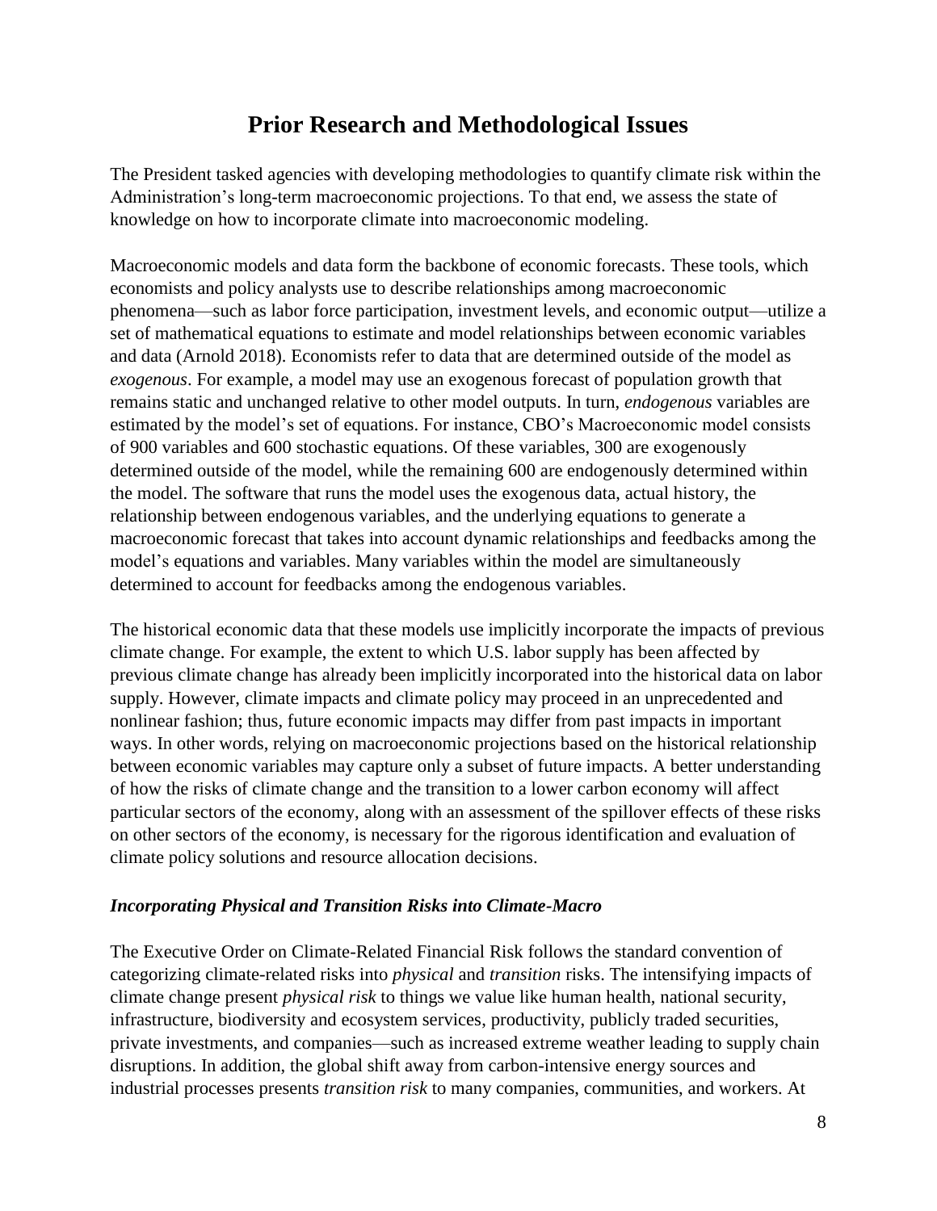# Prior Research and Methodological Issues

The President tasked agencies with developing methodologies to quantify climate risk within the Administration's long-term macroeconomic projections. To that end, we assess the state of knowledge on how to incorporate climate into macroeconomic modeling.

Macroeconomic models and data form the backbone of economic forecasts. These tools, which economists and policy analysts use to describe relationships among macroeconomic phenomena—such as labor force participation, investment levels, and economic output—utilize a set of mathematical equations to estimate and model relationships between economic variables and data (Arnold 2018). Economists refer to data that are determined outside of the model as *exogenous*. For example, a model may use an exogenous forecast of population growth that remains static and unchanged relative to other model outputs. In turn, *endogenous* variables are estimated by the model's set of equations. For instance, CBO's Macroeconomic model consists of 900 variables and 600 stochastic equations. Of these variables, 300 are exogenously determined outside of the model, while the remaining 600 are endogenously determined within the model. The software that runs the model uses the exogenous data, actual history, the relationship between endogenous variables, and the underlying equations to generate a macroeconomic forecast that takes into account dynamic relationships and feedbacks among the model's equations and variables. Many variables within the model are simultaneously determined to account for feedbacks among the endogenous variables.

The historical economic data that these models use implicitly incorporate the impacts of previous climate change. For example, the extent to which U.S. labor supply has been affected by previous climate change has already been implicitly incorporated into the historical data on labor supply. However, climate impacts and climate policy may proceed in an unprecedented and nonlinear fashion; thus, future economic impacts may differ from past impacts in important ways. In other words, relying on macroeconomic projections based on the historical relationship between economic variables may capture only a subset of future impacts. A better understanding of how the risks of climate change and the transition to a lower carbon economy will affect particular sectors of the economy, along with an assessment of the spillover effects of these risks on other sectors of the economy, is necessary for the rigorous identification and evaluation of climate policy solutions and resource allocation decisions.

### *Incorporating Physical and Transition Risks into Climate-Macro*

The Executive Order on Climate-Related Financial Risk follows the standard convention of categorizing climate-related risks into *physical* and *transition* risks. The intensifying impacts of climate change present *physical risk* to things we value like human health, national security, infrastructure, biodiversity and ecosystem services, productivity, publicly traded securities, private investments, and companies—such as increased extreme weather leading to supply chain disruptions. In addition, the global shift away from carbon-intensive energy sources and industrial processes presents *transition risk* to many companies, communities, and workers. At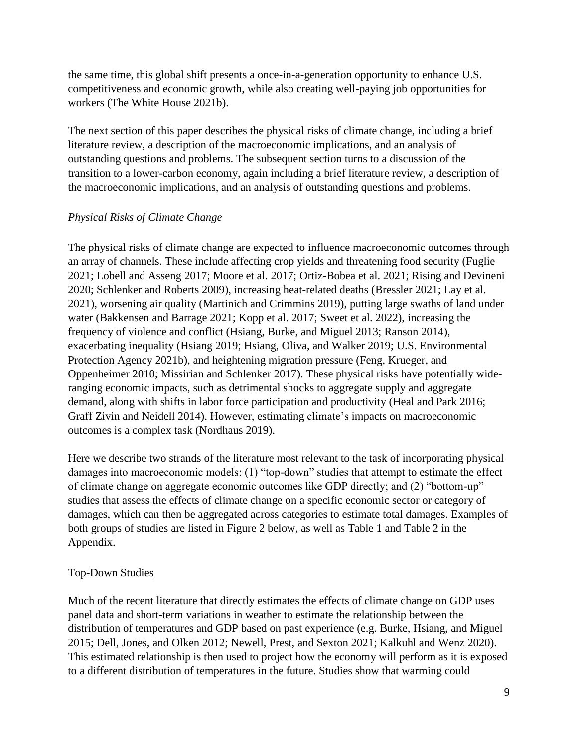the same time, this global shift presents a once-in-a-generation opportunity to enhance U.S. competitiveness and economic growth, while also creating well-paying job opportunities for workers (The White House 2021b).

The next section of this paper describes the physical risks of climate change, including a brief literature review, a description of the macroeconomic implications, and an analysis of outstanding questions and problems. The subsequent section turns to a discussion of the transition to a lower-carbon economy, again including a brief literature review, a description of the macroeconomic implications, and an analysis of outstanding questions and problems.

### *Physical Risks of Climate Change*

The physical risks of climate change are expected to influence macroeconomic outcomes through an array of channels. These include affecting crop yields and threatening food security (Fuglie 2021; Lobell and Asseng 2017; Moore et al. 2017; Ortiz-Bobea et al. 2021; Rising and Devineni 2020; Schlenker and Roberts 2009), increasing heat-related deaths (Bressler 2021; Lay et al. 2021), worsening air quality (Martinich and Crimmins 2019), putting large swaths of land under water (Bakkensen and Barrage 2021; Kopp et al. 2017; Sweet et al. 2022), increasing the frequency of violence and conflict (Hsiang, Burke, and Miguel 2013; Ranson 2014), exacerbating inequality (Hsiang 2019; Hsiang, Oliva, and Walker 2019; U.S. Environmental Protection Agency 2021b), and heightening migration pressure (Feng, Krueger, and Oppenheimer 2010; Missirian and Schlenker 2017). These physical risks have potentially wide-ranging economic impacts, such as detrimental shocks to aggregate supply and aggregate demand, along with shifts in labor force participation and productivity (Heal and Park 2016; Graff Zivin and Neidell 2014). However, estimating climate's impacts on macroeconomic outcomes is a complex task (Nordhaus 2019).

Here we describe two strands of the literature most relevant to the task of incorporating physical damages into macroeconomic models: (1) "top-down" studies that attempt to estimate the effect of climate change on aggregate economic outcomes like GDP directly; and (2) "bottom-up" studies that assess the effects of climate change on a specific economic sector or category of damages, which can then be aggregated across categories to estimate total damages. Examples of both groups of studies are listed in Figure 2 below, as well as Table 1 and Table 2 in the Appendix.

#### Top-Down Studies

Much of the recent literature that directly estimates the effects of climate change on GDP uses panel data and short-term variations in weather to estimate the relationship between the distribution of temperatures and GDP based on past experience (e.g. Burke, Hsiang, and Miguel 2015; Dell, Jones, and Olken 2012; Newell, Prest, and Sexton 2021; Kalkuhl and Wenz 2020). This estimated relationship is then used to project how the economy will perform as it is exposed to a different distribution of temperatures in the future. Studies show that warming could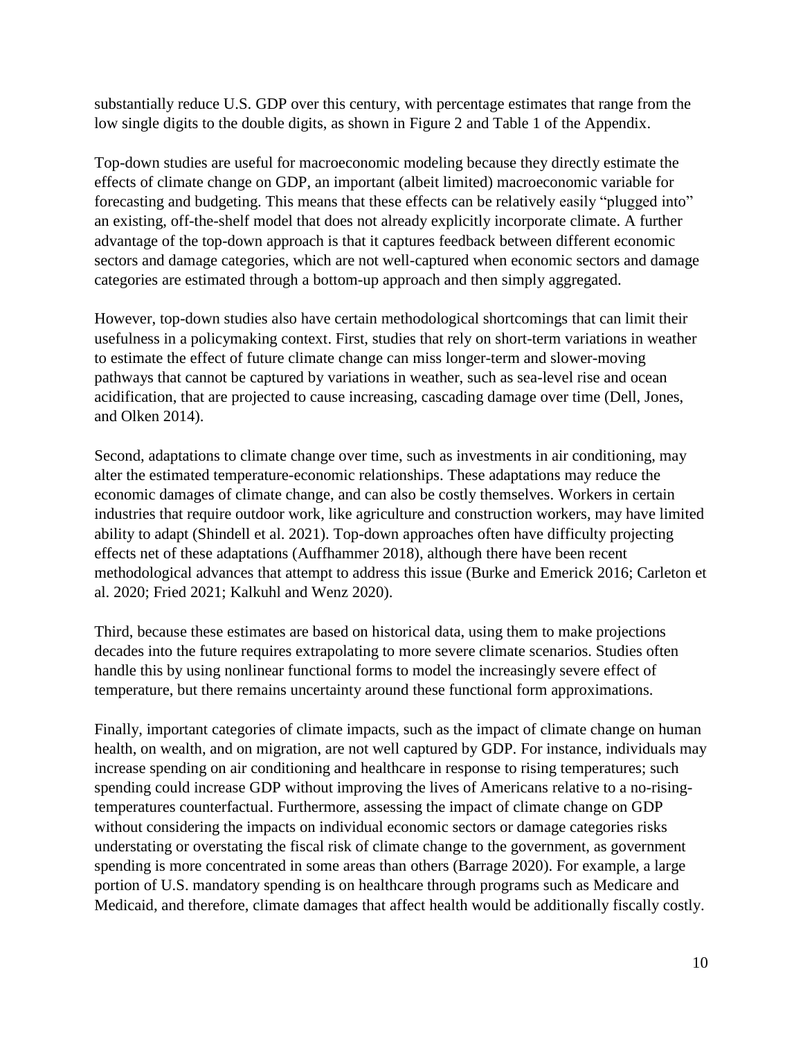substantially reduce U.S. GDP over this century, with percentage estimates that range from the low single digits to the double digits, as shown in Figure 2 and Table 1 of the Appendix.

Top-down studies are useful for macroeconomic modeling because they directly estimate the effects of climate change on GDP, an important (albeit limited) macroeconomic variable for forecasting and budgeting. This means that these effects can be relatively easily "plugged into" an existing, off-the-shelf model that does not already explicitly incorporate climate. A further advantage of the top-down approach is that it captures feedback between different economic sectors and damage categories, which are not well-captured when economic sectors and damage categories are estimated through a bottom-up approach and then simply aggregated.

However, top-down studies also have certain methodological shortcomings that can limit their usefulness in a policymaking context. First, studies that rely on short-term variations in weather to estimate the effect of future climate change can miss longer-term and slower-moving pathways that cannot be captured by variations in weather, such as sea-level rise and ocean acidification, that are projected to cause increasing, cascading damage over time (Dell, Jones, and Olken 2014).

Second, adaptations to climate change over time, such as investments in air conditioning, may alter the estimated temperature-economic relationships. These adaptations may reduce the economic damages of climate change, and can also be costly themselves. Workers in certain industries that require outdoor work, like agriculture and construction workers, may have limited ability to adapt (Shindell et al. 2021). Top-down approaches often have difficulty projecting effects net of these adaptations (Auffhammer 2018), although there have been recent methodological advances that attempt to address this issue (Burke and Emerick 2016; Carleton et al. 2020; Fried 2021; Kalkuhl and Wenz 2020).

Third, because these estimates are based on historical data, using them to make projections decades into the future requires extrapolating to more severe climate scenarios. Studies often handle this by using nonlinear functional forms to model the increasingly severe effect of temperature, but there remains uncertainty around these functional form approximations.

Finally, important categories of climate impacts, such as the impact of climate change on human health, on wealth, and on migration, are not well captured by GDP. For instance, individuals may increase spending on air conditioning and healthcare in response to rising temperatures; such spending could increase GDP without improving the lives of Americans relative to a no-rising-temperatures counterfactual. Furthermore, assessing the impact of climate change on GDP without considering the impacts on individual economic sectors or damage categories risks understating or overstating the fiscal risk of climate change to the government, as government spending is more concentrated in some areas than others (Barrage 2020). For example, a large portion of U.S. mandatory spending is on healthcare through programs such as Medicare and Medicaid, and therefore, climate damages that affect health would be additionally fiscally costly.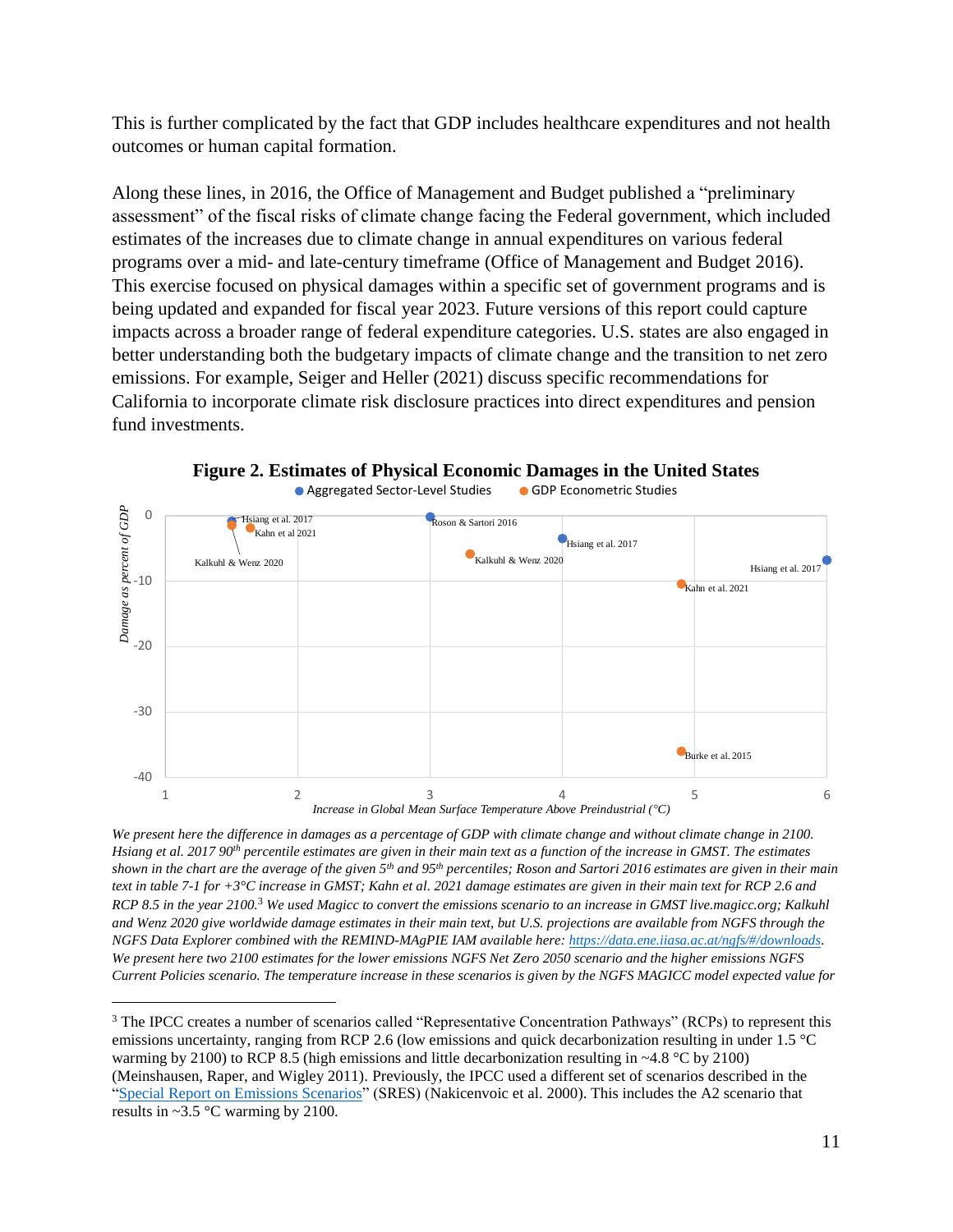This is further complicated by the fact that GDP includes healthcare expenditures and not health outcomes or human capital formation.

Along these lines, in 2016, the Office of Management and Budget published a "preliminary assessment" of the fiscal risks of climate change facing the Federal government, which included estimates of the increases due to climate change in annual expenditures on various federal programs over a mid- and late-century timeframe (Office of Management and Budget 2016). This exercise focused on physical damages within a specific set of government programs and is being updated and expanded for fiscal year 2023. Future versions of this report could capture impacts across a broader range of federal expenditure categories. U.S. states are also engaged in better understanding both the budgetary impacts of climate change and the transition to net zero emissions. For example, Seiger and Heller (2021) discuss specific recommendations for California to incorporate climate risk disclosure practices into direct expenditures and pension fund investments.

**Figure 2. Estimates of Physical Economic Damages in the United States**

● Aggregated Sector-Level Studies
● GDP Econometric Studies

*Damage as percent of GDP*
0
-10
-20
-30
-40

1
2
3
4
5
6

*Increase in Global Mean Surface Temperature Above Preindustrial (°C)*

Hsiang et al. 2017
Kahn et al 2021
Kalkuhl & Wenz 2020
Roson & Sartori 2016
Hsiang et al. 2017
Kalkuhl & Wenz 2020
Hsiang et al. 2017
Kahn et al. 2021
Burke et al. 2015

*We present here the difference in damages as a percentage of GDP with climate change and without climate change in 2100. Hsiang et al. 2017 90th percentile estimates are given in their main text as a function of the increase in GMST. The estimates shown in the chart are the average of the given 5th and 95th percentiles; Roson and Sartori 2016 estimates are given in their main text in table 7-1 for +3°C increase in GMST; Kahn et al. 2021 damage estimates are given in their main text for RCP 2.6 and RCP 8.5 in the year 2100.*[3] *We used Magicc to convert the emissions scenario to an increase in GMST live.magicc.org; Kalkuhl and Wenz 2020 give worldwide damage estimates in their main text, but U.S. projections are available from NGFS through the NGFS Data Explorer combined with the REMIND-MAgPIE IAM available here: [https://data.ene.iiasa.ac.at/ngfs/#/downloads](https://data.ene.iiasa.ac.at/ngfs/#/downloads). We present here two 2100 estimates for the lower emissions NGFS Net Zero 2050 scenario and the higher emissions NGFS Current Policies scenario. The temperature increase in these scenarios is given by the NGFS MAGICC model expected value for*

---

[3] The IPCC creates a number of scenarios called "Representative Concentration Pathways" (RCPs) to represent this emissions uncertainty, ranging from RCP 2.6 (low emissions and quick decarbonization resulting in under 1.5 °C warming by 2100) to RCP 8.5 (high emissions and little decarbonization resulting in ~4.8 °C by 2100) (Meinshausen, Raper, and Wigley 2011). Previously, the IPCC used a different set of scenarios described in the "[Special Report on Emissions Scenarios](Special Report on Emissions Scenarios)" (SRES) (Nakicenvoic et al. 2000). This includes the A2 scenario that results in ~3.5 °C warming by 2100.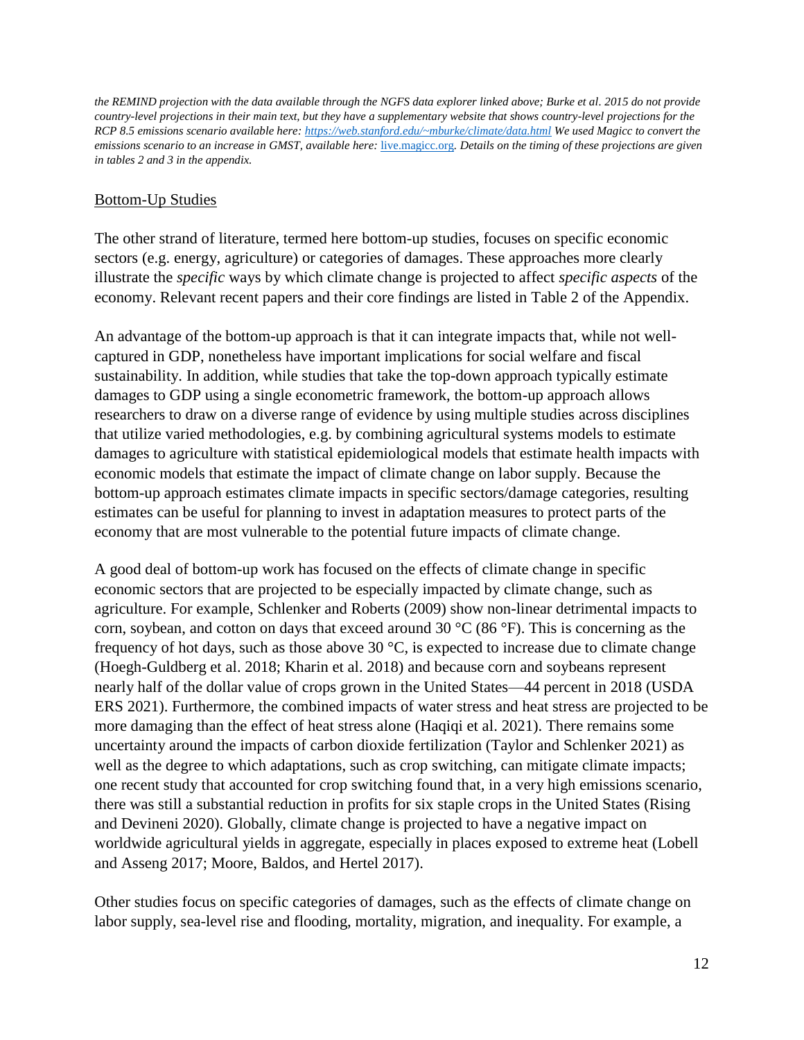*the REMIND projection with the data available through the NGFS data explorer linked above; Burke et al. 2015 do not provide country-level projections in their main text, but they have a supplementary website that shows country-level projections for the RCP 8.5 emissions scenario available here: https://web.stanford.edu/~mburke/climate/data.html We used Magicc to convert the emissions scenario to an increase in GMST, available here:* live.magicc.org*. Details on the timing of these projections are given in tables 2 and 3 in the appendix.*

## Bottom-Up Studies

The other strand of literature, termed here bottom-up studies, focuses on specific economic sectors (e.g. energy, agriculture) or categories of damages. These approaches more clearly illustrate the *specific* ways by which climate change is projected to affect *specific aspects* of the economy. Relevant recent papers and their core findings are listed in Table 2 of the Appendix.

An advantage of the bottom-up approach is that it can integrate impacts that, while not well-captured in GDP, nonetheless have important implications for social welfare and fiscal sustainability. In addition, while studies that take the top-down approach typically estimate damages to GDP using a single econometric framework, the bottom-up approach allows researchers to draw on a diverse range of evidence by using multiple studies across disciplines that utilize varied methodologies, e.g. by combining agricultural systems models to estimate damages to agriculture with statistical epidemiological models that estimate health impacts with economic models that estimate the impact of climate change on labor supply. Because the bottom-up approach estimates climate impacts in specific sectors/damage categories, resulting estimates can be useful for planning to invest in adaptation measures to protect parts of the economy that are most vulnerable to the potential future impacts of climate change.

A good deal of bottom-up work has focused on the effects of climate change in specific economic sectors that are projected to be especially impacted by climate change, such as agriculture. For example, Schlenker and Roberts (2009) show non-linear detrimental impacts to corn, soybean, and cotton on days that exceed around 30 °C (86 °F). This is concerning as the frequency of hot days, such as those above 30 °C, is expected to increase due to climate change (Hoegh-Guldberg et al. 2018; Kharin et al. 2018) and because corn and soybeans represent nearly half of the dollar value of crops grown in the United States—44 percent in 2018 (USDA ERS 2021). Furthermore, the combined impacts of water stress and heat stress are projected to be more damaging than the effect of heat stress alone (Haqiqi et al. 2021). There remains some uncertainty around the impacts of carbon dioxide fertilization (Taylor and Schlenker 2021) as well as the degree to which adaptations, such as crop switching, can mitigate climate impacts; one recent study that accounted for crop switching found that, in a very high emissions scenario, there was still a substantial reduction in profits for six staple crops in the United States (Rising and Devineni 2020). Globally, climate change is projected to have a negative impact on worldwide agricultural yields in aggregate, especially in places exposed to extreme heat (Lobell and Asseng 2017; Moore, Baldos, and Hertel 2017).

Other studies focus on specific categories of damages, such as the effects of climate change on labor supply, sea-level rise and flooding, mortality, migration, and inequality. For example, a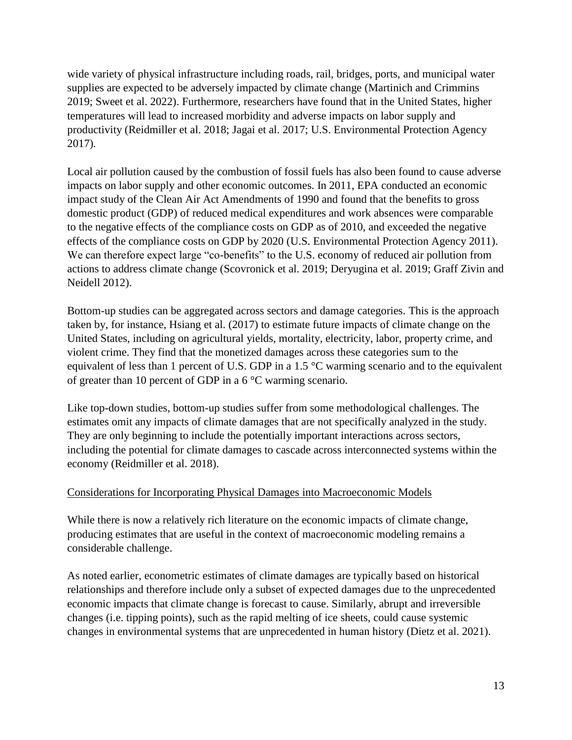wide variety of physical infrastructure including roads, rail, bridges, ports, and municipal water supplies are expected to be adversely impacted by climate change (Martinich and Crimmins 2019; Sweet et al. 2022). Furthermore, researchers have found that in the United States, higher temperatures will lead to increased morbidity and adverse impacts on labor supply and productivity (Reidmiller et al. 2018; Jagai et al. 2017; U.S. Environmental Protection Agency 2017).

Local air pollution caused by the combustion of fossil fuels has also been found to cause adverse impacts on labor supply and other economic outcomes. In 2011, EPA conducted an economic impact study of the Clean Air Act Amendments of 1990 and found that the benefits to gross domestic product (GDP) of reduced medical expenditures and work absences were comparable to the negative effects of the compliance costs on GDP as of 2010, and exceeded the negative effects of the compliance costs on GDP by 2020 (U.S. Environmental Protection Agency 2011). We can therefore expect large "co-benefits" to the U.S. economy of reduced air pollution from actions to address climate change (Scovronick et al. 2019; Deryugina et al. 2019; Graff Zivin and Neidell 2012).

Bottom-up studies can be aggregated across sectors and damage categories. This is the approach taken by, for instance, Hsiang et al. (2017) to estimate future impacts of climate change on the United States, including on agricultural yields, mortality, electricity, labor, property crime, and violent crime. They find that the monetized damages across these categories sum to the equivalent of less than 1 percent of U.S. GDP in a 1.5 °C warming scenario and to the equivalent of greater than 10 percent of GDP in a 6 °C warming scenario.

Like top-down studies, bottom-up studies suffer from some methodological challenges. The estimates omit any impacts of climate damages that are not specifically analyzed in the study. They are only beginning to include the potentially important interactions across sectors, including the potential for climate damages to cascade across interconnected systems within the economy (Reidmiller et al. 2018).

### Considerations for Incorporating Physical Damages into Macroeconomic Models

While there is now a relatively rich literature on the economic impacts of climate change, producing estimates that are useful in the context of macroeconomic modeling remains a considerable challenge.

As noted earlier, econometric estimates of climate damages are typically based on historical relationships and therefore include only a subset of expected damages due to the unprecedented economic impacts that climate change is forecast to cause. Similarly, abrupt and irreversible changes (i.e. tipping points), such as the rapid melting of ice sheets, could cause systemic changes in environmental systems that are unprecedented in human history (Dietz et al. 2021).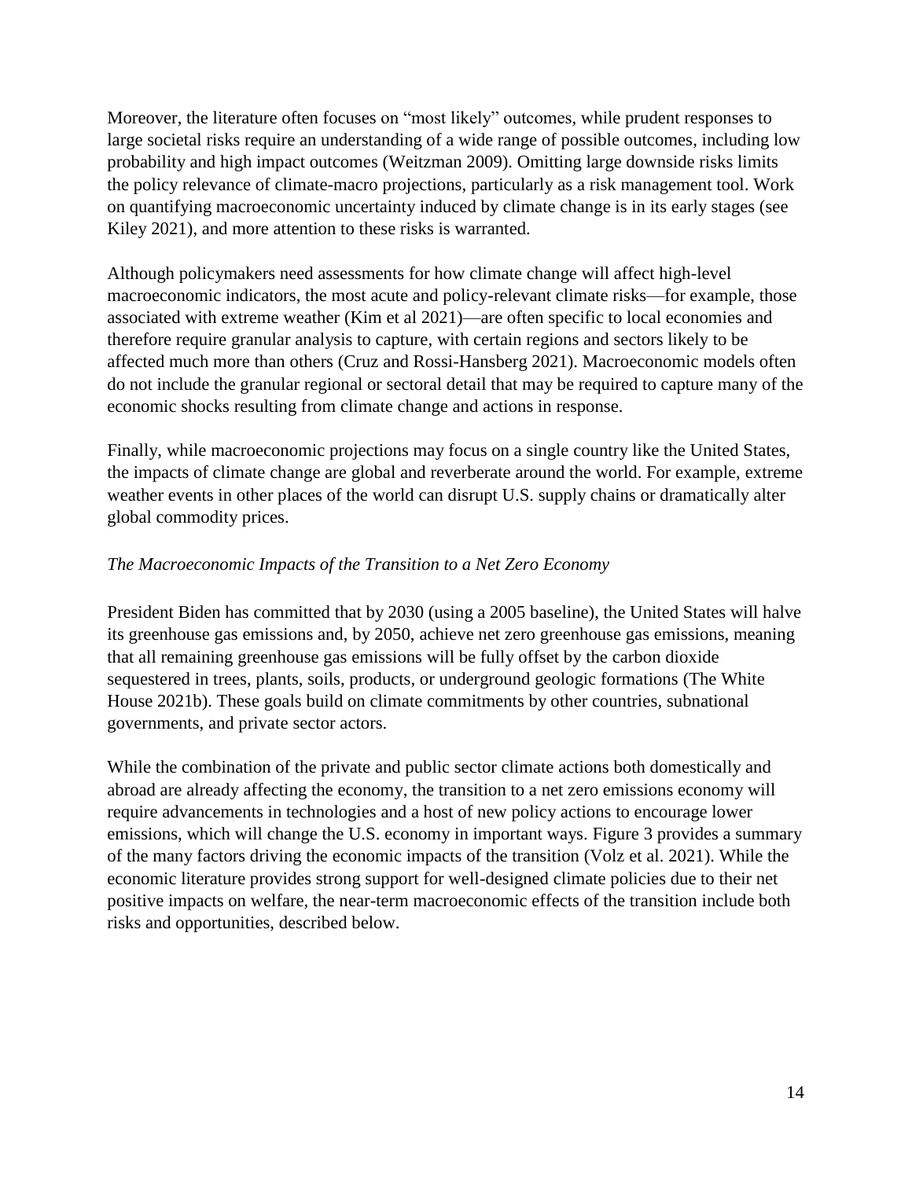Moreover, the literature often focuses on "most likely" outcomes, while prudent responses to large societal risks require an understanding of a wide range of possible outcomes, including low probability and high impact outcomes (Weitzman 2009). Omitting large downside risks limits the policy relevance of climate-macro projections, particularly as a risk management tool. Work on quantifying macroeconomic uncertainty induced by climate change is in its early stages (see Kiley 2021), and more attention to these risks is warranted.

Although policymakers need assessments for how climate change will affect high-level macroeconomic indicators, the most acute and policy-relevant climate risks—for example, those associated with extreme weather (Kim et al 2021)—are often specific to local economies and therefore require granular analysis to capture, with certain regions and sectors likely to be affected much more than others (Cruz and Rossi-Hansberg 2021). Macroeconomic models often do not include the granular regional or sectoral detail that may be required to capture many of the economic shocks resulting from climate change and actions in response.

Finally, while macroeconomic projections may focus on a single country like the United States, the impacts of climate change are global and reverberate around the world. For example, extreme weather events in other places of the world can disrupt U.S. supply chains or dramatically alter global commodity prices.

### *The Macroeconomic Impacts of the Transition to a Net Zero Economy*

President Biden has committed that by 2030 (using a 2005 baseline), the United States will halve its greenhouse gas emissions and, by 2050, achieve net zero greenhouse gas emissions, meaning that all remaining greenhouse gas emissions will be fully offset by the carbon dioxide sequestered in trees, plants, soils, products, or underground geologic formations (The White House 2021b). These goals build on climate commitments by other countries, subnational governments, and private sector actors.

While the combination of the private and public sector climate actions both domestically and abroad are already affecting the economy, the transition to a net zero emissions economy will require advancements in technologies and a host of new policy actions to encourage lower emissions, which will change the U.S. economy in important ways. Figure 3 provides a summary of the many factors driving the economic impacts of the transition (Volz et al. 2021). While the economic literature provides strong support for well-designed climate policies due to their net positive impacts on welfare, the near-term macroeconomic effects of the transition include both risks and opportunities, described below.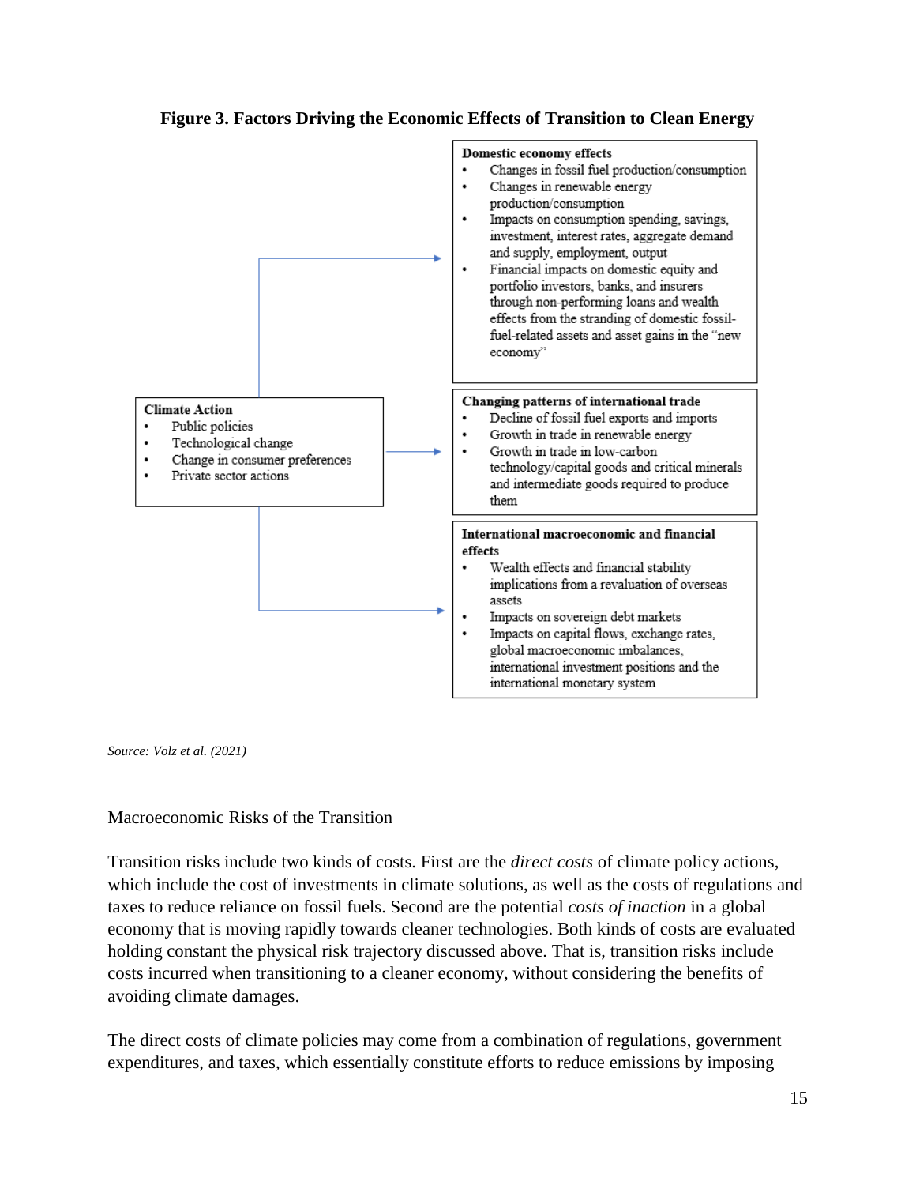**Figure 3. Factors Driving the Economic Effects of Transition to Clean Energy**

**Climate Action**
- Public policies
- Technological change
- Change in consumer preferences
- Private sector actions

**Domestic economy effects**
- Changes in fossil fuel production/consumption
- Changes in renewable energy production/consumption
- Impacts on consumption spending, savings, investment, interest rates, aggregate demand and supply, employment, output
- Financial impacts on domestic equity and portfolio investors, banks, and insurers through non-performing loans and wealth effects from the stranding of domestic fossil-fuel-related assets and asset gains in the "new economy"

**Changing patterns of international trade**
- Decline of fossil fuel exports and imports
- Growth in trade in renewable energy
- Growth in trade in low-carbon technology/capital goods and critical minerals and intermediate goods required to produce them

**International macroeconomic and financial effects**
- Wealth effects and financial stability implications from a revaluation of overseas assets
- Impacts on sovereign debt markets
- Impacts on capital flows, exchange rates, global macroeconomic imbalances, international investment positions and the international monetary system

*Source: Volz et al. (2021)*

## Macroeconomic Risks of the Transition

Transition risks include two kinds of costs. First are the *direct costs* of climate policy actions, which include the cost of investments in climate solutions, as well as the costs of regulations and taxes to reduce reliance on fossil fuels. Second are the potential *costs of inaction* in a global economy that is moving rapidly towards cleaner technologies. Both kinds of costs are evaluated holding constant the physical risk trajectory discussed above. That is, transition risks include costs incurred when transitioning to a cleaner economy, without considering the benefits of avoiding climate damages.

The direct costs of climate policies may come from a combination of regulations, government expenditures, and taxes, which essentially constitute efforts to reduce emissions by imposing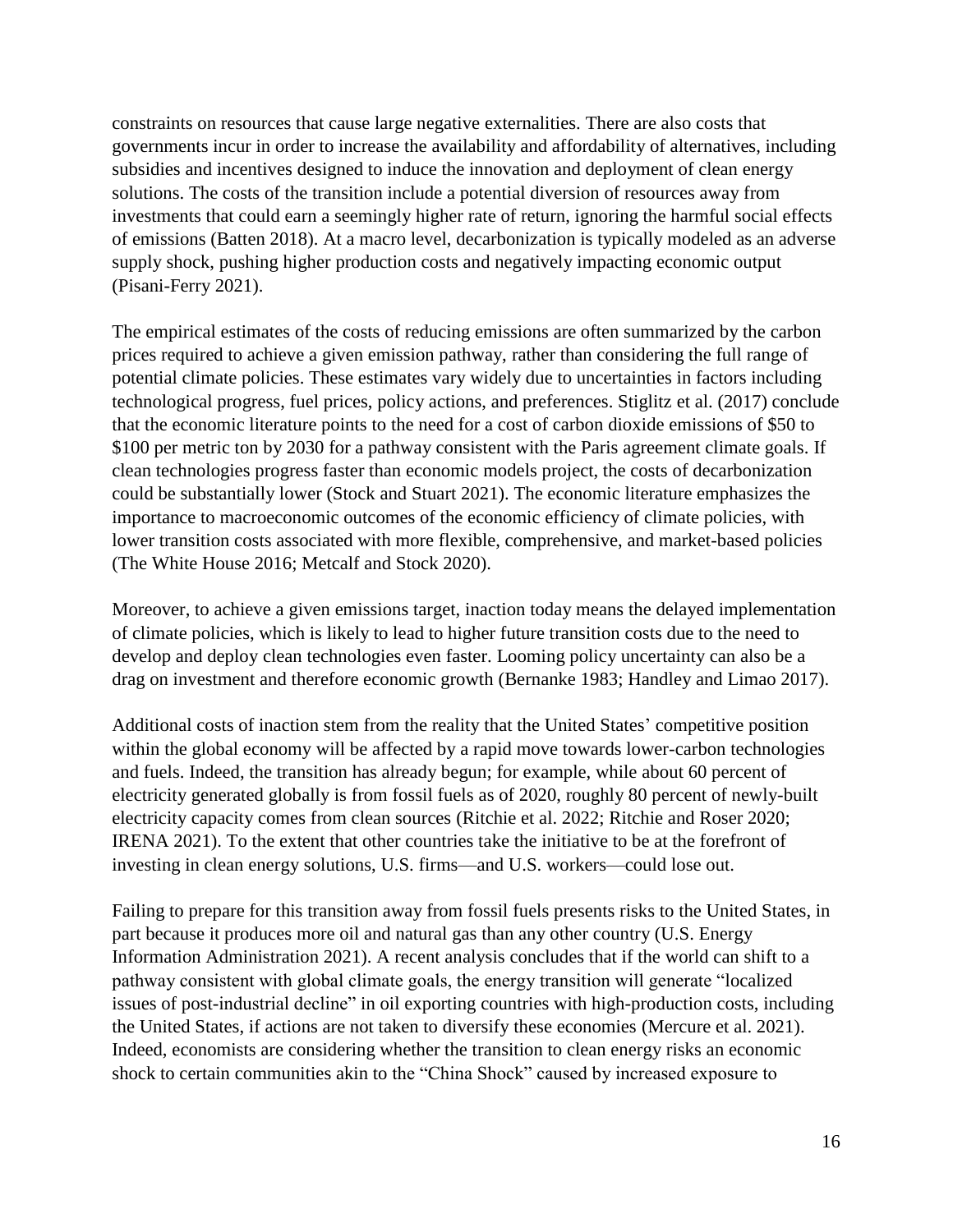constraints on resources that cause large negative externalities. There are also costs that governments incur in order to increase the availability and affordability of alternatives, including subsidies and incentives designed to induce the innovation and deployment of clean energy solutions. The costs of the transition include a potential diversion of resources away from investments that could earn a seemingly higher rate of return, ignoring the harmful social effects of emissions (Batten 2018). At a macro level, decarbonization is typically modeled as an adverse supply shock, pushing higher production costs and negatively impacting economic output (Pisani-Ferry 2021).

The empirical estimates of the costs of reducing emissions are often summarized by the carbon prices required to achieve a given emission pathway, rather than considering the full range of potential climate policies. These estimates vary widely due to uncertainties in factors including technological progress, fuel prices, policy actions, and preferences. Stiglitz et al. (2017) conclude that the economic literature points to the need for a cost of carbon dioxide emissions of $50 to $100 per metric ton by 2030 for a pathway consistent with the Paris agreement climate goals. If clean technologies progress faster than economic models project, the costs of decarbonization could be substantially lower (Stock and Stuart 2021). The economic literature emphasizes the importance to macroeconomic outcomes of the economic efficiency of climate policies, with lower transition costs associated with more flexible, comprehensive, and market-based policies (The White House 2016; Metcalf and Stock 2020).

Moreover, to achieve a given emissions target, inaction today means the delayed implementation of climate policies, which is likely to lead to higher future transition costs due to the need to develop and deploy clean technologies even faster. Looming policy uncertainty can also be a drag on investment and therefore economic growth (Bernanke 1983; Handley and Limao 2017).

Additional costs of inaction stem from the reality that the United States' competitive position within the global economy will be affected by a rapid move towards lower-carbon technologies and fuels. Indeed, the transition has already begun; for example, while about 60 percent of electricity generated globally is from fossil fuels as of 2020, roughly 80 percent of newly-built electricity capacity comes from clean sources (Ritchie et al. 2022; Ritchie and Roser 2020; IRENA 2021). To the extent that other countries take the initiative to be at the forefront of investing in clean energy solutions, U.S. firms—and U.S. workers—could lose out.

Failing to prepare for this transition away from fossil fuels presents risks to the United States, in part because it produces more oil and natural gas than any other country (U.S. Energy Information Administration 2021). A recent analysis concludes that if the world can shift to a pathway consistent with global climate goals, the energy transition will generate "localized issues of post-industrial decline" in oil exporting countries with high-production costs, including the United States, if actions are not taken to diversify these economies (Mercure et al. 2021). Indeed, economists are considering whether the transition to clean energy risks an economic shock to certain communities akin to the "China Shock" caused by increased exposure to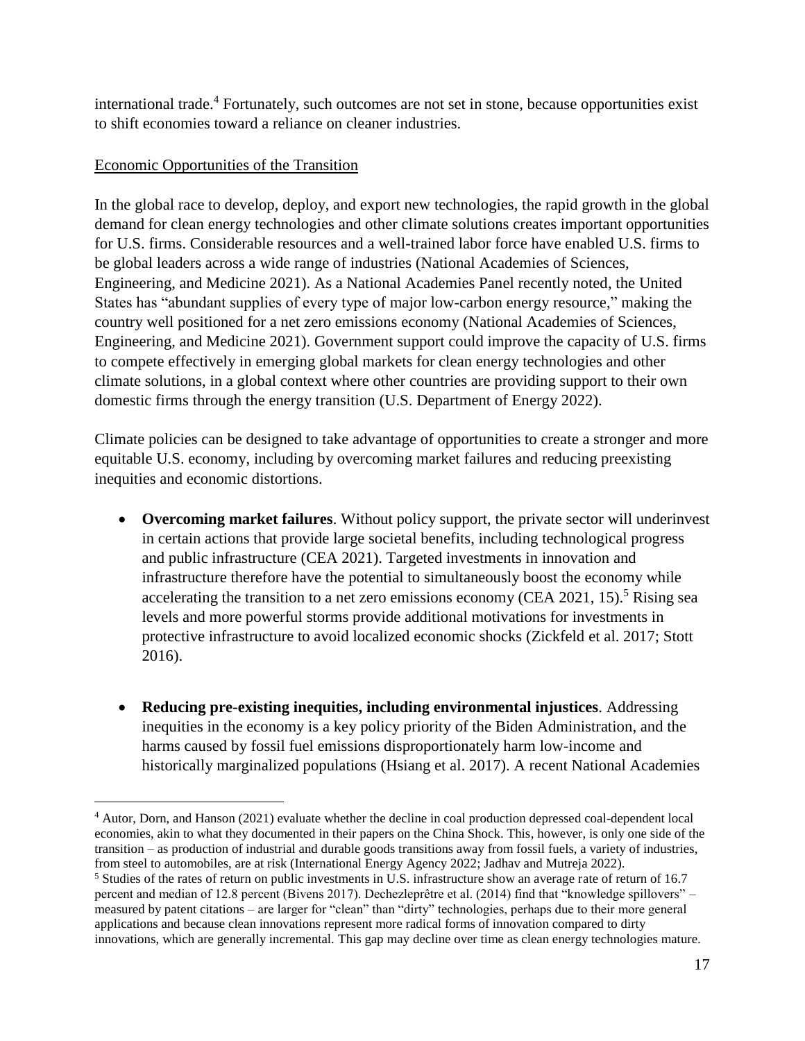international trade.[4] Fortunately, such outcomes are not set in stone, because opportunities exist to shift economies toward a reliance on cleaner industries.

Economic Opportunities of the Transition

In the global race to develop, deploy, and export new technologies, the rapid growth in the global demand for clean energy technologies and other climate solutions creates important opportunities for U.S. firms. Considerable resources and a well-trained labor force have enabled U.S. firms to be global leaders across a wide range of industries (National Academies of Sciences, Engineering, and Medicine 2021). As a National Academies Panel recently noted, the United States has "abundant supplies of every type of major low-carbon energy resource," making the country well positioned for a net zero emissions economy (National Academies of Sciences, Engineering, and Medicine 2021). Government support could improve the capacity of U.S. firms to compete effectively in emerging global markets for clean energy technologies and other climate solutions, in a global context where other countries are providing support to their own domestic firms through the energy transition (U.S. Department of Energy 2022).

Climate policies can be designed to take advantage of opportunities to create a stronger and more equitable U.S. economy, including by overcoming market failures and reducing preexisting inequities and economic distortions.

- **Overcoming market failures**. Without policy support, the private sector will underinvest in certain actions that provide large societal benefits, including technological progress and public infrastructure (CEA 2021). Targeted investments in innovation and infrastructure therefore have the potential to simultaneously boost the economy while accelerating the transition to a net zero emissions economy (CEA 2021, 15).[5] Rising sea levels and more powerful storms provide additional motivations for investments in protective infrastructure to avoid localized economic shocks (Zickfeld et al. 2017; Stott 2016).

- **Reducing pre-existing inequities, including environmental injustices**. Addressing inequities in the economy is a key policy priority of the Biden Administration, and the harms caused by fossil fuel emissions disproportionately harm low-income and historically marginalized populations (Hsiang et al. 2017). A recent National Academies

[4] Autor, Dorn, and Hanson (2021) evaluate whether the decline in coal production depressed coal-dependent local economies, akin to what they documented in their papers on the China Shock. This, however, is only one side of the transition – as production of industrial and durable goods transitions away from fossil fuels, a variety of industries, from steel to automobiles, are at risk (International Energy Agency 2022; Jadhav and Mutreja 2022).

[5] Studies of the rates of return on public investments in U.S. infrastructure show an average rate of return of 16.7 percent and median of 12.8 percent (Bivens 2017). Dechezleprêtre et al. (2014) find that "knowledge spillovers" – measured by patent citations – are larger for "clean" than "dirty" technologies, perhaps due to their more general applications and because clean innovations represent more radical forms of innovation compared to dirty innovations, which are generally incremental. This gap may decline over time as clean energy technologies mature.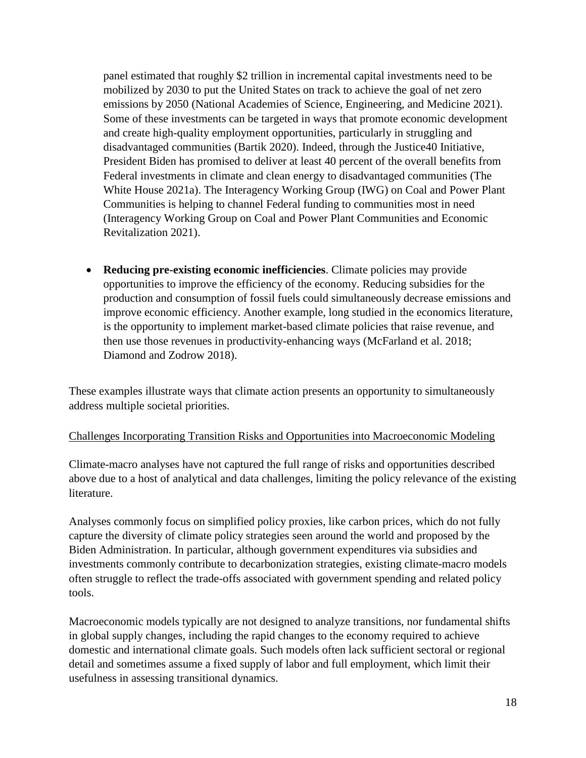panel estimated that roughly $2 trillion in incremental capital investments need to be mobilized by 2030 to put the United States on track to achieve the goal of net zero emissions by 2050 (National Academies of Science, Engineering, and Medicine 2021). Some of these investments can be targeted in ways that promote economic development and create high-quality employment opportunities, particularly in struggling and disadvantaged communities (Bartik 2020). Indeed, through the Justice40 Initiative, President Biden has promised to deliver at least 40 percent of the overall benefits from Federal investments in climate and clean energy to disadvantaged communities (The White House 2021a). The Interagency Working Group (IWG) on Coal and Power Plant Communities is helping to channel Federal funding to communities most in need (Interagency Working Group on Coal and Power Plant Communities and Economic Revitalization 2021).

- **Reducing pre-existing economic inefficiencies**. Climate policies may provide opportunities to improve the efficiency of the economy. Reducing subsidies for the production and consumption of fossil fuels could simultaneously decrease emissions and improve economic efficiency. Another example, long studied in the economics literature, is the opportunity to implement market-based climate policies that raise revenue, and then use those revenues in productivity-enhancing ways (McFarland et al. 2018; Diamond and Zodrow 2018).

These examples illustrate ways that climate action presents an opportunity to simultaneously address multiple societal priorities.

### Challenges Incorporating Transition Risks and Opportunities into Macroeconomic Modeling

Climate-macro analyses have not captured the full range of risks and opportunities described above due to a host of analytical and data challenges, limiting the policy relevance of the existing literature.

Analyses commonly focus on simplified policy proxies, like carbon prices, which do not fully capture the diversity of climate policy strategies seen around the world and proposed by the Biden Administration. In particular, although government expenditures via subsidies and investments commonly contribute to decarbonization strategies, existing climate-macro models often struggle to reflect the trade-offs associated with government spending and related policy tools.

Macroeconomic models typically are not designed to analyze transitions, nor fundamental shifts in global supply changes, including the rapid changes to the economy required to achieve domestic and international climate goals. Such models often lack sufficient sectoral or regional detail and sometimes assume a fixed supply of labor and full employment, which limit their usefulness in assessing transitional dynamics.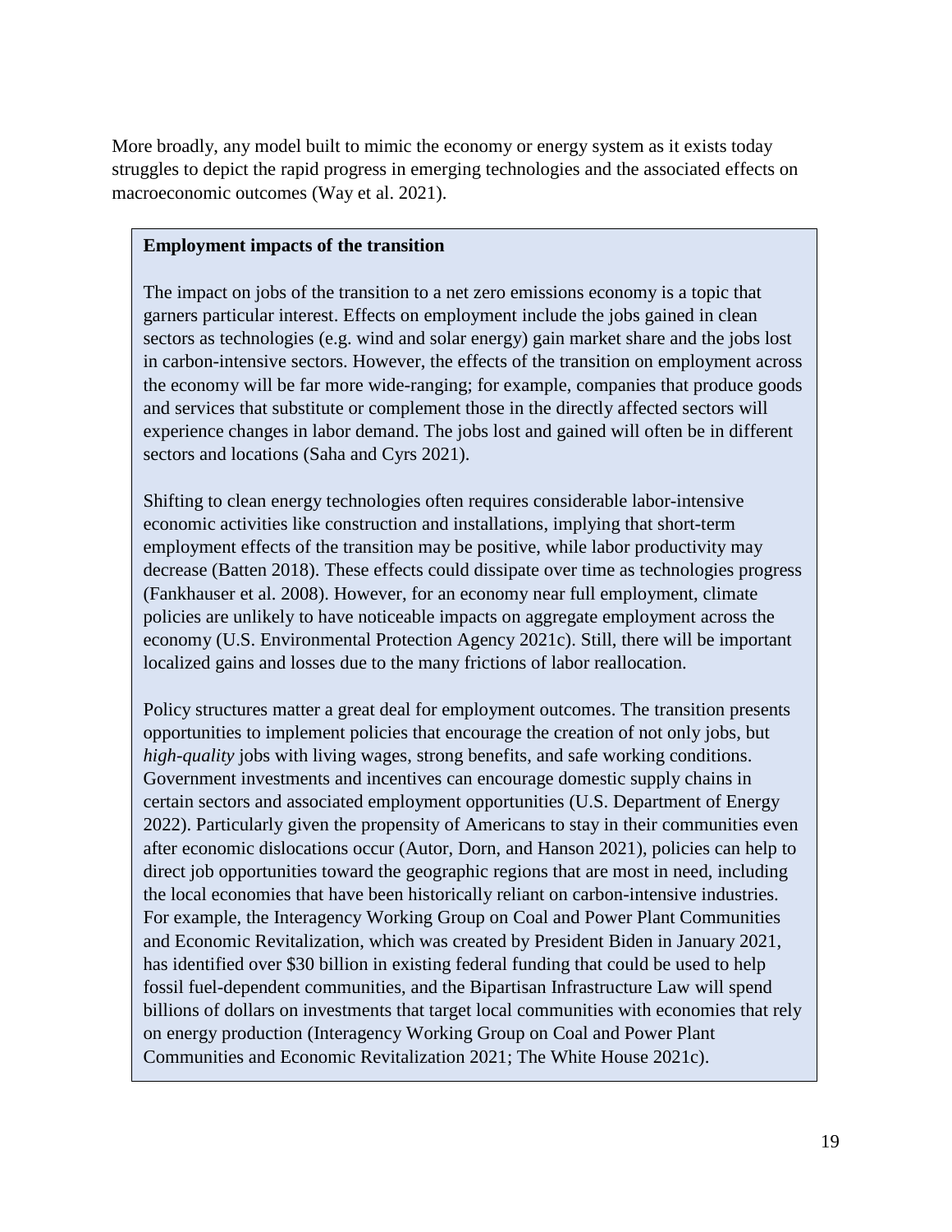More broadly, any model built to mimic the economy or energy system as it exists today struggles to depict the rapid progress in emerging technologies and the associated effects on macroeconomic outcomes (Way et al. 2021).

**Employment impacts of the transition**

The impact on jobs of the transition to a net zero emissions economy is a topic that garners particular interest. Effects on employment include the jobs gained in clean sectors as technologies (e.g. wind and solar energy) gain market share and the jobs lost in carbon-intensive sectors. However, the effects of the transition on employment across the economy will be far more wide-ranging; for example, companies that produce goods and services that substitute or complement those in the directly affected sectors will experience changes in labor demand. The jobs lost and gained will often be in different sectors and locations (Saha and Cyrs 2021).

Shifting to clean energy technologies often requires considerable labor-intensive economic activities like construction and installations, implying that short-term employment effects of the transition may be positive, while labor productivity may decrease (Batten 2018). These effects could dissipate over time as technologies progress (Fankhauser et al. 2008). However, for an economy near full employment, climate policies are unlikely to have noticeable impacts on aggregate employment across the economy (U.S. Environmental Protection Agency 2021c). Still, there will be important localized gains and losses due to the many frictions of labor reallocation.

Policy structures matter a great deal for employment outcomes. The transition presents opportunities to implement policies that encourage the creation of not only jobs, but *high-quality* jobs with living wages, strong benefits, and safe working conditions. Government investments and incentives can encourage domestic supply chains in certain sectors and associated employment opportunities (U.S. Department of Energy 2022). Particularly given the propensity of Americans to stay in their communities even after economic dislocations occur (Autor, Dorn, and Hanson 2021), policies can help to direct job opportunities toward the geographic regions that are most in need, including the local economies that have been historically reliant on carbon-intensive industries. For example, the Interagency Working Group on Coal and Power Plant Communities and Economic Revitalization, which was created by President Biden in January 2021, has identified over $30 billion in existing federal funding that could be used to help fossil fuel-dependent communities, and the Bipartisan Infrastructure Law will spend billions of dollars on investments that target local communities with economies that rely on energy production (Interagency Working Group on Coal and Power Plant Communities and Economic Revitalization 2021; The White House 2021c).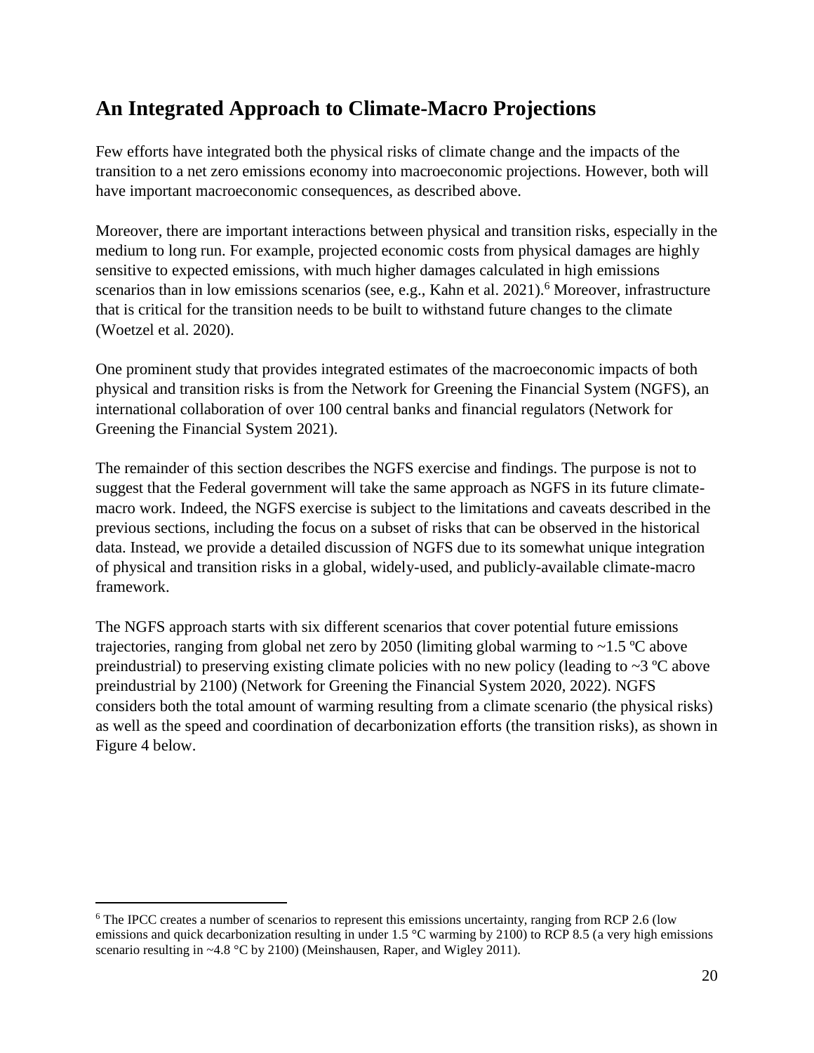## An Integrated Approach to Climate-Macro Projections

Few efforts have integrated both the physical risks of climate change and the impacts of the transition to a net zero emissions economy into macroeconomic projections. However, both will have important macroeconomic consequences, as described above.

Moreover, there are important interactions between physical and transition risks, especially in the medium to long run. For example, projected economic costs from physical damages are highly sensitive to expected emissions, with much higher damages calculated in high emissions scenarios than in low emissions scenarios (see, e.g., Kahn et al. 2021).[6] Moreover, infrastructure that is critical for the transition needs to be built to withstand future changes to the climate (Woetzel et al. 2020).

One prominent study that provides integrated estimates of the macroeconomic impacts of both physical and transition risks is from the Network for Greening the Financial System (NGFS), an international collaboration of over 100 central banks and financial regulators (Network for Greening the Financial System 2021).

The remainder of this section describes the NGFS exercise and findings. The purpose is not to suggest that the Federal government will take the same approach as NGFS in its future climate-macro work. Indeed, the NGFS exercise is subject to the limitations and caveats described in the previous sections, including the focus on a subset of risks that can be observed in the historical data. Instead, we provide a detailed discussion of NGFS due to its somewhat unique integration of physical and transition risks in a global, widely-used, and publicly-available climate-macro framework.

The NGFS approach starts with six different scenarios that cover potential future emissions trajectories, ranging from global net zero by 2050 (limiting global warming to ~1.5 ºC above preindustrial) to preserving existing climate policies with no new policy (leading to ~3 ºC above preindustrial by 2100) (Network for Greening the Financial System 2020, 2022). NGFS considers both the total amount of warming resulting from a climate scenario (the physical risks) as well as the speed and coordination of decarbonization efforts (the transition risks), as shown in Figure 4 below.

[6] The IPCC creates a number of scenarios to represent this emissions uncertainty, ranging from RCP 2.6 (low emissions and quick decarbonization resulting in under 1.5 °C warming by 2100) to RCP 8.5 (a very high emissions scenario resulting in ~4.8 °C by 2100) (Meinshausen, Raper, and Wigley 2011).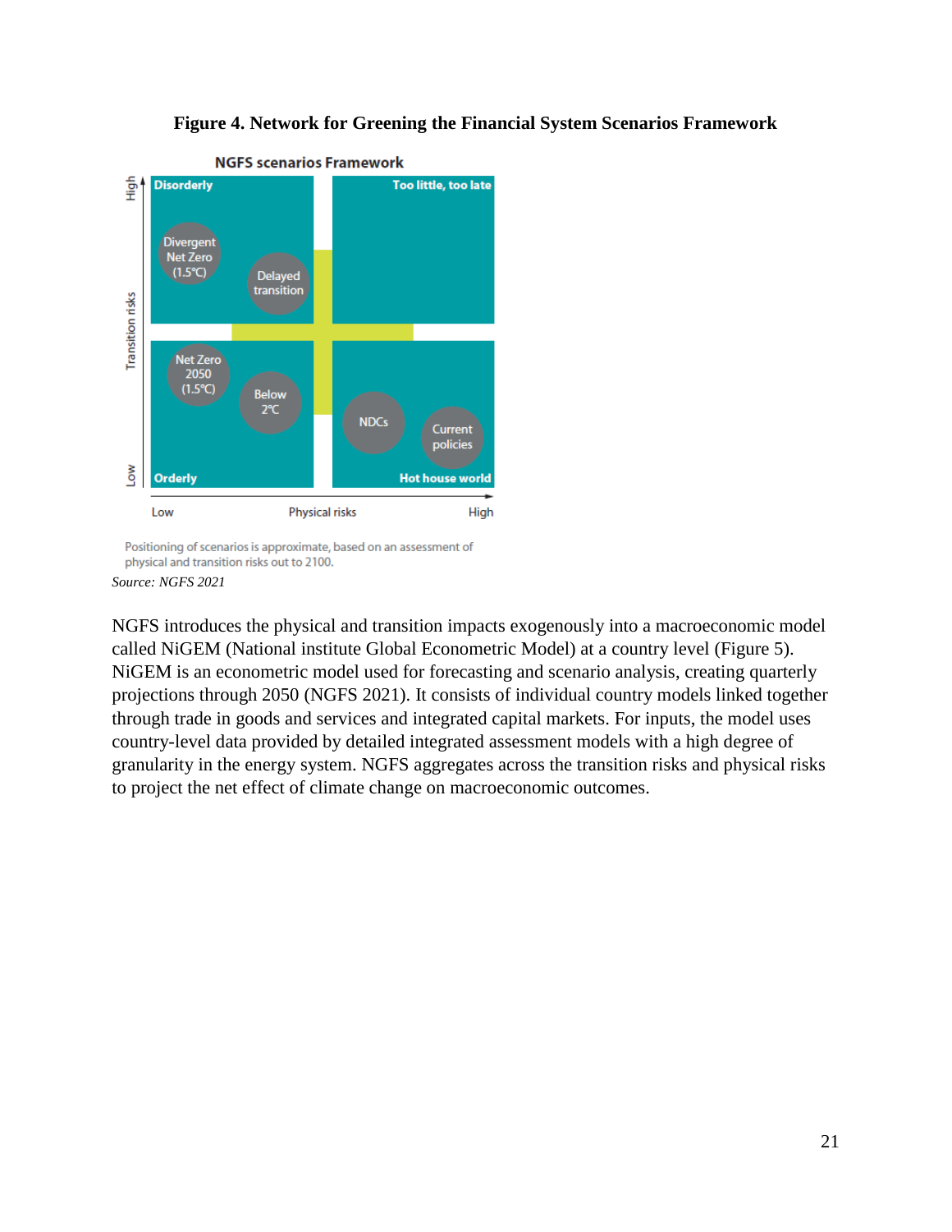**Figure 4. Network for Greening the Financial System Scenarios Framework**

NGFS scenarios Framework

| Transition risks | Low physical risks | High physical risks |
|---|---|---|
| High | **Disorderly**: Divergent Net Zero (1.5°C), Delayed transition | **Too little, too late** |
| Low | **Orderly**: Net Zero 2050 (1.5°C), Below 2°C | **Hot house world**: NDCs, Current policies |

Positioning of scenarios is approximate, based on an assessment of physical and transition risks out to 2100.

*Source: NGFS 2021*

NGFS introduces the physical and transition impacts exogenously into a macroeconomic model called NiGEM (National institute Global Econometric Model) at a country level (Figure 5). NiGEM is an econometric model used for forecasting and scenario analysis, creating quarterly projections through 2050 (NGFS 2021). It consists of individual country models linked together through trade in goods and services and integrated capital markets. For inputs, the model uses country-level data provided by detailed integrated assessment models with a high degree of granularity in the energy system. NGFS aggregates across the transition risks and physical risks to project the net effect of climate change on macroeconomic outcomes.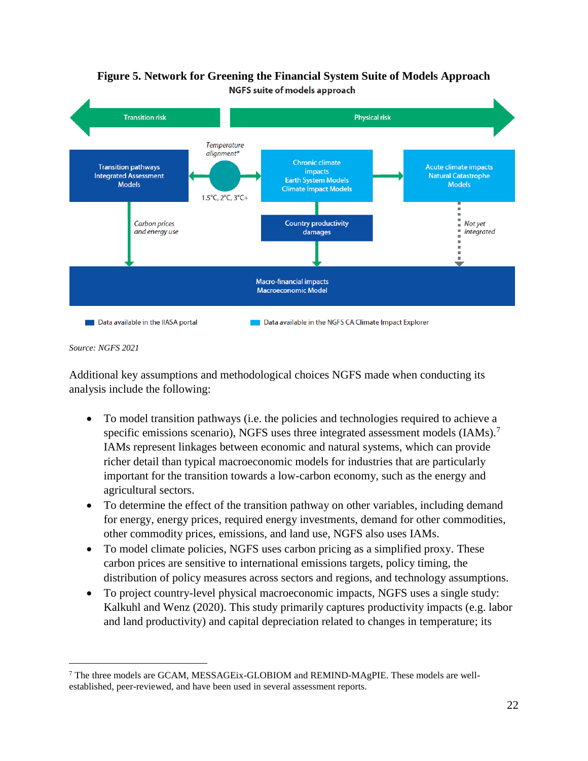**Figure 5. Network for Greening the Financial System Suite of Models Approach**

NGFS suite of models approach

Transition risk

Physical risk

Transition pathways
Integrated Assessment
Models

Temperature alignment*

1.5°C, 2°C, 3°C+

Chronic climate impacts
Earth System Models
Climate Impact Models

Acute climate impacts
Natural Catastrophe
Models

Carbon prices and energy use

Country productivity damages

Not yet integrated

Macro-financial impacts
Macroeconomic Model

Data available in the IIASA portal

Data available in the NGFS CA Climate Impact Explorer

*Source: NGFS 2021*

Additional key assumptions and methodological choices NGFS made when conducting its analysis include the following:

- To model transition pathways (i.e. the policies and technologies required to achieve a specific emissions scenario), NGFS uses three integrated assessment models (IAMs).[7] IAMs represent linkages between economic and natural systems, which can provide richer detail than typical macroeconomic models for industries that are particularly important for the transition towards a low-carbon economy, such as the energy and agricultural sectors.
- To determine the effect of the transition pathway on other variables, including demand for energy, energy prices, required energy investments, demand for other commodities, other commodity prices, emissions, and land use, NGFS also uses IAMs.
- To model climate policies, NGFS uses carbon pricing as a simplified proxy. These carbon prices are sensitive to international emissions targets, policy timing, the distribution of policy measures across sectors and regions, and technology assumptions.
- To project country-level physical macroeconomic impacts, NGFS uses a single study: Kalkuhl and Wenz (2020). This study primarily captures productivity impacts (e.g. labor and land productivity) and capital depreciation related to changes in temperature; its

[7] The three models are GCAM, MESSAGEix-GLOBIOM and REMIND-MAgPIE. These models are well-established, peer-reviewed, and have been used in several assessment reports.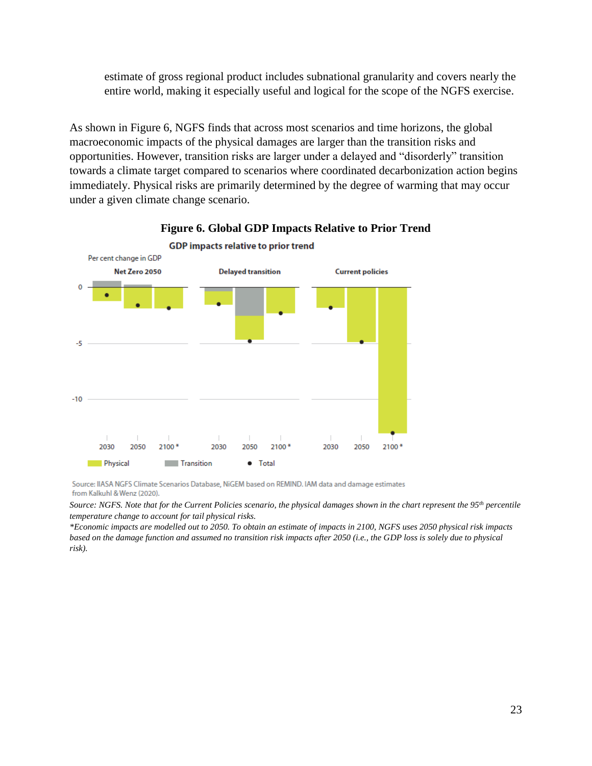estimate of gross regional product includes subnational granularity and covers nearly the entire world, making it especially useful and logical for the scope of the NGFS exercise.

As shown in Figure 6, NGFS finds that across most scenarios and time horizons, the global macroeconomic impacts of the physical damages are larger than the transition risks and opportunities. However, transition risks are larger under a delayed and "disorderly" transition towards a climate target compared to scenarios where coordinated decarbonization action begins immediately. Physical risks are primarily determined by the degree of warming that may occur under a given climate change scenario.

**Figure 6. Global GDP Impacts Relative to Prior Trend**

GDP impacts relative to prior trend

Per cent change in GDP

Net Zero 2050

Delayed transition

Current policies

0

-5

-10

2030 2050 2100 * 2030 2050 2100 * 2030 2050 2100 *

Physical Transition Total

Source: IIASA NGFS Climate Scenarios Database, NiGEM based on REMIND. IAM data and damage estimates from Kalkuhl & Wenz (2020).

*Source: NGFS. Note that for the Current Policies scenario, the physical damages shown in the chart represent the 95th percentile temperature change to account for tail physical risks.*

*\*Economic impacts are modelled out to 2050. To obtain an estimate of impacts in 2100, NGFS uses 2050 physical risk impacts based on the damage function and assumed no transition risk impacts after 2050 (i.e., the GDP loss is solely due to physical risk).*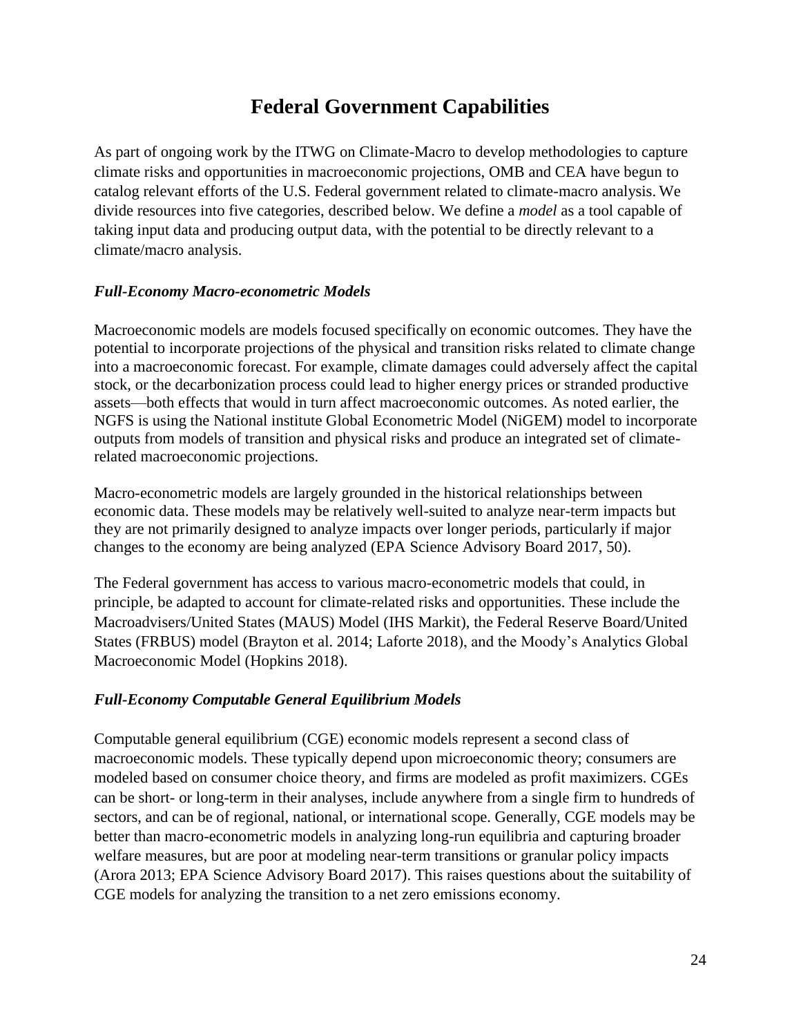# Federal Government Capabilities

As part of ongoing work by the ITWG on Climate-Macro to develop methodologies to capture climate risks and opportunities in macroeconomic projections, OMB and CEA have begun to catalog relevant efforts of the U.S. Federal government related to climate-macro analysis. We divide resources into five categories, described below. We define a *model* as a tool capable of taking input data and producing output data, with the potential to be directly relevant to a climate/macro analysis.

### *Full-Economy Macro-econometric Models*

Macroeconomic models are models focused specifically on economic outcomes. They have the potential to incorporate projections of the physical and transition risks related to climate change into a macroeconomic forecast. For example, climate damages could adversely affect the capital stock, or the decarbonization process could lead to higher energy prices or stranded productive assets—both effects that would in turn affect macroeconomic outcomes. As noted earlier, the NGFS is using the National institute Global Econometric Model (NiGEM) model to incorporate outputs from models of transition and physical risks and produce an integrated set of climate-related macroeconomic projections.

Macro-econometric models are largely grounded in the historical relationships between economic data. These models may be relatively well-suited to analyze near-term impacts but they are not primarily designed to analyze impacts over longer periods, particularly if major changes to the economy are being analyzed (EPA Science Advisory Board 2017, 50).

The Federal government has access to various macro-econometric models that could, in principle, be adapted to account for climate-related risks and opportunities. These include the Macroadvisers/United States (MAUS) Model (IHS Markit), the Federal Reserve Board/United States (FRBUS) model (Brayton et al. 2014; Laforte 2018), and the Moody's Analytics Global Macroeconomic Model (Hopkins 2018).

### *Full-Economy Computable General Equilibrium Models*

Computable general equilibrium (CGE) economic models represent a second class of macroeconomic models. These typically depend upon microeconomic theory; consumers are modeled based on consumer choice theory, and firms are modeled as profit maximizers. CGEs can be short- or long-term in their analyses, include anywhere from a single firm to hundreds of sectors, and can be of regional, national, or international scope. Generally, CGE models may be better than macro-econometric models in analyzing long-run equilibria and capturing broader welfare measures, but are poor at modeling near-term transitions or granular policy impacts (Arora 2013; EPA Science Advisory Board 2017). This raises questions about the suitability of CGE models for analyzing the transition to a net zero emissions economy.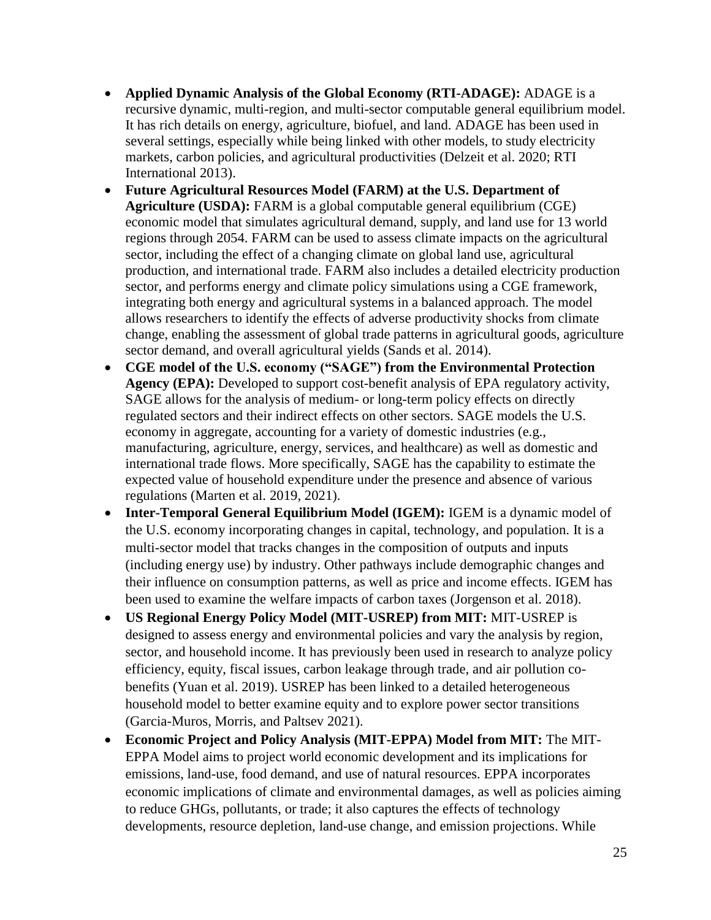- **Applied Dynamic Analysis of the Global Economy (RTI-ADAGE):** ADAGE is a recursive dynamic, multi-region, and multi-sector computable general equilibrium model. It has rich details on energy, agriculture, biofuel, and land. ADAGE has been used in several settings, especially while being linked with other models, to study electricity markets, carbon policies, and agricultural productivities (Delzeit et al. 2020; RTI International 2013).
- **Future Agricultural Resources Model (FARM) at the U.S. Department of Agriculture (USDA):** FARM is a global computable general equilibrium (CGE) economic model that simulates agricultural demand, supply, and land use for 13 world regions through 2054. FARM can be used to assess climate impacts on the agricultural sector, including the effect of a changing climate on global land use, agricultural production, and international trade. FARM also includes a detailed electricity production sector, and performs energy and climate policy simulations using a CGE framework, integrating both energy and agricultural systems in a balanced approach. The model allows researchers to identify the effects of adverse productivity shocks from climate change, enabling the assessment of global trade patterns in agricultural goods, agriculture sector demand, and overall agricultural yields (Sands et al. 2014).
- **CGE model of the U.S. economy ("SAGE") from the Environmental Protection Agency (EPA):** Developed to support cost-benefit analysis of EPA regulatory activity, SAGE allows for the analysis of medium- or long-term policy effects on directly regulated sectors and their indirect effects on other sectors. SAGE models the U.S. economy in aggregate, accounting for a variety of domestic industries (e.g., manufacturing, agriculture, energy, services, and healthcare) as well as domestic and international trade flows. More specifically, SAGE has the capability to estimate the expected value of household expenditure under the presence and absence of various regulations (Marten et al. 2019, 2021).
- **Inter-Temporal General Equilibrium Model (IGEM):** IGEM is a dynamic model of the U.S. economy incorporating changes in capital, technology, and population. It is a multi-sector model that tracks changes in the composition of outputs and inputs (including energy use) by industry. Other pathways include demographic changes and their influence on consumption patterns, as well as price and income effects. IGEM has been used to examine the welfare impacts of carbon taxes (Jorgenson et al. 2018).
- **US Regional Energy Policy Model (MIT-USREP) from MIT:** MIT-USREP is designed to assess energy and environmental policies and vary the analysis by region, sector, and household income. It has previously been used in research to analyze policy efficiency, equity, fiscal issues, carbon leakage through trade, and air pollution co-benefits (Yuan et al. 2019). USREP has been linked to a detailed heterogeneous household model to better examine equity and to explore power sector transitions (Garcia-Muros, Morris, and Paltsev 2021).
- **Economic Project and Policy Analysis (MIT-EPPA) Model from MIT:** The MIT-EPPA Model aims to project world economic development and its implications for emissions, land-use, food demand, and use of natural resources. EPPA incorporates economic implications of climate and environmental damages, as well as policies aiming to reduce GHGs, pollutants, or trade; it also captures the effects of technology developments, resource depletion, land-use change, and emission projections. While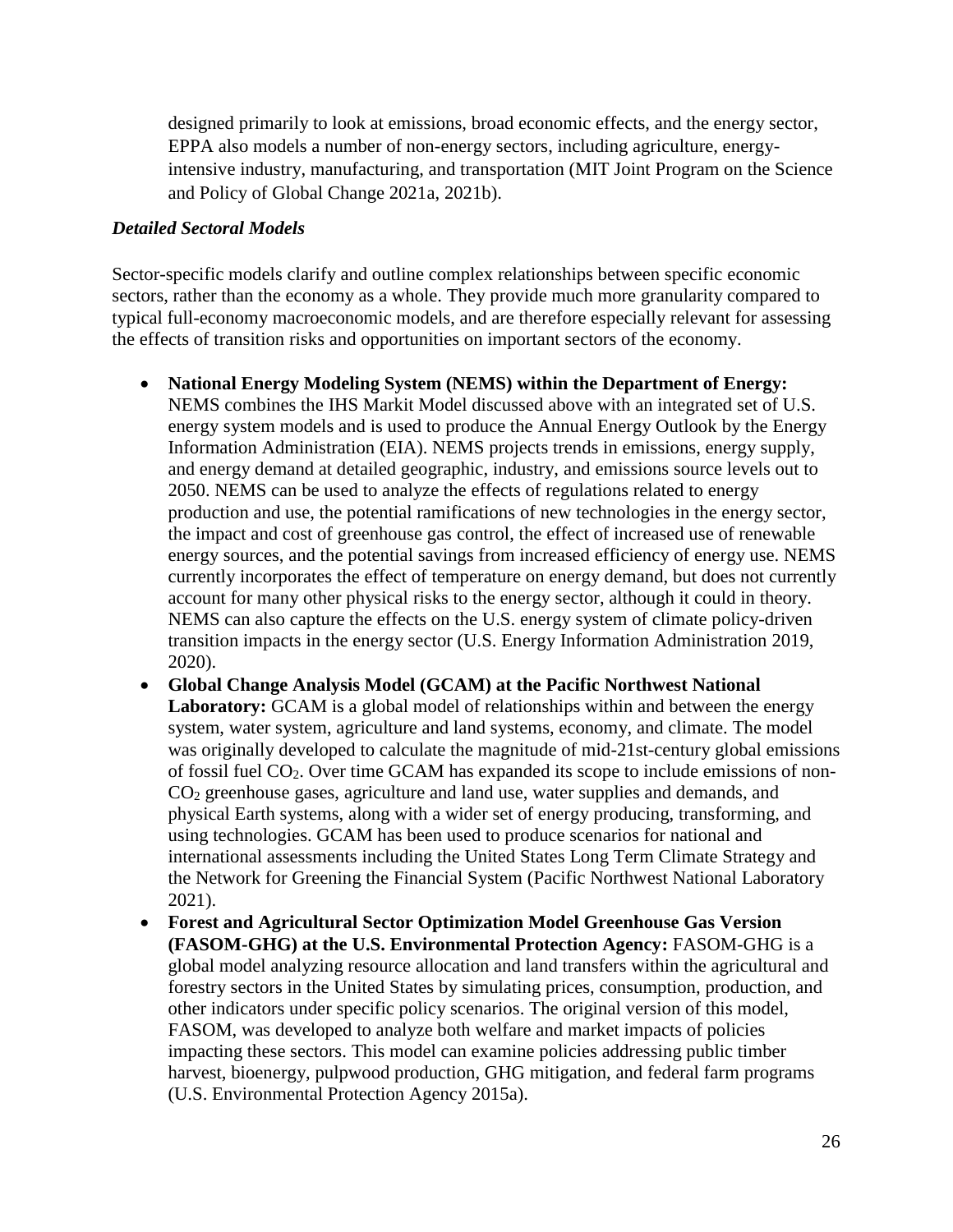designed primarily to look at emissions, broad economic effects, and the energy sector, EPPA also models a number of non-energy sectors, including agriculture, energy-intensive industry, manufacturing, and transportation (MIT Joint Program on the Science and Policy of Global Change 2021a, 2021b).

### *Detailed Sectoral Models*

Sector-specific models clarify and outline complex relationships between specific economic sectors, rather than the economy as a whole. They provide much more granularity compared to typical full-economy macroeconomic models, and are therefore especially relevant for assessing the effects of transition risks and opportunities on important sectors of the economy.

- **National Energy Modeling System (NEMS) within the Department of Energy:** NEMS combines the IHS Markit Model discussed above with an integrated set of U.S. energy system models and is used to produce the Annual Energy Outlook by the Energy Information Administration (EIA). NEMS projects trends in emissions, energy supply, and energy demand at detailed geographic, industry, and emissions source levels out to 2050. NEMS can be used to analyze the effects of regulations related to energy production and use, the potential ramifications of new technologies in the energy sector, the impact and cost of greenhouse gas control, the effect of increased use of renewable energy sources, and the potential savings from increased efficiency of energy use. NEMS currently incorporates the effect of temperature on energy demand, but does not currently account for many other physical risks to the energy sector, although it could in theory. NEMS can also capture the effects on the U.S. energy system of climate policy-driven transition impacts in the energy sector (U.S. Energy Information Administration 2019, 2020).
- **Global Change Analysis Model (GCAM) at the Pacific Northwest National Laboratory:** GCAM is a global model of relationships within and between the energy system, water system, agriculture and land systems, economy, and climate. The model was originally developed to calculate the magnitude of mid-21st-century global emissions of fossil fuel $CO_2$. Over time GCAM has expanded its scope to include emissions of non-$CO_2$ greenhouse gases, agriculture and land use, water supplies and demands, and physical Earth systems, along with a wider set of energy producing, transforming, and using technologies. GCAM has been used to produce scenarios for national and international assessments including the United States Long Term Climate Strategy and the Network for Greening the Financial System (Pacific Northwest National Laboratory 2021).
- **Forest and Agricultural Sector Optimization Model Greenhouse Gas Version (FASOM-GHG) at the U.S. Environmental Protection Agency:** FASOM-GHG is a global model analyzing resource allocation and land transfers within the agricultural and forestry sectors in the United States by simulating prices, consumption, production, and other indicators under specific policy scenarios. The original version of this model, FASOM, was developed to analyze both welfare and market impacts of policies impacting these sectors. This model can examine policies addressing public timber harvest, bioenergy, pulpwood production, GHG mitigation, and federal farm programs (U.S. Environmental Protection Agency 2015a).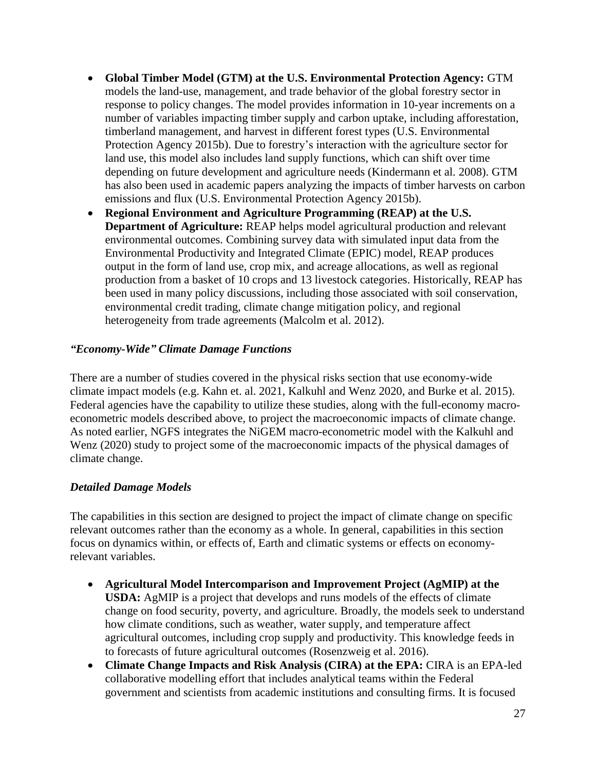- **Global Timber Model (GTM) at the U.S. Environmental Protection Agency:** GTM models the land-use, management, and trade behavior of the global forestry sector in response to policy changes. The model provides information in 10-year increments on a number of variables impacting timber supply and carbon uptake, including afforestation, timberland management, and harvest in different forest types (U.S. Environmental Protection Agency 2015b). Due to forestry's interaction with the agriculture sector for land use, this model also includes land supply functions, which can shift over time depending on future development and agriculture needs (Kindermann et al. 2008). GTM has also been used in academic papers analyzing the impacts of timber harvests on carbon emissions and flux (U.S. Environmental Protection Agency 2015b).
- **Regional Environment and Agriculture Programming (REAP) at the U.S. Department of Agriculture:** REAP helps model agricultural production and relevant environmental outcomes. Combining survey data with simulated input data from the Environmental Productivity and Integrated Climate (EPIC) model, REAP produces output in the form of land use, crop mix, and acreage allocations, as well as regional production from a basket of 10 crops and 13 livestock categories. Historically, REAP has been used in many policy discussions, including those associated with soil conservation, environmental credit trading, climate change mitigation policy, and regional heterogeneity from trade agreements (Malcolm et al. 2012).

### *"Economy-Wide" Climate Damage Functions*

There are a number of studies covered in the physical risks section that use economy-wide climate impact models (e.g. Kahn et. al. 2021, Kalkuhl and Wenz 2020, and Burke et al. 2015). Federal agencies have the capability to utilize these studies, along with the full-economy macro-econometric models described above, to project the macroeconomic impacts of climate change. As noted earlier, NGFS integrates the NiGEM macro-econometric model with the Kalkuhl and Wenz (2020) study to project some of the macroeconomic impacts of the physical damages of climate change.

### *Detailed Damage Models*

The capabilities in this section are designed to project the impact of climate change on specific relevant outcomes rather than the economy as a whole. In general, capabilities in this section focus on dynamics within, or effects of, Earth and climatic systems or effects on economy-relevant variables.

- **Agricultural Model Intercomparison and Improvement Project (AgMIP) at the USDA:** AgMIP is a project that develops and runs models of the effects of climate change on food security, poverty, and agriculture. Broadly, the models seek to understand how climate conditions, such as weather, water supply, and temperature affect agricultural outcomes, including crop supply and productivity. This knowledge feeds in to forecasts of future agricultural outcomes (Rosenzweig et al. 2016).
- **Climate Change Impacts and Risk Analysis (CIRA) at the EPA:** CIRA is an EPA-led collaborative modelling effort that includes analytical teams within the Federal government and scientists from academic institutions and consulting firms. It is focused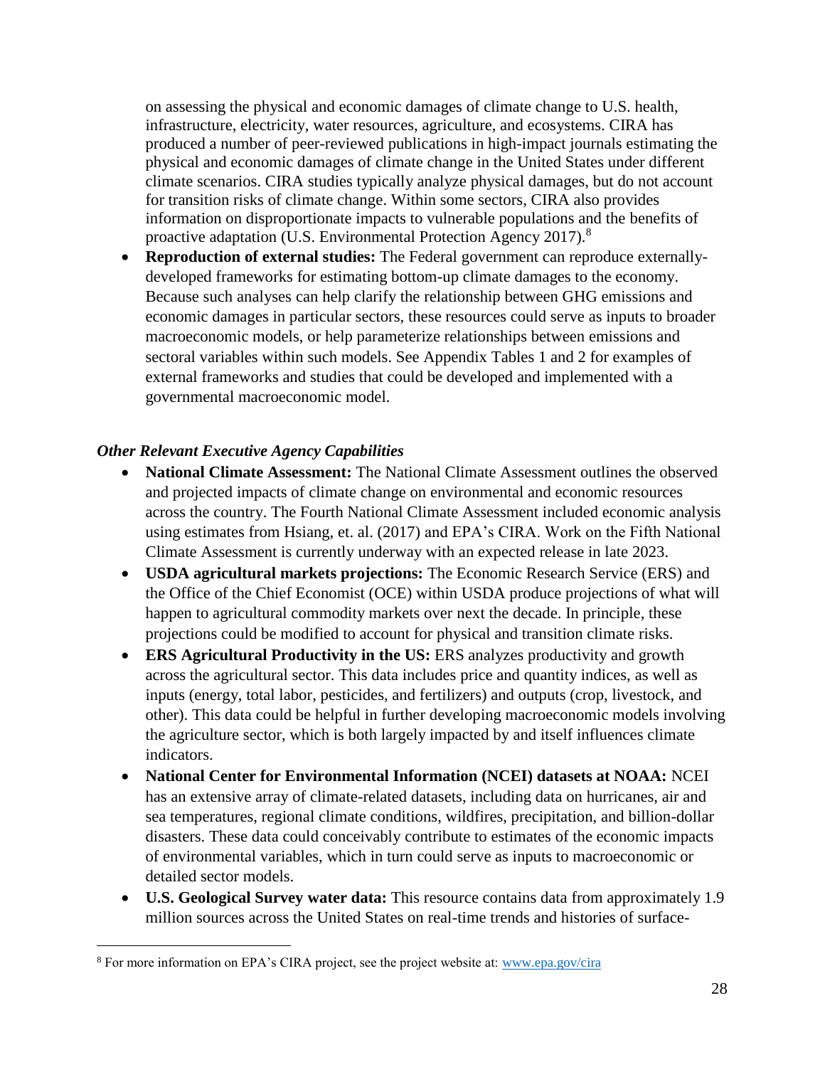on assessing the physical and economic damages of climate change to U.S. health, infrastructure, electricity, water resources, agriculture, and ecosystems. CIRA has produced a number of peer-reviewed publications in high-impact journals estimating the physical and economic damages of climate change in the United States under different climate scenarios. CIRA studies typically analyze physical damages, but do not account for transition risks of climate change. Within some sectors, CIRA also provides information on disproportionate impacts to vulnerable populations and the benefits of proactive adaptation (U.S. Environmental Protection Agency 2017).[8]

- **Reproduction of external studies:** The Federal government can reproduce externally-developed frameworks for estimating bottom-up climate damages to the economy. Because such analyses can help clarify the relationship between GHG emissions and economic damages in particular sectors, these resources could serve as inputs to broader macroeconomic models, or help parameterize relationships between emissions and sectoral variables within such models. See Appendix Tables 1 and 2 for examples of external frameworks and studies that could be developed and implemented with a governmental macroeconomic model.

### *Other Relevant Executive Agency Capabilities*

- **National Climate Assessment:** The National Climate Assessment outlines the observed and projected impacts of climate change on environmental and economic resources across the country. The Fourth National Climate Assessment included economic analysis using estimates from Hsiang, et. al. (2017) and EPA's CIRA. Work on the Fifth National Climate Assessment is currently underway with an expected release in late 2023.
- **USDA agricultural markets projections:** The Economic Research Service (ERS) and the Office of the Chief Economist (OCE) within USDA produce projections of what will happen to agricultural commodity markets over next the decade. In principle, these projections could be modified to account for physical and transition climate risks.
- **ERS Agricultural Productivity in the US:** ERS analyzes productivity and growth across the agricultural sector. This data includes price and quantity indices, as well as inputs (energy, total labor, pesticides, and fertilizers) and outputs (crop, livestock, and other). This data could be helpful in further developing macroeconomic models involving the agriculture sector, which is both largely impacted by and itself influences climate indicators.
- **National Center for Environmental Information (NCEI) datasets at NOAA:** NCEI has an extensive array of climate-related datasets, including data on hurricanes, air and sea temperatures, regional climate conditions, wildfires, precipitation, and billion-dollar disasters. These data could conceivably contribute to estimates of the economic impacts of environmental variables, which in turn could serve as inputs to macroeconomic or detailed sector models.
- **U.S. Geological Survey water data:** This resource contains data from approximately 1.9 million sources across the United States on real-time trends and histories of surface-

---

[8] For more information on EPA's CIRA project, see the project website at: [www.epa.gov/cira](www.epa.gov/cira)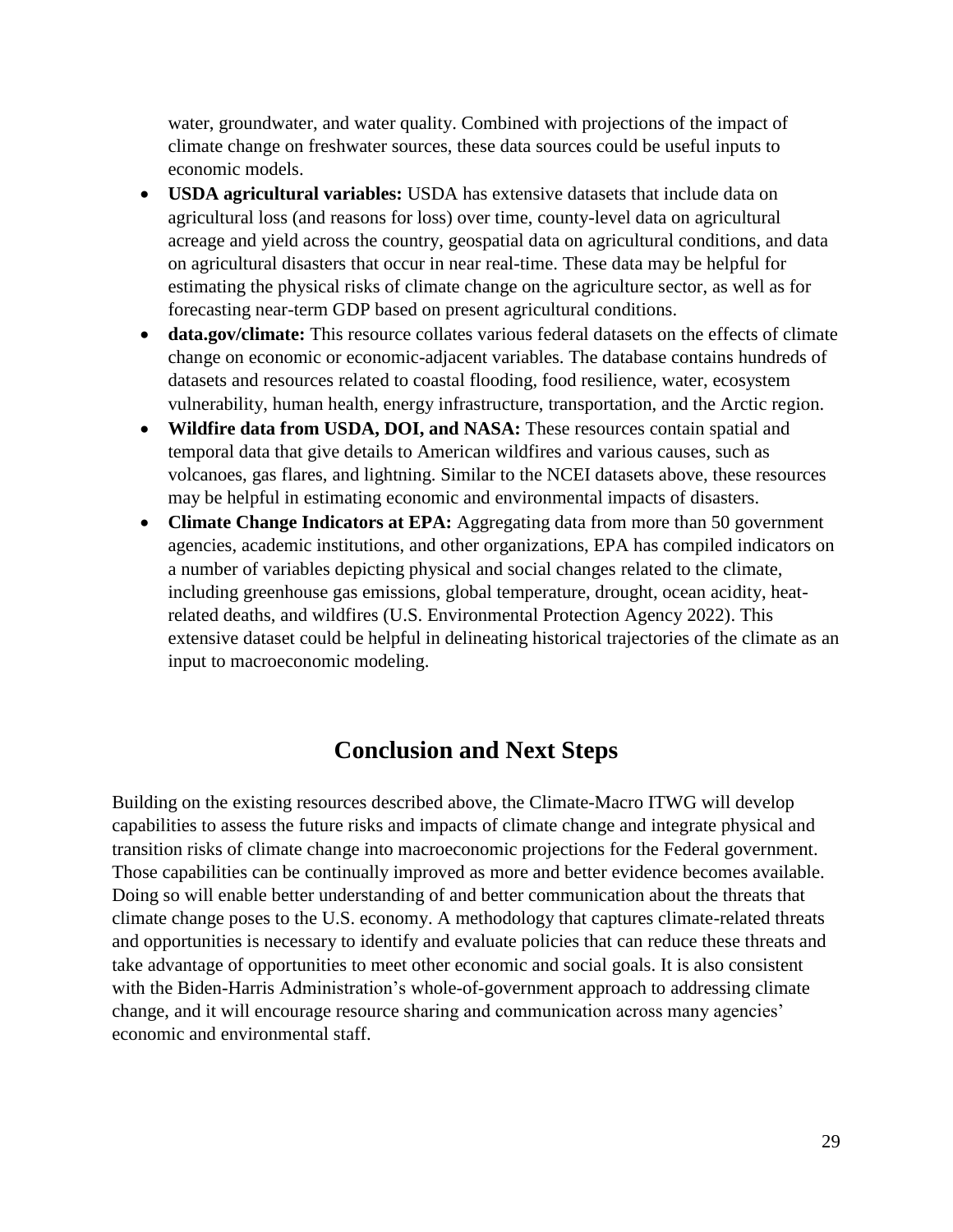water, groundwater, and water quality. Combined with projections of the impact of climate change on freshwater sources, these data sources could be useful inputs to economic models.

- **USDA agricultural variables:** USDA has extensive datasets that include data on agricultural loss (and reasons for loss) over time, county-level data on agricultural acreage and yield across the country, geospatial data on agricultural conditions, and data on agricultural disasters that occur in near real-time. These data may be helpful for estimating the physical risks of climate change on the agriculture sector, as well as for forecasting near-term GDP based on present agricultural conditions.
- **data.gov/climate:** This resource collates various federal datasets on the effects of climate change on economic or economic-adjacent variables. The database contains hundreds of datasets and resources related to coastal flooding, food resilience, water, ecosystem vulnerability, human health, energy infrastructure, transportation, and the Arctic region.
- **Wildfire data from USDA, DOI, and NASA:** These resources contain spatial and temporal data that give details to American wildfires and various causes, such as volcanoes, gas flares, and lightning. Similar to the NCEI datasets above, these resources may be helpful in estimating economic and environmental impacts of disasters.
- **Climate Change Indicators at EPA:** Aggregating data from more than 50 government agencies, academic institutions, and other organizations, EPA has compiled indicators on a number of variables depicting physical and social changes related to the climate, including greenhouse gas emissions, global temperature, drought, ocean acidity, heat-related deaths, and wildfires (U.S. Environmental Protection Agency 2022). This extensive dataset could be helpful in delineating historical trajectories of the climate as an input to macroeconomic modeling.

## Conclusion and Next Steps

Building on the existing resources described above, the Climate-Macro ITWG will develop capabilities to assess the future risks and impacts of climate change and integrate physical and transition risks of climate change into macroeconomic projections for the Federal government. Those capabilities can be continually improved as more and better evidence becomes available. Doing so will enable better understanding of and better communication about the threats that climate change poses to the U.S. economy. A methodology that captures climate-related threats and opportunities is necessary to identify and evaluate policies that can reduce these threats and take advantage of opportunities to meet other economic and social goals. It is also consistent with the Biden-Harris Administration's whole-of-government approach to addressing climate change, and it will encourage resource sharing and communication across many agencies' economic and environmental staff.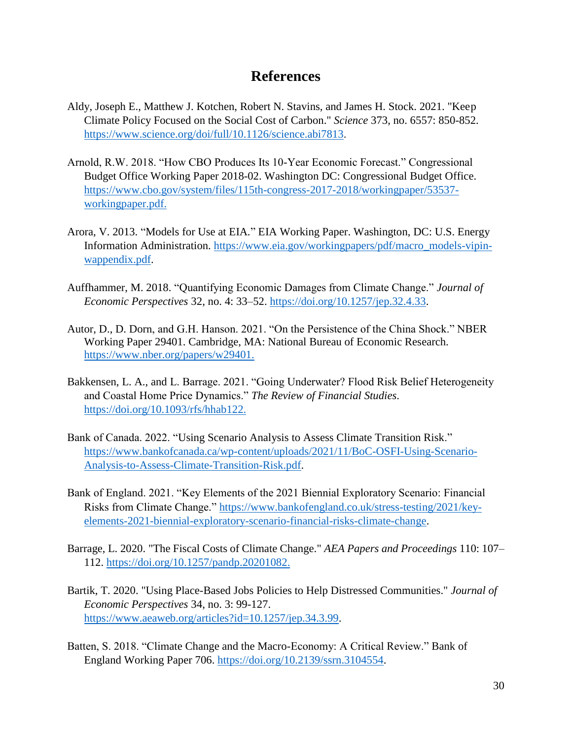# References

Aldy, Joseph E., Matthew J. Kotchen, Robert N. Stavins, and James H. Stock. 2021. "Keep Climate Policy Focused on the Social Cost of Carbon." *Science* 373, no. 6557: 850-852. https://www.science.org/doi/full/10.1126/science.abi7813.

Arnold, R.W. 2018. "How CBO Produces Its 10-Year Economic Forecast." Congressional Budget Office Working Paper 2018-02. Washington DC: Congressional Budget Office. https://www.cbo.gov/system/files/115th-congress-2017-2018/workingpaper/53537-workingpaper.pdf.

Arora, V. 2013. "Models for Use at EIA." EIA Working Paper. Washington, DC: U.S. Energy Information Administration. https://www.eia.gov/workingpapers/pdf/macro_models-vipin-wappendix.pdf.

Auffhammer, M. 2018. "Quantifying Economic Damages from Climate Change." *Journal of Economic Perspectives* 32, no. 4: 33–52. https://doi.org/10.1257/jep.32.4.33.

Autor, D., D. Dorn, and G.H. Hanson. 2021. "On the Persistence of the China Shock." NBER Working Paper 29401. Cambridge, MA: National Bureau of Economic Research. https://www.nber.org/papers/w29401.

Bakkensen, L. A., and L. Barrage. 2021. "Going Underwater? Flood Risk Belief Heterogeneity and Coastal Home Price Dynamics." *The Review of Financial Studies*. https://doi.org/10.1093/rfs/hhab122.

Bank of Canada. 2022. "Using Scenario Analysis to Assess Climate Transition Risk." https://www.bankofcanada.ca/wp-content/uploads/2021/11/BoC-OSFI-Using-Scenario-Analysis-to-Assess-Climate-Transition-Risk.pdf.

Bank of England. 2021. "Key Elements of the 2021 Biennial Exploratory Scenario: Financial Risks from Climate Change." https://www.bankofengland.co.uk/stress-testing/2021/key-elements-2021-biennial-exploratory-scenario-financial-risks-climate-change.

Barrage, L. 2020. "The Fiscal Costs of Climate Change." *AEA Papers and Proceedings* 110: 107–112. https://doi.org/10.1257/pandp.20201082.

Bartik, T. 2020. "Using Place-Based Jobs Policies to Help Distressed Communities." *Journal of Economic Perspectives* 34, no. 3: 99-127. https://www.aeaweb.org/articles?id=10.1257/jep.34.3.99.

Batten, S. 2018. "Climate Change and the Macro-Economy: A Critical Review." Bank of England Working Paper 706. https://doi.org/10.2139/ssrn.3104554.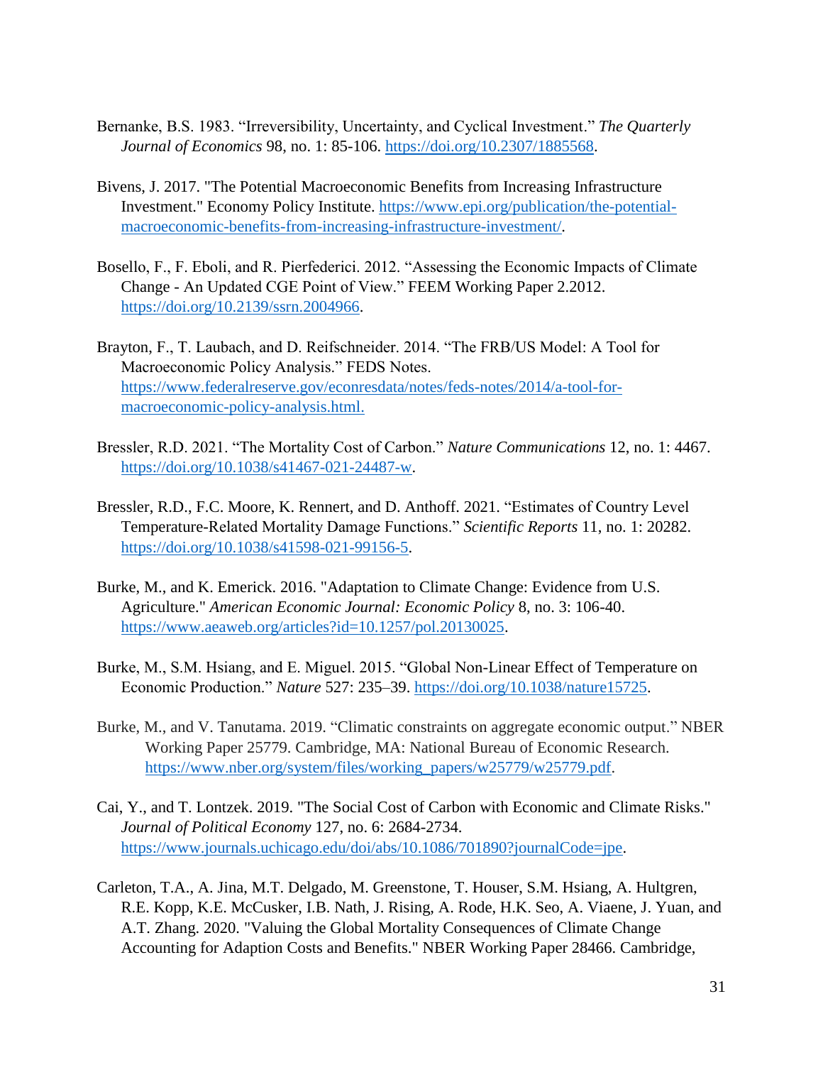Bernanke, B.S. 1983. "Irreversibility, Uncertainty, and Cyclical Investment." *The Quarterly Journal of Economics* 98, no. 1: 85-106. https://doi.org/10.2307/1885568.

Bivens, J. 2017. "The Potential Macroeconomic Benefits from Increasing Infrastructure Investment." Economy Policy Institute. https://www.epi.org/publication/the-potential-macroeconomic-benefits-from-increasing-infrastructure-investment/.

Bosello, F., F. Eboli, and R. Pierfederici. 2012. "Assessing the Economic Impacts of Climate Change - An Updated CGE Point of View." FEEM Working Paper 2.2012. https://doi.org/10.2139/ssrn.2004966.

Brayton, F., T. Laubach, and D. Reifschneider. 2014. "The FRB/US Model: A Tool for Macroeconomic Policy Analysis." FEDS Notes. https://www.federalreserve.gov/econresdata/notes/feds-notes/2014/a-tool-for-macroeconomic-policy-analysis.html.

Bressler, R.D. 2021. "The Mortality Cost of Carbon." *Nature Communications* 12, no. 1: 4467. https://doi.org/10.1038/s41467-021-24487-w.

Bressler, R.D., F.C. Moore, K. Rennert, and D. Anthoff. 2021. "Estimates of Country Level Temperature-Related Mortality Damage Functions." *Scientific Reports* 11, no. 1: 20282. https://doi.org/10.1038/s41598-021-99156-5.

Burke, M., and K. Emerick. 2016. "Adaptation to Climate Change: Evidence from U.S. Agriculture." *American Economic Journal: Economic Policy* 8, no. 3: 106-40. https://www.aeaweb.org/articles?id=10.1257/pol.20130025.

Burke, M., S.M. Hsiang, and E. Miguel. 2015. "Global Non-Linear Effect of Temperature on Economic Production." *Nature* 527: 235–39. https://doi.org/10.1038/nature15725.

Burke, M., and V. Tanutama. 2019. "Climatic constraints on aggregate economic output." NBER Working Paper 25779. Cambridge, MA: National Bureau of Economic Research. https://www.nber.org/system/files/working_papers/w25779/w25779.pdf.

Cai, Y., and T. Lontzek. 2019. "The Social Cost of Carbon with Economic and Climate Risks." *Journal of Political Economy* 127, no. 6: 2684-2734. https://www.journals.uchicago.edu/doi/abs/10.1086/701890?journalCode=jpe.

Carleton, T.A., A. Jina, M.T. Delgado, M. Greenstone, T. Houser, S.M. Hsiang, A. Hultgren, R.E. Kopp, K.E. McCusker, I.B. Nath, J. Rising, A. Rode, H.K. Seo, A. Viaene, J. Yuan, and A.T. Zhang. 2020. "Valuing the Global Mortality Consequences of Climate Change Accounting for Adaption Costs and Benefits." NBER Working Paper 28466. Cambridge,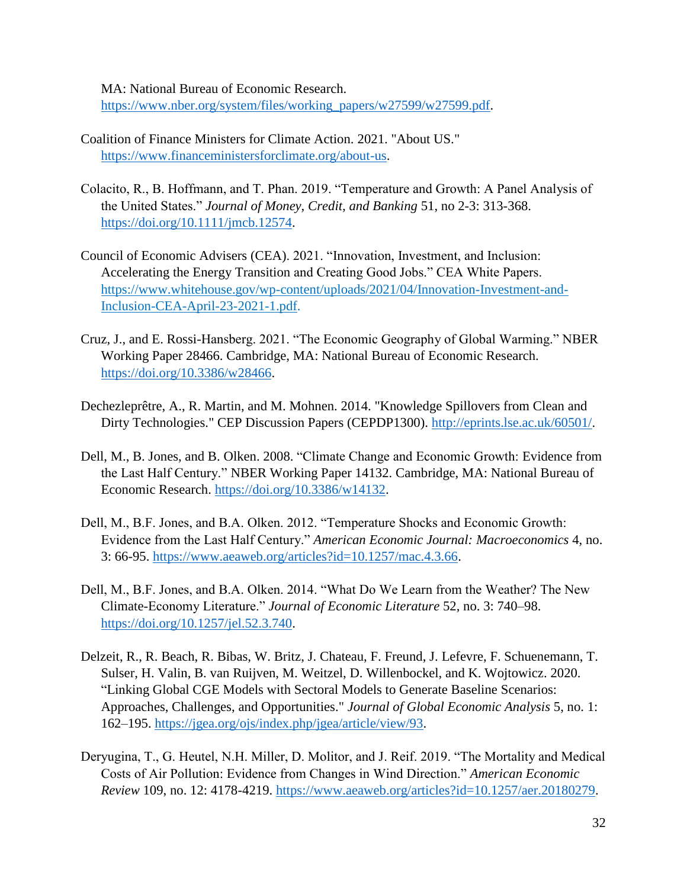MA: National Bureau of Economic Research. https://www.nber.org/system/files/working_papers/w27599/w27599.pdf.

Coalition of Finance Ministers for Climate Action. 2021. "About US." https://www.financeministersforclimate.org/about-us.

Colacito, R., B. Hoffmann, and T. Phan. 2019. "Temperature and Growth: A Panel Analysis of the United States." *Journal of Money, Credit, and Banking* 51, no 2-3: 313-368. https://doi.org/10.1111/jmcb.12574.

Council of Economic Advisers (CEA). 2021. "Innovation, Investment, and Inclusion: Accelerating the Energy Transition and Creating Good Jobs." CEA White Papers. https://www.whitehouse.gov/wp-content/uploads/2021/04/Innovation-Investment-and-Inclusion-CEA-April-23-2021-1.pdf.

Cruz, J., and E. Rossi-Hansberg. 2021. "The Economic Geography of Global Warming." NBER Working Paper 28466. Cambridge, MA: National Bureau of Economic Research. https://doi.org/10.3386/w28466.

Dechezleprêtre, A., R. Martin, and M. Mohnen. 2014. "Knowledge Spillovers from Clean and Dirty Technologies." CEP Discussion Papers (CEPDP1300). http://eprints.lse.ac.uk/60501/.

Dell, M., B. Jones, and B. Olken. 2008. "Climate Change and Economic Growth: Evidence from the Last Half Century." NBER Working Paper 14132. Cambridge, MA: National Bureau of Economic Research. https://doi.org/10.3386/w14132.

Dell, M., B.F. Jones, and B.A. Olken. 2012. "Temperature Shocks and Economic Growth: Evidence from the Last Half Century." *American Economic Journal: Macroeconomics* 4, no. 3: 66-95. https://www.aeaweb.org/articles?id=10.1257/mac.4.3.66.

Dell, M., B.F. Jones, and B.A. Olken. 2014. "What Do We Learn from the Weather? The New Climate-Economy Literature." *Journal of Economic Literature* 52, no. 3: 740–98. https://doi.org/10.1257/jel.52.3.740.

Delzeit, R., R. Beach, R. Bibas, W. Britz, J. Chateau, F. Freund, J. Lefevre, F. Schuenemann, T. Sulser, H. Valin, B. van Ruijven, M. Weitzel, D. Willenbockel, and K. Wojtowicz. 2020. "Linking Global CGE Models with Sectoral Models to Generate Baseline Scenarios: Approaches, Challenges, and Opportunities." *Journal of Global Economic Analysis* 5, no. 1: 162–195. https://jgea.org/ojs/index.php/jgea/article/view/93.

Deryugina, T., G. Heutel, N.H. Miller, D. Molitor, and J. Reif. 2019. "The Mortality and Medical Costs of Air Pollution: Evidence from Changes in Wind Direction." *American Economic Review* 109, no. 12: 4178-4219. https://www.aeaweb.org/articles?id=10.1257/aer.20180279.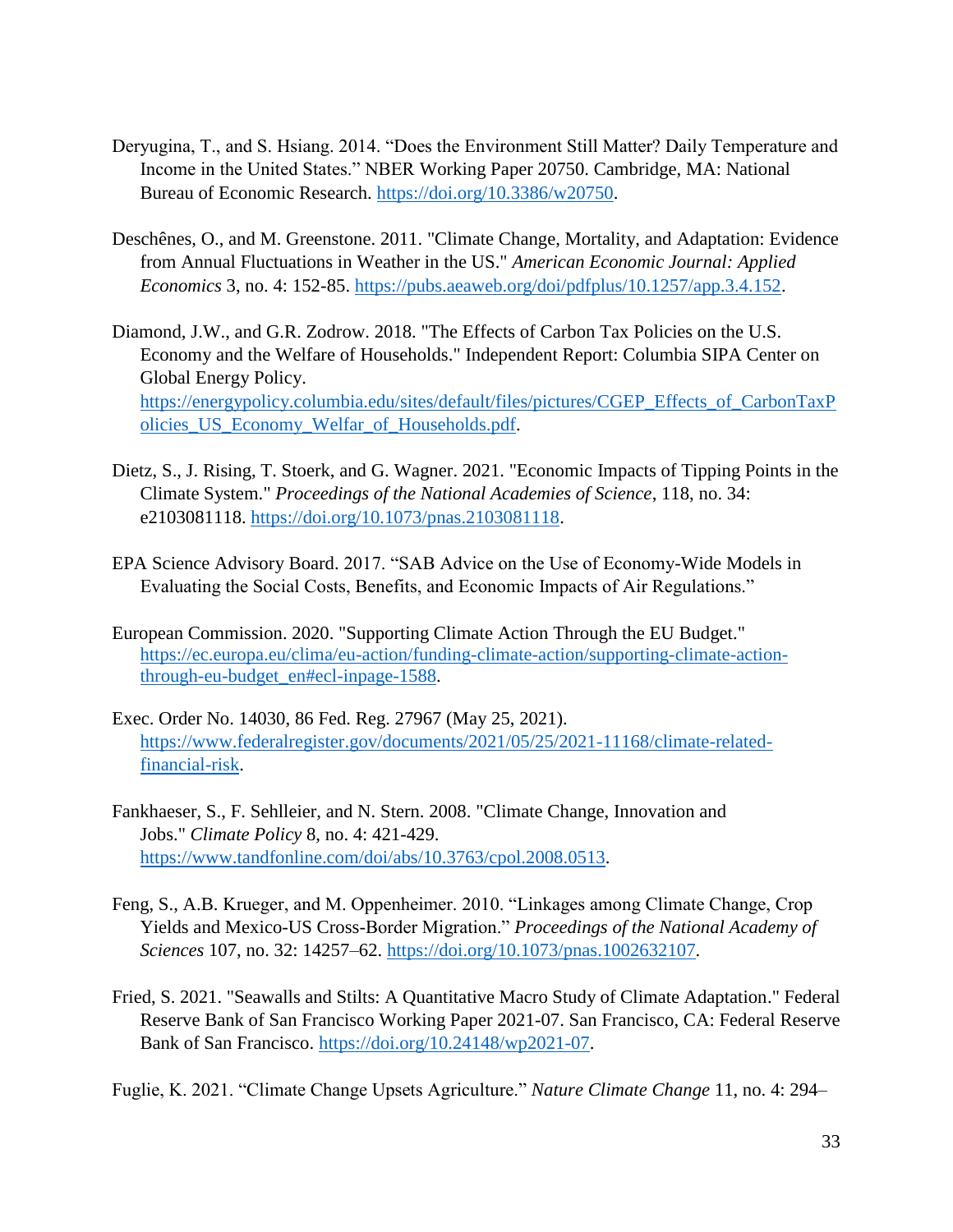Deryugina, T., and S. Hsiang. 2014. "Does the Environment Still Matter? Daily Temperature and Income in the United States." NBER Working Paper 20750. Cambridge, MA: National Bureau of Economic Research. https://doi.org/10.3386/w20750.

Deschênes, O., and M. Greenstone. 2011. "Climate Change, Mortality, and Adaptation: Evidence from Annual Fluctuations in Weather in the US." *American Economic Journal: Applied Economics* 3, no. 4: 152-85. https://pubs.aeaweb.org/doi/pdfplus/10.1257/app.3.4.152.

Diamond, J.W., and G.R. Zodrow. 2018. "The Effects of Carbon Tax Policies on the U.S. Economy and the Welfare of Households." Independent Report: Columbia SIPA Center on Global Energy Policy. https://energypolicy.columbia.edu/sites/default/files/pictures/CGEP_Effects_of_CarbonTaxPolicies_US_Economy_Welfar_of_Households.pdf.

Dietz, S., J. Rising, T. Stoerk, and G. Wagner. 2021. "Economic Impacts of Tipping Points in the Climate System." *Proceedings of the National Academies of Science*, 118, no. 34: e2103081118. https://doi.org/10.1073/pnas.2103081118.

EPA Science Advisory Board. 2017. "SAB Advice on the Use of Economy-Wide Models in Evaluating the Social Costs, Benefits, and Economic Impacts of Air Regulations."

European Commission. 2020. "Supporting Climate Action Through the EU Budget." https://ec.europa.eu/clima/eu-action/funding-climate-action/supporting-climate-action-through-eu-budget_en#ecl-inpage-1588.

Exec. Order No. 14030, 86 Fed. Reg. 27967 (May 25, 2021). https://www.federalregister.gov/documents/2021/05/25/2021-11168/climate-related-financial-risk.

Fankhaeser, S., F. Sehlleier, and N. Stern. 2008. "Climate Change, Innovation and Jobs." *Climate Policy* 8, no. 4: 421-429. https://www.tandfonline.com/doi/abs/10.3763/cpol.2008.0513.

Feng, S., A.B. Krueger, and M. Oppenheimer. 2010. "Linkages among Climate Change, Crop Yields and Mexico-US Cross-Border Migration." *Proceedings of the National Academy of Sciences* 107, no. 32: 14257–62. https://doi.org/10.1073/pnas.1002632107.

Fried, S. 2021. "Seawalls and Stilts: A Quantitative Macro Study of Climate Adaptation." Federal Reserve Bank of San Francisco Working Paper 2021-07. San Francisco, CA: Federal Reserve Bank of San Francisco. https://doi.org/10.24148/wp2021-07.

Fuglie, K. 2021. "Climate Change Upsets Agriculture." *Nature Climate Change* 11, no. 4: 294–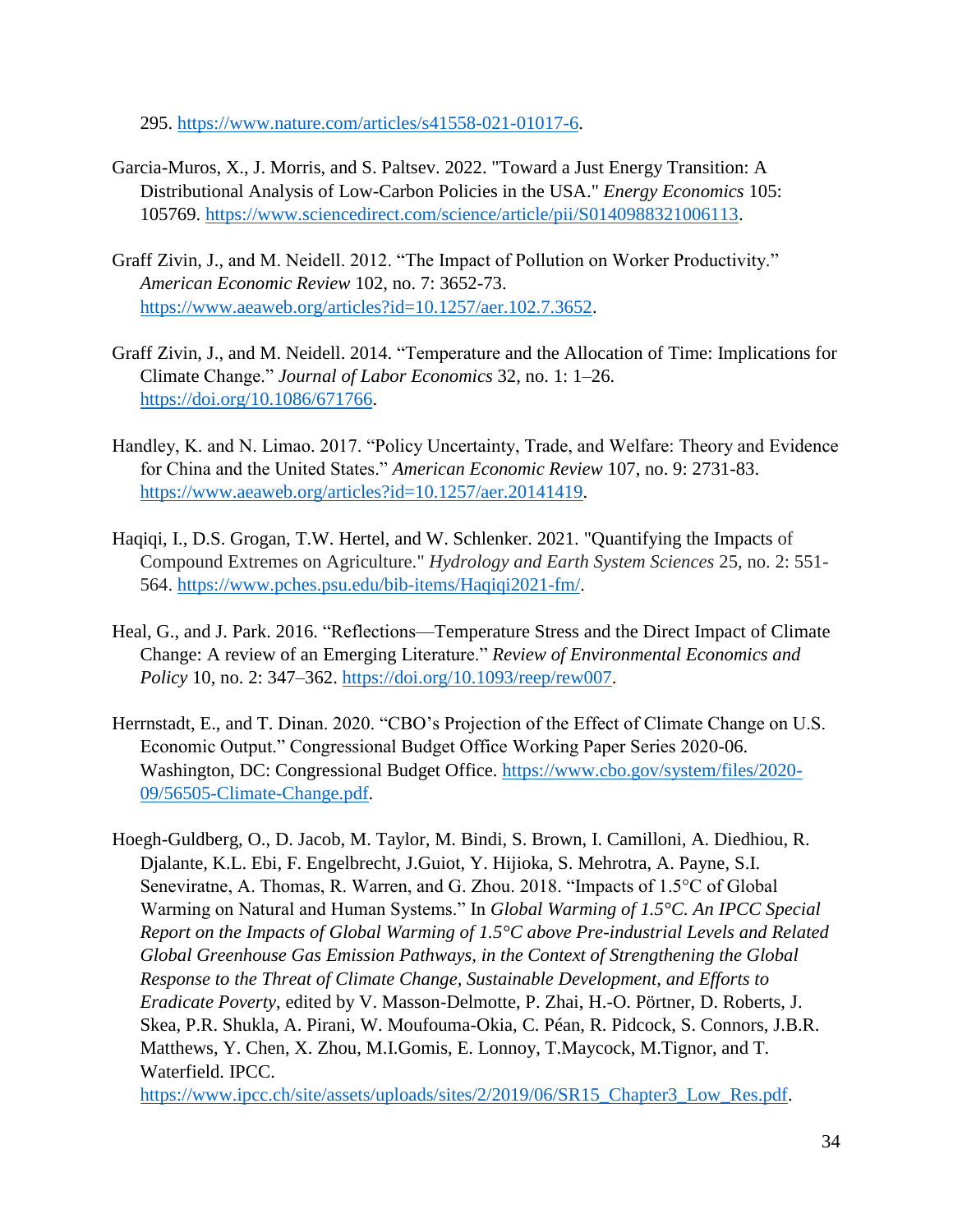295. https://www.nature.com/articles/s41558-021-01017-6.

Garcia-Muros, X., J. Morris, and S. Paltsev. 2022. "Toward a Just Energy Transition: A Distributional Analysis of Low-Carbon Policies in the USA." *Energy Economics* 105: 105769. https://www.sciencedirect.com/science/article/pii/S0140988321006113.

Graff Zivin, J., and M. Neidell. 2012. "The Impact of Pollution on Worker Productivity." *American Economic Review* 102, no. 7: 3652-73. https://www.aeaweb.org/articles?id=10.1257/aer.102.7.3652.

Graff Zivin, J., and M. Neidell. 2014. "Temperature and the Allocation of Time: Implications for Climate Change." *Journal of Labor Economics* 32, no. 1: 1–26. https://doi.org/10.1086/671766.

Handley, K. and N. Limao. 2017. "Policy Uncertainty, Trade, and Welfare: Theory and Evidence for China and the United States." *American Economic Review* 107, no. 9: 2731-83. https://www.aeaweb.org/articles?id=10.1257/aer.20141419.

Haqiqi, I., D.S. Grogan, T.W. Hertel, and W. Schlenker. 2021. "Quantifying the Impacts of Compound Extremes on Agriculture." *Hydrology and Earth System Sciences* 25, no. 2: 551-564. https://www.pches.psu.edu/bib-items/Haqiqi2021-fm/.

Heal, G., and J. Park. 2016. "Reflections—Temperature Stress and the Direct Impact of Climate Change: A review of an Emerging Literature." *Review of Environmental Economics and Policy* 10, no. 2: 347–362. https://doi.org/10.1093/reep/rew007.

Herrnstadt, E., and T. Dinan. 2020. "CBO's Projection of the Effect of Climate Change on U.S. Economic Output." Congressional Budget Office Working Paper Series 2020-06. Washington, DC: Congressional Budget Office. https://www.cbo.gov/system/files/2020-09/56505-Climate-Change.pdf.

Hoegh-Guldberg, O., D. Jacob, M. Taylor, M. Bindi, S. Brown, I. Camilloni, A. Diedhiou, R. Djalante, K.L. Ebi, F. Engelbrecht, J.Guiot, Y. Hijioka, S. Mehrotra, A. Payne, S.I. Seneviratne, A. Thomas, R. Warren, and G. Zhou. 2018. "Impacts of 1.5°C of Global Warming on Natural and Human Systems." In *Global Warming of 1.5°C. An IPCC Special Report on the Impacts of Global Warming of 1.5°C above Pre-industrial Levels and Related Global Greenhouse Gas Emission Pathways, in the Context of Strengthening the Global Response to the Threat of Climate Change, Sustainable Development, and Efforts to Eradicate Poverty*, edited by V. Masson-Delmotte, P. Zhai, H.-O. Pörtner, D. Roberts, J. Skea, P.R. Shukla, A. Pirani, W. Moufouma-Okia, C. Péan, R. Pidcock, S. Connors, J.B.R. Matthews, Y. Chen, X. Zhou, M.I.Gomis, E. Lonnoy, T.Maycock, M.Tignor, and T. Waterfield. IPCC. https://www.ipcc.ch/site/assets/uploads/sites/2/2019/06/SR15_Chapter3_Low_Res.pdf.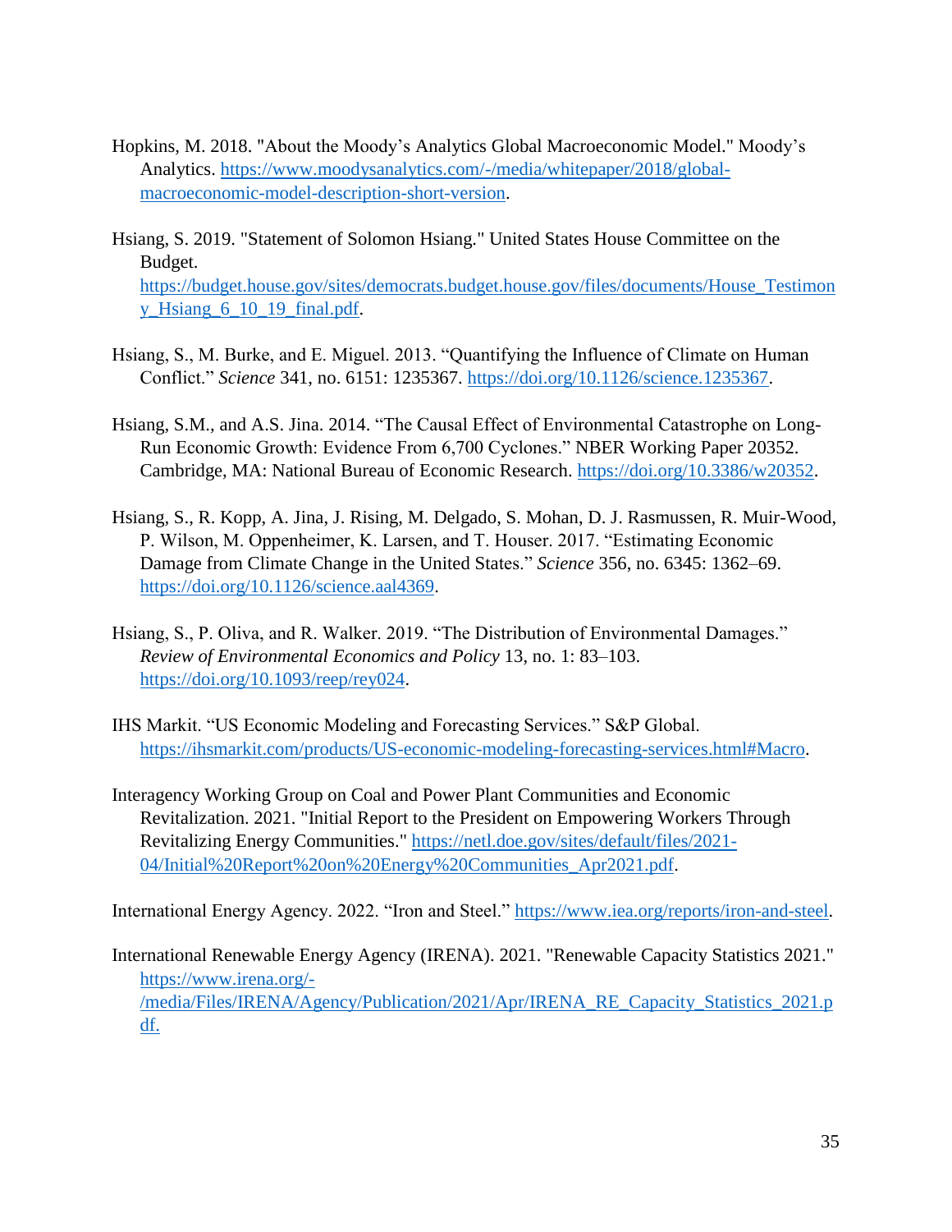Hopkins, M. 2018. "About the Moody's Analytics Global Macroeconomic Model." Moody's Analytics. https://www.moodysanalytics.com/-/media/whitepaper/2018/global-macroeconomic-model-description-short-version.

Hsiang, S. 2019. "Statement of Solomon Hsiang." United States House Committee on the Budget. https://budget.house.gov/sites/democrats.budget.house.gov/files/documents/House_Testimony_Hsiang_6_10_19_final.pdf.

Hsiang, S., M. Burke, and E. Miguel. 2013. "Quantifying the Influence of Climate on Human Conflict." *Science* 341, no. 6151: 1235367. https://doi.org/10.1126/science.1235367.

Hsiang, S.M., and A.S. Jina. 2014. "The Causal Effect of Environmental Catastrophe on Long-Run Economic Growth: Evidence From 6,700 Cyclones." NBER Working Paper 20352. Cambridge, MA: National Bureau of Economic Research. https://doi.org/10.3386/w20352.

Hsiang, S., R. Kopp, A. Jina, J. Rising, M. Delgado, S. Mohan, D. J. Rasmussen, R. Muir-Wood, P. Wilson, M. Oppenheimer, K. Larsen, and T. Houser. 2017. "Estimating Economic Damage from Climate Change in the United States." *Science* 356, no. 6345: 1362–69. https://doi.org/10.1126/science.aal4369.

Hsiang, S., P. Oliva, and R. Walker. 2019. "The Distribution of Environmental Damages." *Review of Environmental Economics and Policy* 13, no. 1: 83–103. https://doi.org/10.1093/reep/rey024.

IHS Markit. "US Economic Modeling and Forecasting Services." S&P Global. https://ihsmarkit.com/products/US-economic-modeling-forecasting-services.html#Macro.

Interagency Working Group on Coal and Power Plant Communities and Economic Revitalization. 2021. "Initial Report to the President on Empowering Workers Through Revitalizing Energy Communities." https://netl.doe.gov/sites/default/files/2021-04/Initial%20Report%20on%20Energy%20Communities_Apr2021.pdf.

International Energy Agency. 2022. "Iron and Steel." https://www.iea.org/reports/iron-and-steel.

International Renewable Energy Agency (IRENA). 2021. "Renewable Capacity Statistics 2021." https://www.irena.org/-/media/Files/IRENA/Agency/Publication/2021/Apr/IRENA_RE_Capacity_Statistics_2021.pdf.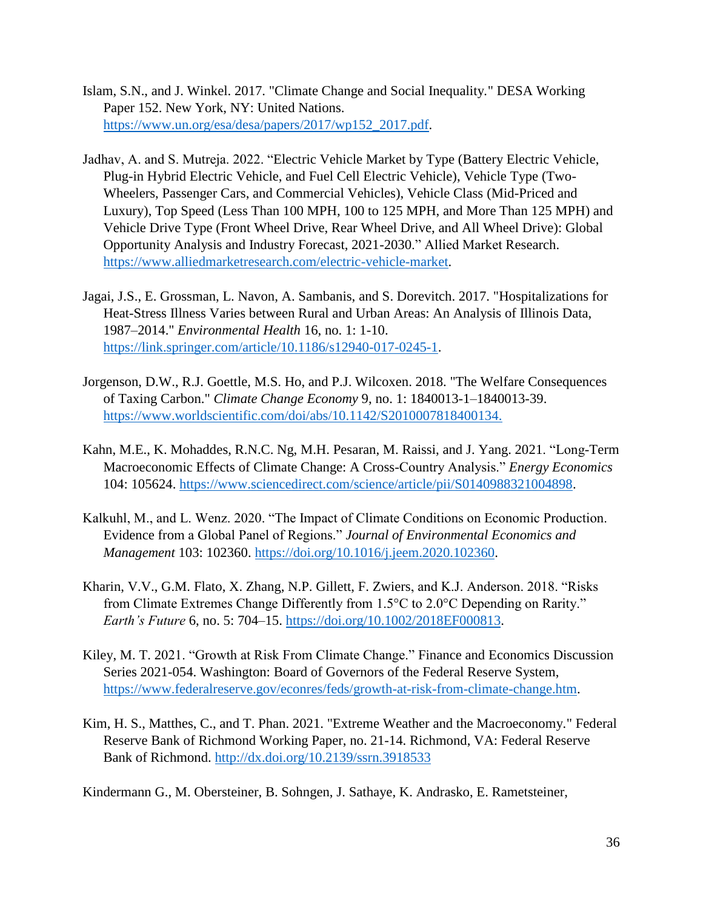Islam, S.N., and J. Winkel. 2017. "Climate Change and Social Inequality." DESA Working Paper 152. New York, NY: United Nations. https://www.un.org/esa/desa/papers/2017/wp152_2017.pdf.

Jadhav, A. and S. Mutreja. 2022. "Electric Vehicle Market by Type (Battery Electric Vehicle, Plug-in Hybrid Electric Vehicle, and Fuel Cell Electric Vehicle), Vehicle Type (Two-Wheelers, Passenger Cars, and Commercial Vehicles), Vehicle Class (Mid-Priced and Luxury), Top Speed (Less Than 100 MPH, 100 to 125 MPH, and More Than 125 MPH) and Vehicle Drive Type (Front Wheel Drive, Rear Wheel Drive, and All Wheel Drive): Global Opportunity Analysis and Industry Forecast, 2021-2030." Allied Market Research. https://www.alliedmarketresearch.com/electric-vehicle-market.

Jagai, J.S., E. Grossman, L. Navon, A. Sambanis, and S. Dorevitch. 2017. "Hospitalizations for Heat-Stress Illness Varies between Rural and Urban Areas: An Analysis of Illinois Data, 1987–2014." *Environmental Health* 16, no. 1: 1-10. https://link.springer.com/article/10.1186/s12940-017-0245-1.

Jorgenson, D.W., R.J. Goettle, M.S. Ho, and P.J. Wilcoxen. 2018. "The Welfare Consequences of Taxing Carbon." *Climate Change Economy* 9, no. 1: 1840013-1–1840013-39. https://www.worldscientific.com/doi/abs/10.1142/S2010007818400134.

Kahn, M.E., K. Mohaddes, R.N.C. Ng, M.H. Pesaran, M. Raissi, and J. Yang. 2021. "Long-Term Macroeconomic Effects of Climate Change: A Cross-Country Analysis." *Energy Economics* 104: 105624. https://www.sciencedirect.com/science/article/pii/S0140988321004898.

Kalkuhl, M., and L. Wenz. 2020. "The Impact of Climate Conditions on Economic Production. Evidence from a Global Panel of Regions." *Journal of Environmental Economics and Management* 103: 102360. https://doi.org/10.1016/j.jeem.2020.102360.

Kharin, V.V., G.M. Flato, X. Zhang, N.P. Gillett, F. Zwiers, and K.J. Anderson. 2018. "Risks from Climate Extremes Change Differently from 1.5°C to 2.0°C Depending on Rarity." *Earth's Future* 6, no. 5: 704–15. https://doi.org/10.1002/2018EF000813.

Kiley, M. T. 2021. "Growth at Risk From Climate Change." Finance and Economics Discussion Series 2021-054. Washington: Board of Governors of the Federal Reserve System, https://www.federalreserve.gov/econres/feds/growth-at-risk-from-climate-change.htm.

Kim, H. S., Matthes, C., and T. Phan. 2021. "Extreme Weather and the Macroeconomy." Federal Reserve Bank of Richmond Working Paper, no. 21-14. Richmond, VA: Federal Reserve Bank of Richmond. http://dx.doi.org/10.2139/ssrn.3918533

Kindermann G., M. Obersteiner, B. Sohngen, J. Sathaye, K. Andrasko, E. Rametsteiner,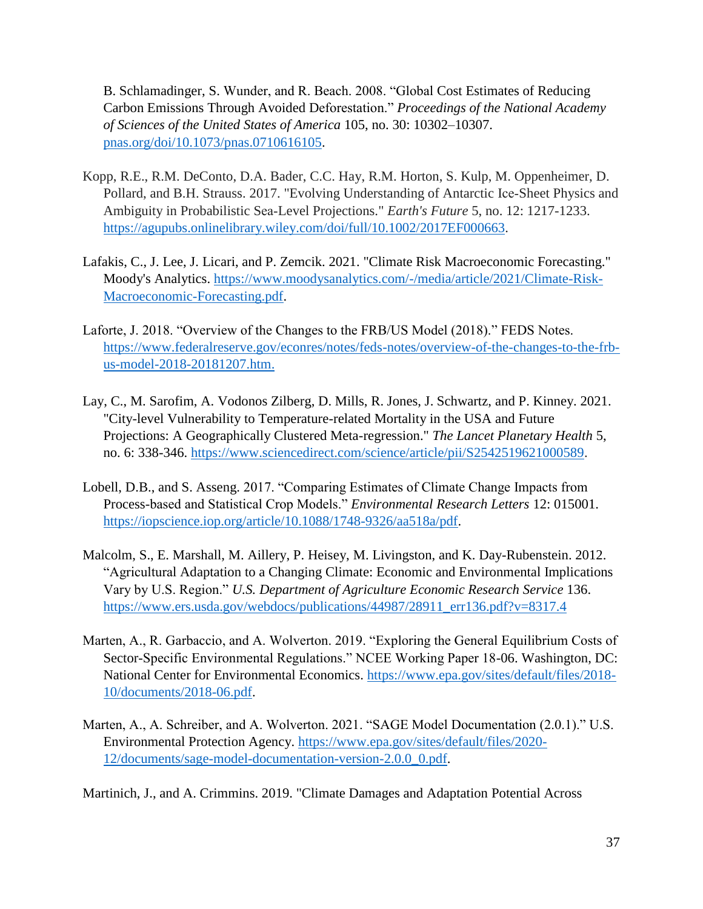B. Schlamadinger, S. Wunder, and R. Beach. 2008. "Global Cost Estimates of Reducing Carbon Emissions Through Avoided Deforestation." *Proceedings of the National Academy of Sciences of the United States of America* 105, no. 30: 10302–10307. [pnas.org/doi/10.1073/pnas.0710616105](pnas.org/doi/10.1073/pnas.0710616105).

Kopp, R.E., R.M. DeConto, D.A. Bader, C.C. Hay, R.M. Horton, S. Kulp, M. Oppenheimer, D. Pollard, and B.H. Strauss. 2017. "Evolving Understanding of Antarctic Ice-Sheet Physics and Ambiguity in Probabilistic Sea-Level Projections." *Earth's Future* 5, no. 12: 1217-1233. [https://agupubs.onlinelibrary.wiley.com/doi/full/10.1002/2017EF000663](https://agupubs.onlinelibrary.wiley.com/doi/full/10.1002/2017EF000663).

Lafakis, C., J. Lee, J. Licari, and P. Zemcik. 2021. "Climate Risk Macroeconomic Forecasting." Moody's Analytics. [https://www.moodysanalytics.com/-/media/article/2021/Climate-Risk-Macroeconomic-Forecasting.pdf](https://www.moodysanalytics.com/-/media/article/2021/Climate-Risk-Macroeconomic-Forecasting.pdf).

Laforte, J. 2018. "Overview of the Changes to the FRB/US Model (2018)." FEDS Notes. [https://www.federalreserve.gov/econres/notes/feds-notes/overview-of-the-changes-to-the-frb-us-model-2018-20181207.htm.](https://www.federalreserve.gov/econres/notes/feds-notes/overview-of-the-changes-to-the-frb-us-model-2018-20181207.htm)

Lay, C., M. Sarofim, A. Vodonos Zilberg, D. Mills, R. Jones, J. Schwartz, and P. Kinney. 2021. "City-level Vulnerability to Temperature-related Mortality in the USA and Future Projections: A Geographically Clustered Meta-regression." *The Lancet Planetary Health* 5, no. 6: 338-346. [https://www.sciencedirect.com/science/article/pii/S2542519621000589](https://www.sciencedirect.com/science/article/pii/S2542519621000589).

Lobell, D.B., and S. Asseng. 2017. "Comparing Estimates of Climate Change Impacts from Process-based and Statistical Crop Models." *Environmental Research Letters* 12: 015001. [https://iopscience.iop.org/article/10.1088/1748-9326/aa518a/pdf](https://iopscience.iop.org/article/10.1088/1748-9326/aa518a/pdf).

Malcolm, S., E. Marshall, M. Aillery, P. Heisey, M. Livingston, and K. Day-Rubenstein. 2012. "Agricultural Adaptation to a Changing Climate: Economic and Environmental Implications Vary by U.S. Region." *U.S. Department of Agriculture Economic Research Service* 136. [https://www.ers.usda.gov/webdocs/publications/44987/28911_err136.pdf?v=8317.4](https://www.ers.usda.gov/webdocs/publications/44987/28911_err136.pdf?v=8317.4)

Marten, A., R. Garbaccio, and A. Wolverton. 2019. "Exploring the General Equilibrium Costs of Sector-Specific Environmental Regulations." NCEE Working Paper 18-06. Washington, DC: National Center for Environmental Economics. [https://www.epa.gov/sites/default/files/2018-10/documents/2018-06.pdf](https://www.epa.gov/sites/default/files/2018-10/documents/2018-06.pdf).

Marten, A., A. Schreiber, and A. Wolverton. 2021. "SAGE Model Documentation (2.0.1)." U.S. Environmental Protection Agency. [https://www.epa.gov/sites/default/files/2020-12/documents/sage-model-documentation-version-2.0.0_0.pdf](https://www.epa.gov/sites/default/files/2020-12/documents/sage-model-documentation-version-2.0.0_0.pdf).

Martinich, J., and A. Crimmins. 2019. "Climate Damages and Adaptation Potential Across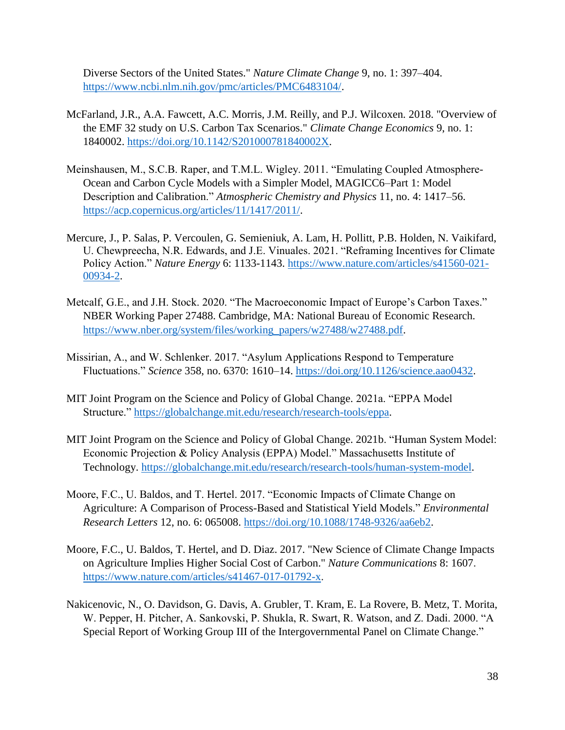Diverse Sectors of the United States." *Nature Climate Change* 9, no. 1: 397–404. https://www.ncbi.nlm.nih.gov/pmc/articles/PMC6483104/.

McFarland, J.R., A.A. Fawcett, A.C. Morris, J.M. Reilly, and P.J. Wilcoxen. 2018. "Overview of the EMF 32 study on U.S. Carbon Tax Scenarios." *Climate Change Economics* 9, no. 1: 1840002. https://doi.org/10.1142/S201000781840002X.

Meinshausen, M., S.C.B. Raper, and T.M.L. Wigley. 2011. "Emulating Coupled Atmosphere-Ocean and Carbon Cycle Models with a Simpler Model, MAGICC6–Part 1: Model Description and Calibration." *Atmospheric Chemistry and Physics* 11, no. 4: 1417–56. https://acp.copernicus.org/articles/11/1417/2011/.

Mercure, J., P. Salas, P. Vercoulen, G. Semieniuk, A. Lam, H. Pollitt, P.B. Holden, N. Vaikifard, U. Chewpreecha, N.R. Edwards, and J.E. Vinuales. 2021. "Reframing Incentives for Climate Policy Action." *Nature Energy* 6: 1133-1143. https://www.nature.com/articles/s41560-021-00934-2.

Metcalf, G.E., and J.H. Stock. 2020. "The Macroeconomic Impact of Europe's Carbon Taxes." NBER Working Paper 27488. Cambridge, MA: National Bureau of Economic Research. https://www.nber.org/system/files/working_papers/w27488/w27488.pdf.

Missirian, A., and W. Schlenker. 2017. "Asylum Applications Respond to Temperature Fluctuations." *Science* 358, no. 6370: 1610–14. https://doi.org/10.1126/science.aao0432.

MIT Joint Program on the Science and Policy of Global Change. 2021a. "EPPA Model Structure." https://globalchange.mit.edu/research/research-tools/eppa.

MIT Joint Program on the Science and Policy of Global Change. 2021b. "Human System Model: Economic Projection & Policy Analysis (EPPA) Model." Massachusetts Institute of Technology. https://globalchange.mit.edu/research/research-tools/human-system-model.

Moore, F.C., U. Baldos, and T. Hertel. 2017. "Economic Impacts of Climate Change on Agriculture: A Comparison of Process-Based and Statistical Yield Models." *Environmental Research Letters* 12, no. 6: 065008. https://doi.org/10.1088/1748-9326/aa6eb2.

Moore, F.C., U. Baldos, T. Hertel, and D. Diaz. 2017. "New Science of Climate Change Impacts on Agriculture Implies Higher Social Cost of Carbon." *Nature Communications* 8: 1607. https://www.nature.com/articles/s41467-017-01792-x.

Nakicenovic, N., O. Davidson, G. Davis, A. Grubler, T. Kram, E. La Rovere, B. Metz, T. Morita, W. Pepper, H. Pitcher, A. Sankovski, P. Shukla, R. Swart, R. Watson, and Z. Dadi. 2000. "A Special Report of Working Group III of the Intergovernmental Panel on Climate Change."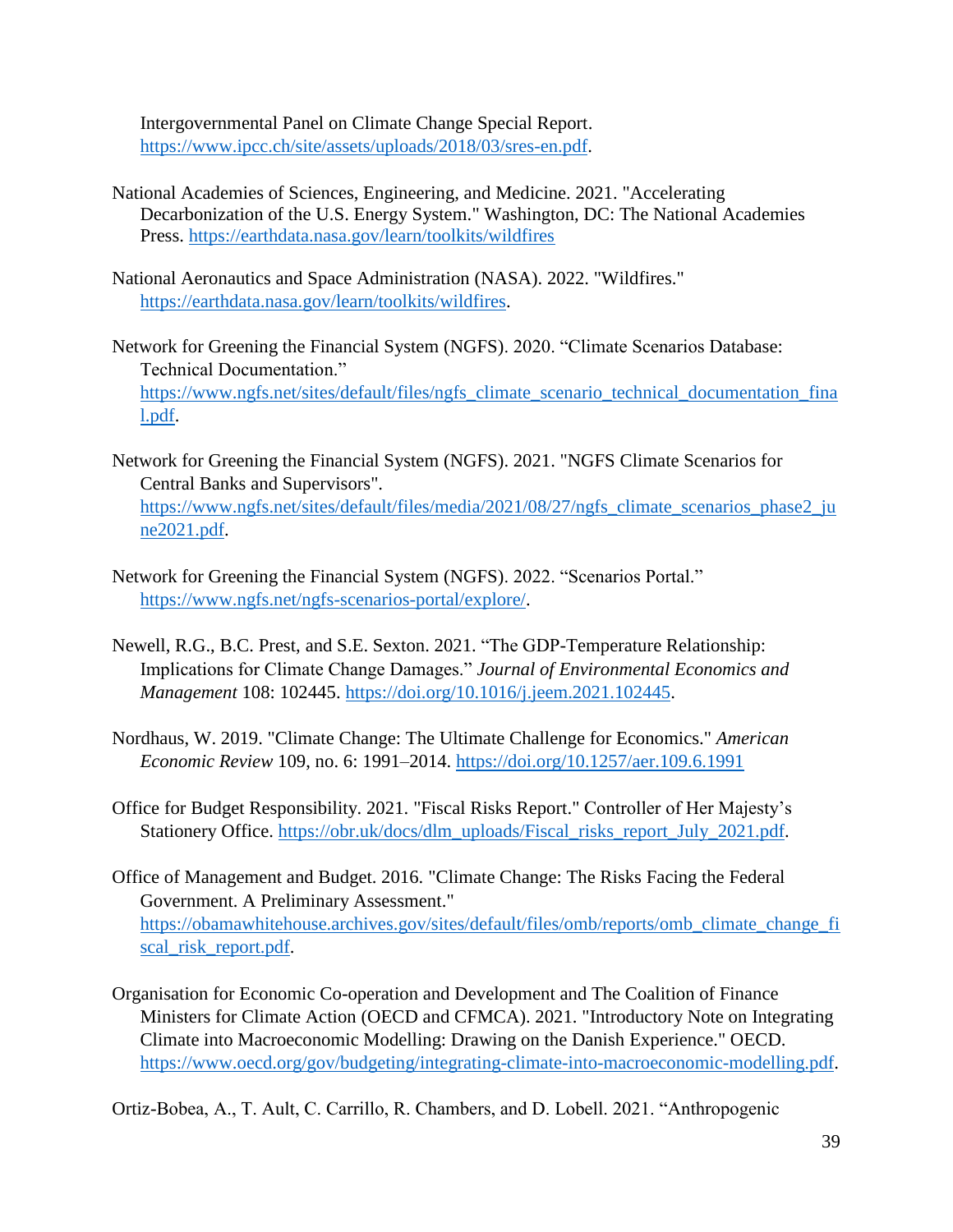Intergovernmental Panel on Climate Change Special Report. https://www.ipcc.ch/site/assets/uploads/2018/03/sres-en.pdf.

National Academies of Sciences, Engineering, and Medicine. 2021. "Accelerating Decarbonization of the U.S. Energy System." Washington, DC: The National Academies Press. https://earthdata.nasa.gov/learn/toolkits/wildfires

National Aeronautics and Space Administration (NASA). 2022. "Wildfires." https://earthdata.nasa.gov/learn/toolkits/wildfires.

Network for Greening the Financial System (NGFS). 2020. "Climate Scenarios Database: Technical Documentation." https://www.ngfs.net/sites/default/files/ngfs_climate_scenario_technical_documentation_final.pdf.

Network for Greening the Financial System (NGFS). 2021. "NGFS Climate Scenarios for Central Banks and Supervisors". https://www.ngfs.net/sites/default/files/media/2021/08/27/ngfs_climate_scenarios_phase2_june2021.pdf.

Network for Greening the Financial System (NGFS). 2022. "Scenarios Portal." https://www.ngfs.net/ngfs-scenarios-portal/explore/.

Newell, R.G., B.C. Prest, and S.E. Sexton. 2021. "The GDP-Temperature Relationship: Implications for Climate Change Damages." *Journal of Environmental Economics and Management* 108: 102445. https://doi.org/10.1016/j.jeem.2021.102445.

Nordhaus, W. 2019. "Climate Change: The Ultimate Challenge for Economics." *American Economic Review* 109, no. 6: 1991–2014. https://doi.org/10.1257/aer.109.6.1991

Office for Budget Responsibility. 2021. "Fiscal Risks Report." Controller of Her Majesty's Stationery Office. https://obr.uk/docs/dlm_uploads/Fiscal_risks_report_July_2021.pdf.

Office of Management and Budget. 2016. "Climate Change: The Risks Facing the Federal Government. A Preliminary Assessment." https://obamawhitehouse.archives.gov/sites/default/files/omb/reports/omb_climate_change_fiscal_risk_report.pdf.

Organisation for Economic Co-operation and Development and The Coalition of Finance Ministers for Climate Action (OECD and CFMCA). 2021. "Introductory Note on Integrating Climate into Macroeconomic Modelling: Drawing on the Danish Experience." OECD. https://www.oecd.org/gov/budgeting/integrating-climate-into-macroeconomic-modelling.pdf.

Ortiz-Bobea, A., T. Ault, C. Carrillo, R. Chambers, and D. Lobell. 2021. "Anthropogenic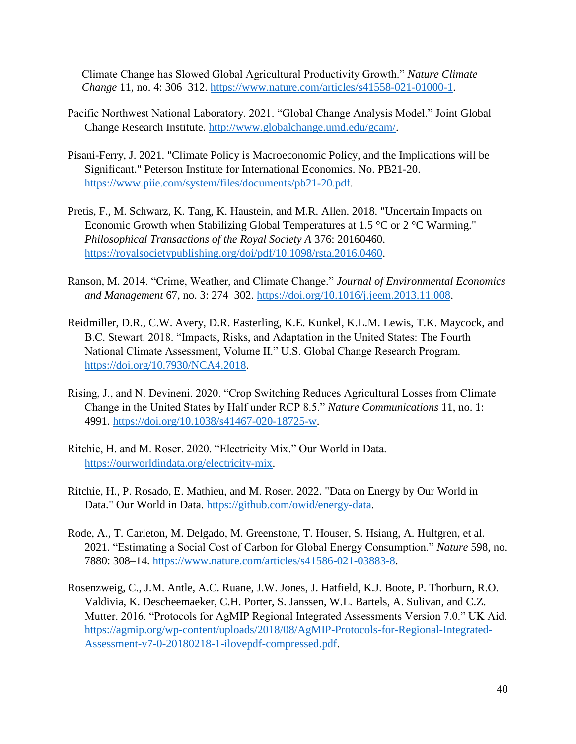Climate Change has Slowed Global Agricultural Productivity Growth." *Nature Climate Change* 11, no. 4: 306–312. https://www.nature.com/articles/s41558-021-01000-1.

Pacific Northwest National Laboratory. 2021. "Global Change Analysis Model." Joint Global Change Research Institute. http://www.globalchange.umd.edu/gcam/.

Pisani-Ferry, J. 2021. "Climate Policy is Macroeconomic Policy, and the Implications will be Significant." Peterson Institute for International Economics. No. PB21-20. https://www.piie.com/system/files/documents/pb21-20.pdf.

Pretis, F., M. Schwarz, K. Tang, K. Haustein, and M.R. Allen. 2018. "Uncertain Impacts on Economic Growth when Stabilizing Global Temperatures at 1.5 °C or 2 °C Warming." *Philosophical Transactions of the Royal Society A* 376: 20160460. https://royalsocietypublishing.org/doi/pdf/10.1098/rsta.2016.0460.

Ranson, M. 2014. "Crime, Weather, and Climate Change." *Journal of Environmental Economics and Management* 67, no. 3: 274–302. https://doi.org/10.1016/j.jeem.2013.11.008.

Reidmiller, D.R., C.W. Avery, D.R. Easterling, K.E. Kunkel, K.L.M. Lewis, T.K. Maycock, and B.C. Stewart. 2018. "Impacts, Risks, and Adaptation in the United States: The Fourth National Climate Assessment, Volume II." U.S. Global Change Research Program. https://doi.org/10.7930/NCA4.2018.

Rising, J., and N. Devineni. 2020. "Crop Switching Reduces Agricultural Losses from Climate Change in the United States by Half under RCP 8.5." *Nature Communications* 11, no. 1: 4991. https://doi.org/10.1038/s41467-020-18725-w.

Ritchie, H. and M. Roser. 2020. "Electricity Mix." Our World in Data. https://ourworldindata.org/electricity-mix.

Ritchie, H., P. Rosado, E. Mathieu, and M. Roser. 2022. "Data on Energy by Our World in Data." Our World in Data. https://github.com/owid/energy-data.

Rode, A., T. Carleton, M. Delgado, M. Greenstone, T. Houser, S. Hsiang, A. Hultgren, et al. 2021. "Estimating a Social Cost of Carbon for Global Energy Consumption." *Nature* 598, no. 7880: 308–14. https://www.nature.com/articles/s41586-021-03883-8.

Rosenzweig, C., J.M. Antle, A.C. Ruane, J.W. Jones, J. Hatfield, K.J. Boote, P. Thorburn, R.O. Valdivia, K. Descheemaeker, C.H. Porter, S. Janssen, W.L. Bartels, A. Sulivan, and C.Z. Mutter. 2016. "Protocols for AgMIP Regional Integrated Assessments Version 7.0." UK Aid. https://agmip.org/wp-content/uploads/2018/08/AgMIP-Protocols-for-Regional-Integrated-Assessment-v7-0-20180218-1-ilovepdf-compressed.pdf.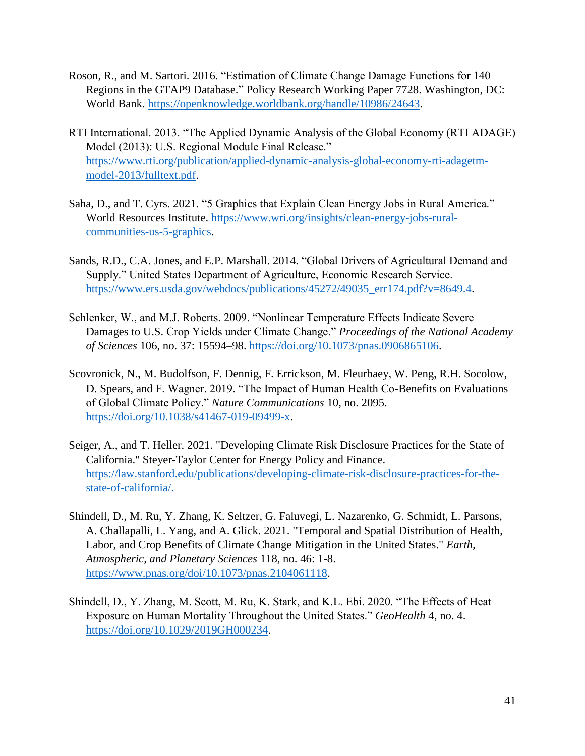Roson, R., and M. Sartori. 2016. “Estimation of Climate Change Damage Functions for 140 Regions in the GTAP9 Database.” Policy Research Working Paper 7728. Washington, DC: World Bank. https://openknowledge.worldbank.org/handle/10986/24643.

RTI International. 2013. “The Applied Dynamic Analysis of the Global Economy (RTI ADAGE) Model (2013): U.S. Regional Module Final Release.” https://www.rti.org/publication/applied-dynamic-analysis-global-economy-rti-adagetm-model-2013/fulltext.pdf.

Saha, D., and T. Cyrs. 2021. “5 Graphics that Explain Clean Energy Jobs in Rural America.” World Resources Institute. https://www.wri.org/insights/clean-energy-jobs-rural-communities-us-5-graphics.

Sands, R.D., C.A. Jones, and E.P. Marshall. 2014. “Global Drivers of Agricultural Demand and Supply.” United States Department of Agriculture, Economic Research Service. https://www.ers.usda.gov/webdocs/publications/45272/49035_err174.pdf?v=8649.4.

Schlenker, W., and M.J. Roberts. 2009. “Nonlinear Temperature Effects Indicate Severe Damages to U.S. Crop Yields under Climate Change.” *Proceedings of the National Academy of Sciences* 106, no. 37: 15594–98. https://doi.org/10.1073/pnas.0906865106.

Scovronick, N., M. Budolfson, F. Dennig, F. Errickson, M. Fleurbaey, W. Peng, R.H. Socolow, D. Spears, and F. Wagner. 2019. “The Impact of Human Health Co-Benefits on Evaluations of Global Climate Policy.” *Nature Communications* 10, no. 2095. https://doi.org/10.1038/s41467-019-09499-x.

Seiger, A., and T. Heller. 2021. "Developing Climate Risk Disclosure Practices for the State of California." Steyer-Taylor Center for Energy Policy and Finance. https://law.stanford.edu/publications/developing-climate-risk-disclosure-practices-for-the-state-of-california/.

Shindell, D., M. Ru, Y. Zhang, K. Seltzer, G. Faluvegi, L. Nazarenko, G. Schmidt, L. Parsons, A. Challapalli, L. Yang, and A. Glick. 2021. "Temporal and Spatial Distribution of Health, Labor, and Crop Benefits of Climate Change Mitigation in the United States." *Earth, Atmospheric, and Planetary Sciences* 118, no. 46: 1-8. https://www.pnas.org/doi/10.1073/pnas.2104061118.

Shindell, D., Y. Zhang, M. Scott, M. Ru, K. Stark, and K.L. Ebi. 2020. “The Effects of Heat Exposure on Human Mortality Throughout the United States.” *GeoHealth* 4, no. 4. https://doi.org/10.1029/2019GH000234.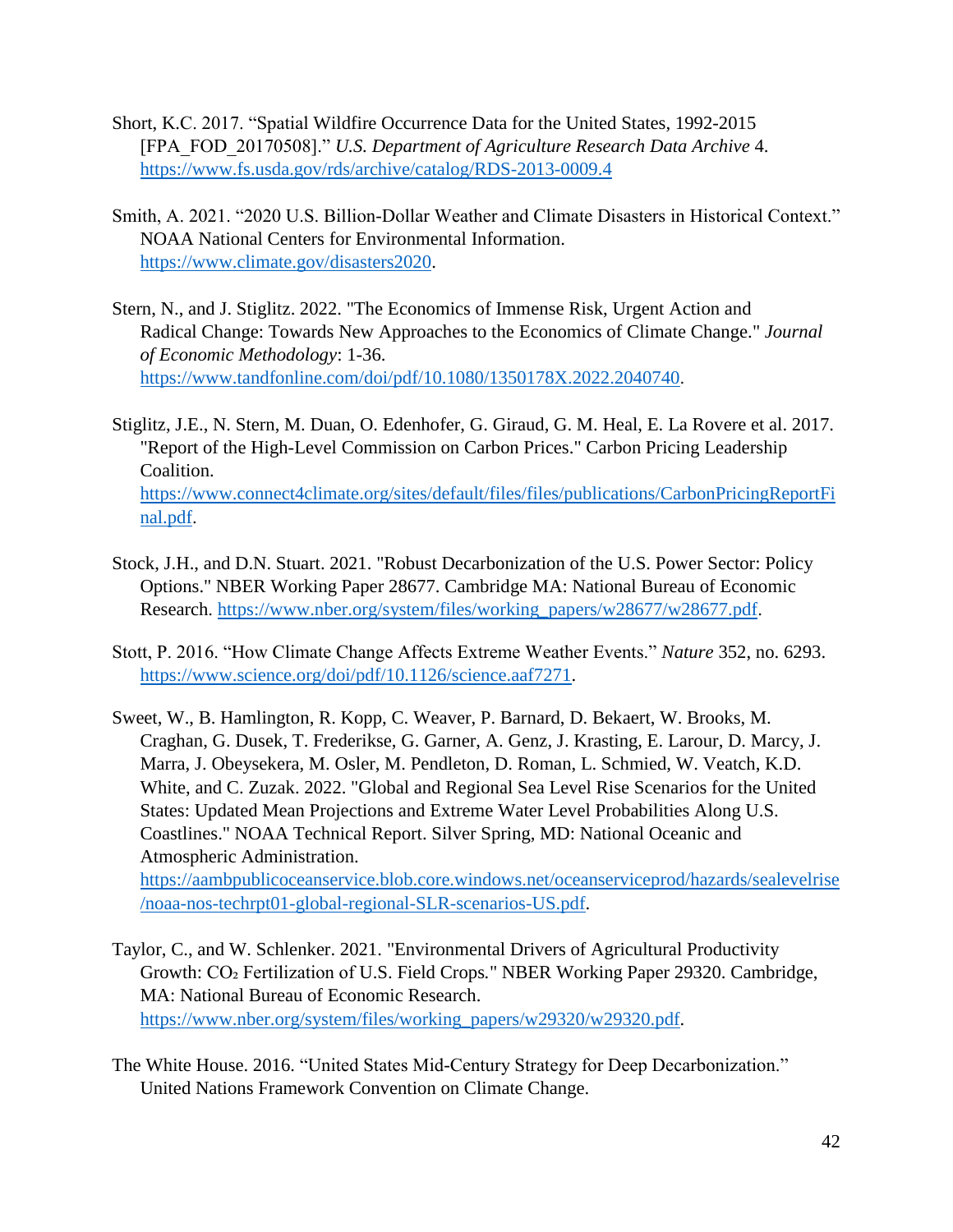Short, K.C. 2017. "Spatial Wildfire Occurrence Data for the United States, 1992-2015 [FPA_FOD_20170508]." *U.S. Department of Agriculture Research Data Archive* 4. https://www.fs.usda.gov/rds/archive/catalog/RDS-2013-0009.4

Smith, A. 2021. "2020 U.S. Billion-Dollar Weather and Climate Disasters in Historical Context." NOAA National Centers for Environmental Information. https://www.climate.gov/disasters2020.

Stern, N., and J. Stiglitz. 2022. "The Economics of Immense Risk, Urgent Action and Radical Change: Towards New Approaches to the Economics of Climate Change." *Journal of Economic Methodology*: 1-36. https://www.tandfonline.com/doi/pdf/10.1080/1350178X.2022.2040740.

Stiglitz, J.E., N. Stern, M. Duan, O. Edenhofer, G. Giraud, G. M. Heal, E. La Rovere et al. 2017. "Report of the High-Level Commission on Carbon Prices." Carbon Pricing Leadership Coalition. https://www.connect4climate.org/sites/default/files/files/publications/CarbonPricingReportFinal.pdf.

Stock, J.H., and D.N. Stuart. 2021. "Robust Decarbonization of the U.S. Power Sector: Policy Options." NBER Working Paper 28677. Cambridge MA: National Bureau of Economic Research. https://www.nber.org/system/files/working_papers/w28677/w28677.pdf.

Stott, P. 2016. "How Climate Change Affects Extreme Weather Events." *Nature* 352, no. 6293. https://www.science.org/doi/pdf/10.1126/science.aaf7271.

Sweet, W., B. Hamlington, R. Kopp, C. Weaver, P. Barnard, D. Bekaert, W. Brooks, M. Craghan, G. Dusek, T. Frederikse, G. Garner, A. Genz, J. Krasting, E. Larour, D. Marcy, J. Marra, J. Obeysekera, M. Osler, M. Pendleton, D. Roman, L. Schmied, W. Veatch, K.D. White, and C. Zuzak. 2022. "Global and Regional Sea Level Rise Scenarios for the United States: Updated Mean Projections and Extreme Water Level Probabilities Along U.S. Coastlines." NOAA Technical Report. Silver Spring, MD: National Oceanic and Atmospheric Administration. https://aambpublicoceanservice.blob.core.windows.net/oceanserviceprod/hazards/sealevelrise/noaa-nos-techrpt01-global-regional-SLR-scenarios-US.pdf.

Taylor, C., and W. Schlenker. 2021. "Environmental Drivers of Agricultural Productivity Growth: $CO_2$ Fertilization of U.S. Field Crops." NBER Working Paper 29320. Cambridge, MA: National Bureau of Economic Research. https://www.nber.org/system/files/working_papers/w29320/w29320.pdf.

The White House. 2016. "United States Mid-Century Strategy for Deep Decarbonization." United Nations Framework Convention on Climate Change.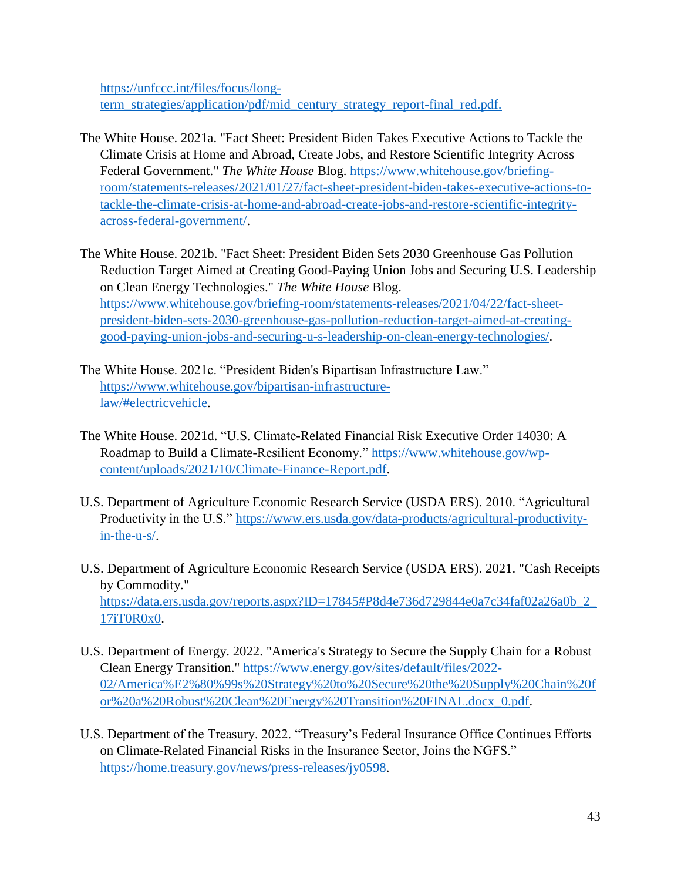https://unfccc.int/files/focus/long-term_strategies/application/pdf/mid_century_strategy_report-final_red.pdf.

The White House. 2021a. "Fact Sheet: President Biden Takes Executive Actions to Tackle the Climate Crisis at Home and Abroad, Create Jobs, and Restore Scientific Integrity Across Federal Government." *The White House* Blog. https://www.whitehouse.gov/briefing-room/statements-releases/2021/01/27/fact-sheet-president-biden-takes-executive-actions-to-tackle-the-climate-crisis-at-home-and-abroad-create-jobs-and-restore-scientific-integrity-across-federal-government/.

The White House. 2021b. "Fact Sheet: President Biden Sets 2030 Greenhouse Gas Pollution Reduction Target Aimed at Creating Good-Paying Union Jobs and Securing U.S. Leadership on Clean Energy Technologies." *The White House* Blog. https://www.whitehouse.gov/briefing-room/statements-releases/2021/04/22/fact-sheet-president-biden-sets-2030-greenhouse-gas-pollution-reduction-target-aimed-at-creating-good-paying-union-jobs-and-securing-u-s-leadership-on-clean-energy-technologies/.

The White House. 2021c. "President Biden's Bipartisan Infrastructure Law." https://www.whitehouse.gov/bipartisan-infrastructure-law/#electricvehicle.

The White House. 2021d. "U.S. Climate-Related Financial Risk Executive Order 14030: A Roadmap to Build a Climate-Resilient Economy." https://www.whitehouse.gov/wp-content/uploads/2021/10/Climate-Finance-Report.pdf.

U.S. Department of Agriculture Economic Research Service (USDA ERS). 2010. "Agricultural Productivity in the U.S." https://www.ers.usda.gov/data-products/agricultural-productivity-in-the-u-s/.

U.S. Department of Agriculture Economic Research Service (USDA ERS). 2021. "Cash Receipts by Commodity." https://data.ers.usda.gov/reports.aspx?ID=17845#P8d4e736d729844e0a7c34faf02a26a0b_2_17iT0R0x0.

U.S. Department of Energy. 2022. "America's Strategy to Secure the Supply Chain for a Robust Clean Energy Transition." https://www.energy.gov/sites/default/files/2022-02/America%E2%80%99s%20Strategy%20to%20Secure%20the%20Supply%20Chain%20for%20a%20Robust%20Clean%20Energy%20Transition%20FINAL.docx_0.pdf.

U.S. Department of the Treasury. 2022. "Treasury's Federal Insurance Office Continues Efforts on Climate-Related Financial Risks in the Insurance Sector, Joins the NGFS." https://home.treasury.gov/news/press-releases/jy0598.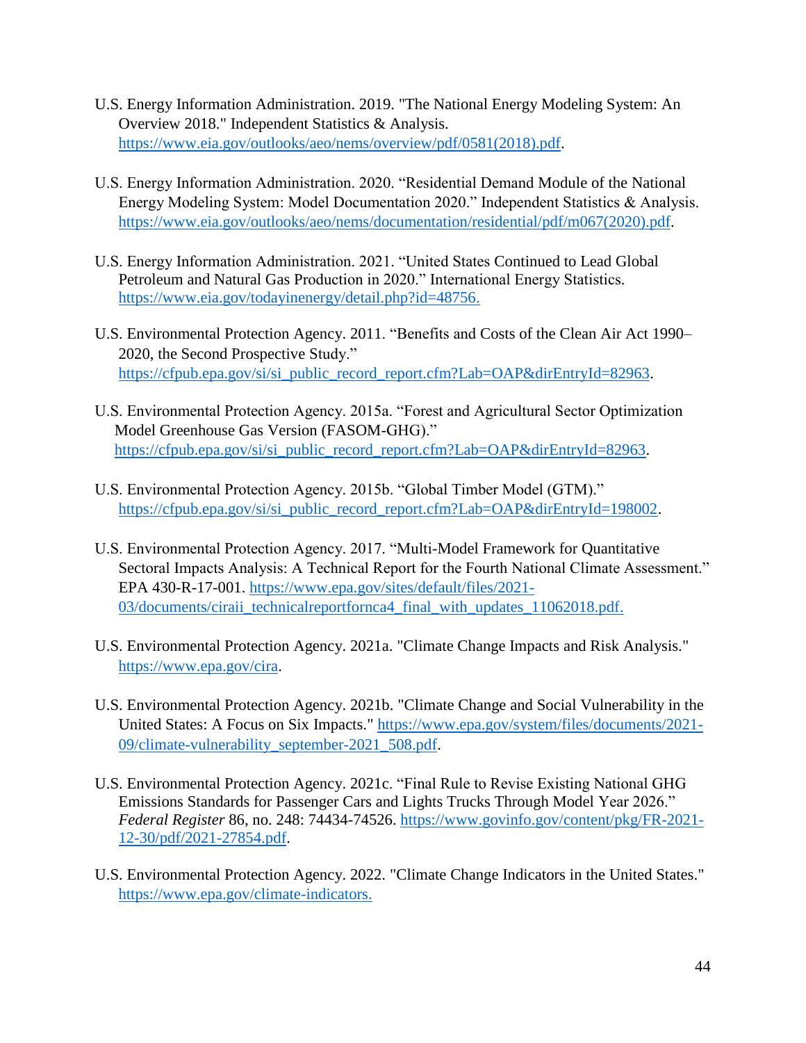U.S. Energy Information Administration. 2019. "The National Energy Modeling System: An Overview 2018." Independent Statistics & Analysis. https://www.eia.gov/outlooks/aeo/nems/overview/pdf/0581(2018).pdf.

U.S. Energy Information Administration. 2020. "Residential Demand Module of the National Energy Modeling System: Model Documentation 2020." Independent Statistics & Analysis. https://www.eia.gov/outlooks/aeo/nems/documentation/residential/pdf/m067(2020).pdf.

U.S. Energy Information Administration. 2021. "United States Continued to Lead Global Petroleum and Natural Gas Production in 2020." International Energy Statistics. https://www.eia.gov/todayinenergy/detail.php?id=48756.

U.S. Environmental Protection Agency. 2011. "Benefits and Costs of the Clean Air Act 1990–2020, the Second Prospective Study." https://cfpub.epa.gov/si/si_public_record_report.cfm?Lab=OAP&dirEntryId=82963.

U.S. Environmental Protection Agency. 2015a. "Forest and Agricultural Sector Optimization Model Greenhouse Gas Version (FASOM-GHG)." https://cfpub.epa.gov/si/si_public_record_report.cfm?Lab=OAP&dirEntryId=82963.

U.S. Environmental Protection Agency. 2015b. "Global Timber Model (GTM)." https://cfpub.epa.gov/si/si_public_record_report.cfm?Lab=OAP&dirEntryId=198002.

U.S. Environmental Protection Agency. 2017. "Multi-Model Framework for Quantitative Sectoral Impacts Analysis: A Technical Report for the Fourth National Climate Assessment." EPA 430-R-17-001. https://www.epa.gov/sites/default/files/2021-03/documents/ciraii_technicalreportfornca4_final_with_updates_11062018.pdf.

U.S. Environmental Protection Agency. 2021a. "Climate Change Impacts and Risk Analysis." https://www.epa.gov/cira.

U.S. Environmental Protection Agency. 2021b. "Climate Change and Social Vulnerability in the United States: A Focus on Six Impacts." https://www.epa.gov/system/files/documents/2021-09/climate-vulnerability_september-2021_508.pdf.

U.S. Environmental Protection Agency. 2021c. "Final Rule to Revise Existing National GHG Emissions Standards for Passenger Cars and Lights Trucks Through Model Year 2026." *Federal Register* 86, no. 248: 74434-74526. https://www.govinfo.gov/content/pkg/FR-2021-12-30/pdf/2021-27854.pdf.

U.S. Environmental Protection Agency. 2022. "Climate Change Indicators in the United States." https://www.epa.gov/climate-indicators.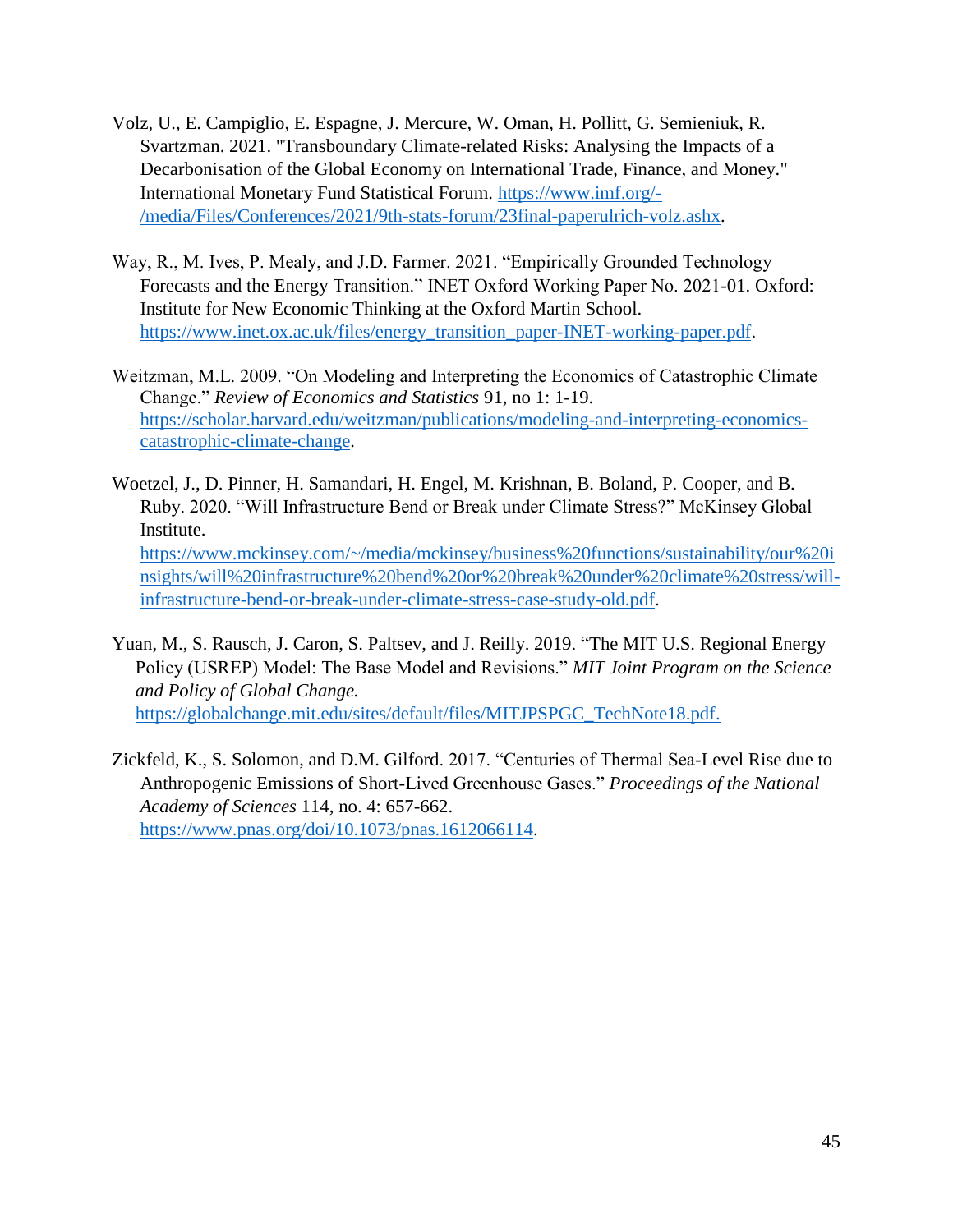Volz, U., E. Campiglio, E. Espagne, J. Mercure, W. Oman, H. Pollitt, G. Semieniuk, R. Svartzman. 2021. "Transboundary Climate-related Risks: Analysing the Impacts of a Decarbonisation of the Global Economy on International Trade, Finance, and Money." International Monetary Fund Statistical Forum. https://www.imf.org/-/media/Files/Conferences/2021/9th-stats-forum/23final-paperulrich-volz.ashx.

Way, R., M. Ives, P. Mealy, and J.D. Farmer. 2021. "Empirically Grounded Technology Forecasts and the Energy Transition." INET Oxford Working Paper No. 2021-01. Oxford: Institute for New Economic Thinking at the Oxford Martin School. https://www.inet.ox.ac.uk/files/energy_transition_paper-INET-working-paper.pdf.

Weitzman, M.L. 2009. "On Modeling and Interpreting the Economics of Catastrophic Climate Change." *Review of Economics and Statistics* 91, no 1: 1-19. https://scholar.harvard.edu/weitzman/publications/modeling-and-interpreting-economics-catastrophic-climate-change.

Woetzel, J., D. Pinner, H. Samandari, H. Engel, M. Krishnan, B. Boland, P. Cooper, and B. Ruby. 2020. "Will Infrastructure Bend or Break under Climate Stress?" McKinsey Global Institute. https://www.mckinsey.com/~/media/mckinsey/business%20functions/sustainability/our%20insights/will%20infrastructure%20bend%20or%20break%20under%20climate%20stress/will-infrastructure-bend-or-break-under-climate-stress-case-study-old.pdf.

Yuan, M., S. Rausch, J. Caron, S. Paltsev, and J. Reilly. 2019. "The MIT U.S. Regional Energy Policy (USREP) Model: The Base Model and Revisions." *MIT Joint Program on the Science and Policy of Global Change.* https://globalchange.mit.edu/sites/default/files/MITJPSPGC_TechNote18.pdf.

Zickfeld, K., S. Solomon, and D.M. Gilford. 2017. "Centuries of Thermal Sea-Level Rise due to Anthropogenic Emissions of Short-Lived Greenhouse Gases." *Proceedings of the National Academy of Sciences* 114, no. 4: 657-662. https://www.pnas.org/doi/10.1073/pnas.1612066114.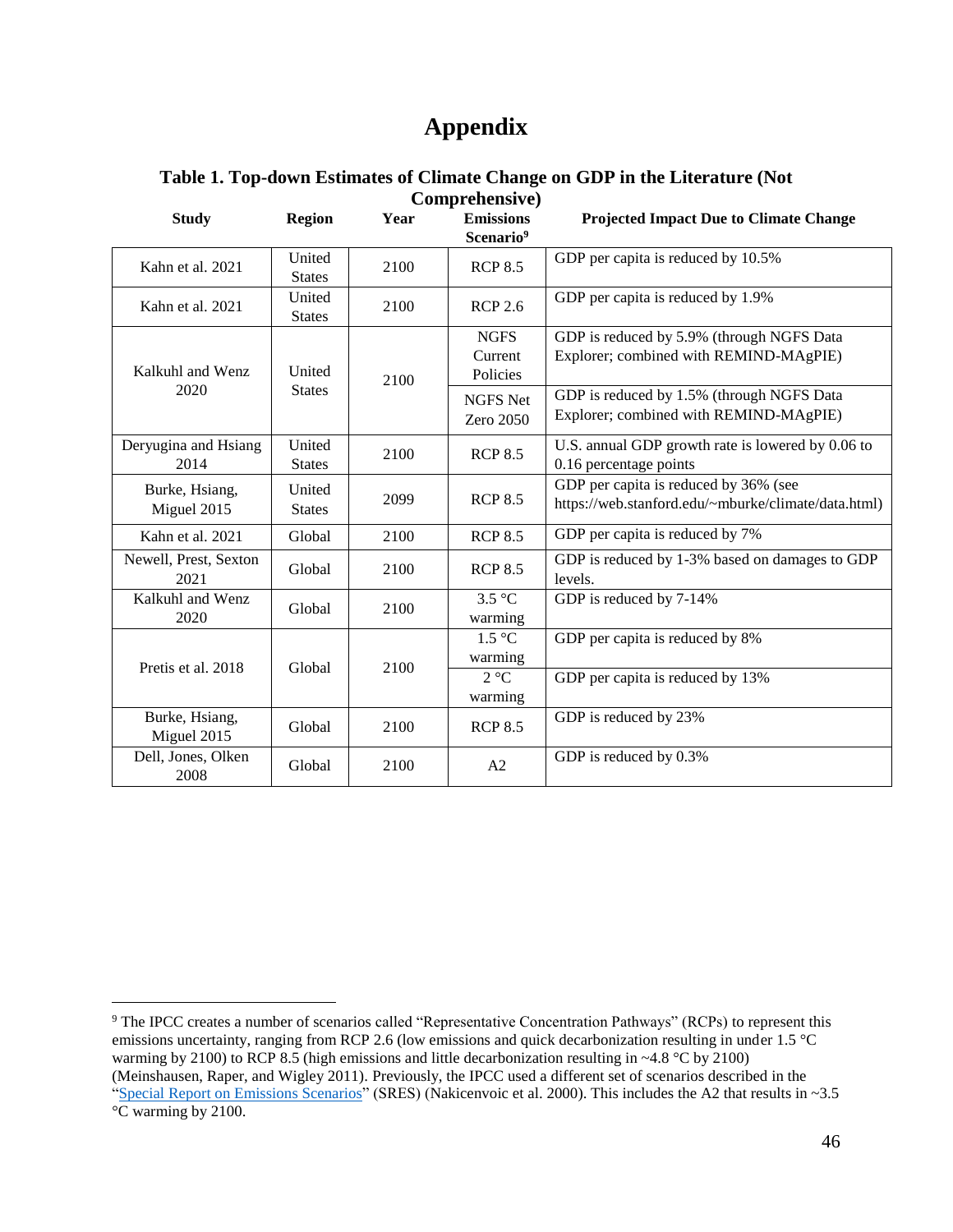# Appendix

**Table 1. Top-down Estimates of Climate Change on GDP in the Literature (Not Comprehensive)**

| Study | Region | Year | Emissions Scenario[9] | Projected Impact Due to Climate Change |
|---|---|---|---|---|
| Kahn et al. 2021 | United States | 2100 | RCP 8.5 | GDP per capita is reduced by 10.5% |
| Kahn et al. 2021 | United States | 2100 | RCP 2.6 | GDP per capita is reduced by 1.9% |
| Kalkuhl and Wenz 2020 | United States | 2100 | NGFS Current Policies | GDP is reduced by 5.9% (through NGFS Data Explorer; combined with REMIND-MAgPIE) |
| | | | NGFS Net Zero 2050 | GDP is reduced by 1.5% (through NGFS Data Explorer; combined with REMIND-MAgPIE) |
| Deryugina and Hsiang 2014 | United States | 2100 | RCP 8.5 | U.S. annual GDP growth rate is lowered by 0.06 to 0.16 percentage points |
| Burke, Hsiang, Miguel 2015 | United States | 2099 | RCP 8.5 | GDP per capita is reduced by 36% (see https://web.stanford.edu/~mburke/climate/data.html) |
| Kahn et al. 2021 | Global | 2100 | RCP 8.5 | GDP per capita is reduced by 7% |
| Newell, Prest, Sexton 2021 | Global | 2100 | RCP 8.5 | GDP is reduced by 1-3% based on damages to GDP levels. |
| Kalkuhl and Wenz 2020 | Global | 2100 | 3.5 °C warming | GDP is reduced by 7-14% |
| Pretis et al. 2018 | Global | 2100 | 1.5 °C warming | GDP per capita is reduced by 8% |
| | | | 2 °C warming | GDP per capita is reduced by 13% |
| Burke, Hsiang, Miguel 2015 | Global | 2100 | RCP 8.5 | GDP is reduced by 23% |
| Dell, Jones, Olken 2008 | Global | 2100 | A2 | GDP is reduced by 0.3% |

[9] The IPCC creates a number of scenarios called "Representative Concentration Pathways" (RCPs) to represent this emissions uncertainty, ranging from RCP 2.6 (low emissions and quick decarbonization resulting in under 1.5 °C warming by 2100) to RCP 8.5 (high emissions and little decarbonization resulting in ~4.8 °C by 2100) (Meinshausen, Raper, and Wigley 2011). Previously, the IPCC used a different set of scenarios described in the "Special Report on Emissions Scenarios" (SRES) (Nakicenvoic et al. 2000). This includes the A2 that results in ~3.5 °C warming by 2100.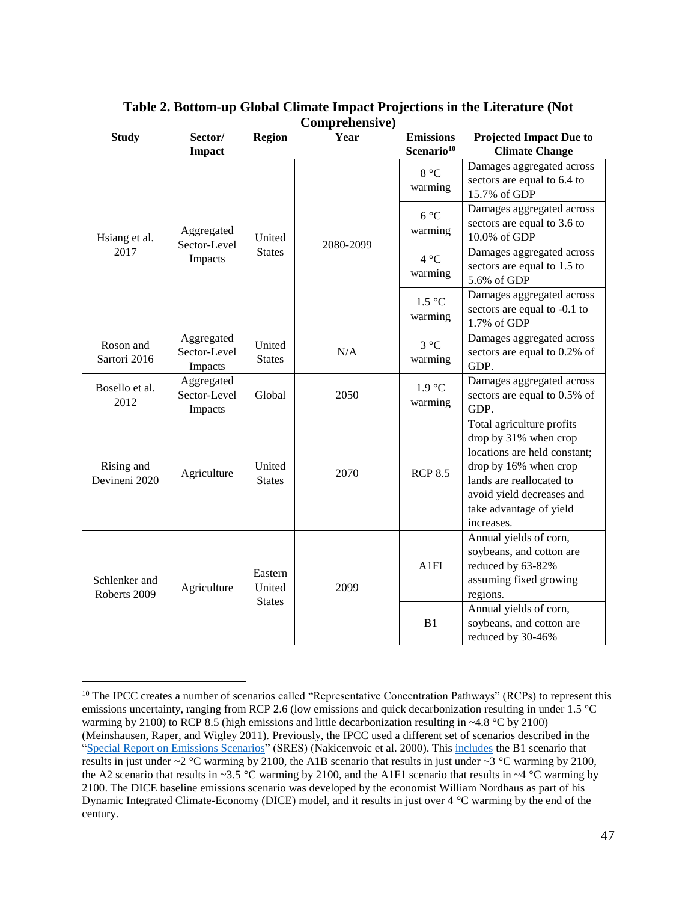**Table 2. Bottom-up Global Climate Impact Projections in the Literature (Not Comprehensive)**

| Study | Sector/ Impact | Region | Year | Emissions Scenario[10] | Projected Impact Due to Climate Change |
|---|---|---|---|---|---|
| Hsiang et al. 2017 | Aggregated Sector-Level Impacts | United States | 2080-2099 | 8 °C warming | Damages aggregated across sectors are equal to 6.4 to 15.7% of GDP |
| | | | | 6 °C warming | Damages aggregated across sectors are equal to 3.6 to 10.0% of GDP |
| | | | | 4 °C warming | Damages aggregated across sectors are equal to 1.5 to 5.6% of GDP |
| | | | | 1.5 °C warming | Damages aggregated across sectors are equal to -0.1 to 1.7% of GDP |
| Roson and Sartori 2016 | Aggregated Sector-Level Impacts | United States | N/A | 3 °C warming | Damages aggregated across sectors are equal to 0.2% of GDP. |
| Bosello et al. 2012 | Aggregated Sector-Level Impacts | Global | 2050 | 1.9 °C warming | Damages aggregated across sectors are equal to 0.5% of GDP. |
| Rising and Devineni 2020 | Agriculture | United States | 2070 | RCP 8.5 | Total agriculture profits drop by 31% when crop locations are held constant; drop by 16% when crop lands are reallocated to avoid yield decreases and take advantage of yield increases. |
| Schlenker and Roberts 2009 | Agriculture | Eastern United States | 2099 | A1FI | Annual yields of corn, soybeans, and cotton are reduced by 63-82% assuming fixed growing regions. |
| | | | | B1 | Annual yields of corn, soybeans, and cotton are reduced by 30-46% |

[10] The IPCC creates a number of scenarios called "Representative Concentration Pathways" (RCPs) to represent this emissions uncertainty, ranging from RCP 2.6 (low emissions and quick decarbonization resulting in under 1.5 °C warming by 2100) to RCP 8.5 (high emissions and little decarbonization resulting in ~4.8 °C by 2100) (Meinshausen, Raper, and Wigley 2011). Previously, the IPCC used a different set of scenarios described in the "Special Report on Emissions Scenarios" (SRES) (Nakicenvoic et al. 2000). This includes the B1 scenario that results in just under ~2 °C warming by 2100, the A1B scenario that results in just under ~3 °C warming by 2100, the A2 scenario that results in ~3.5 °C warming by 2100, and the A1F1 scenario that results in ~4 °C warming by 2100. The DICE baseline emissions scenario was developed by the economist William Nordhaus as part of his Dynamic Integrated Climate-Economy (DICE) model, and it results in just over 4 °C warming by the end of the century.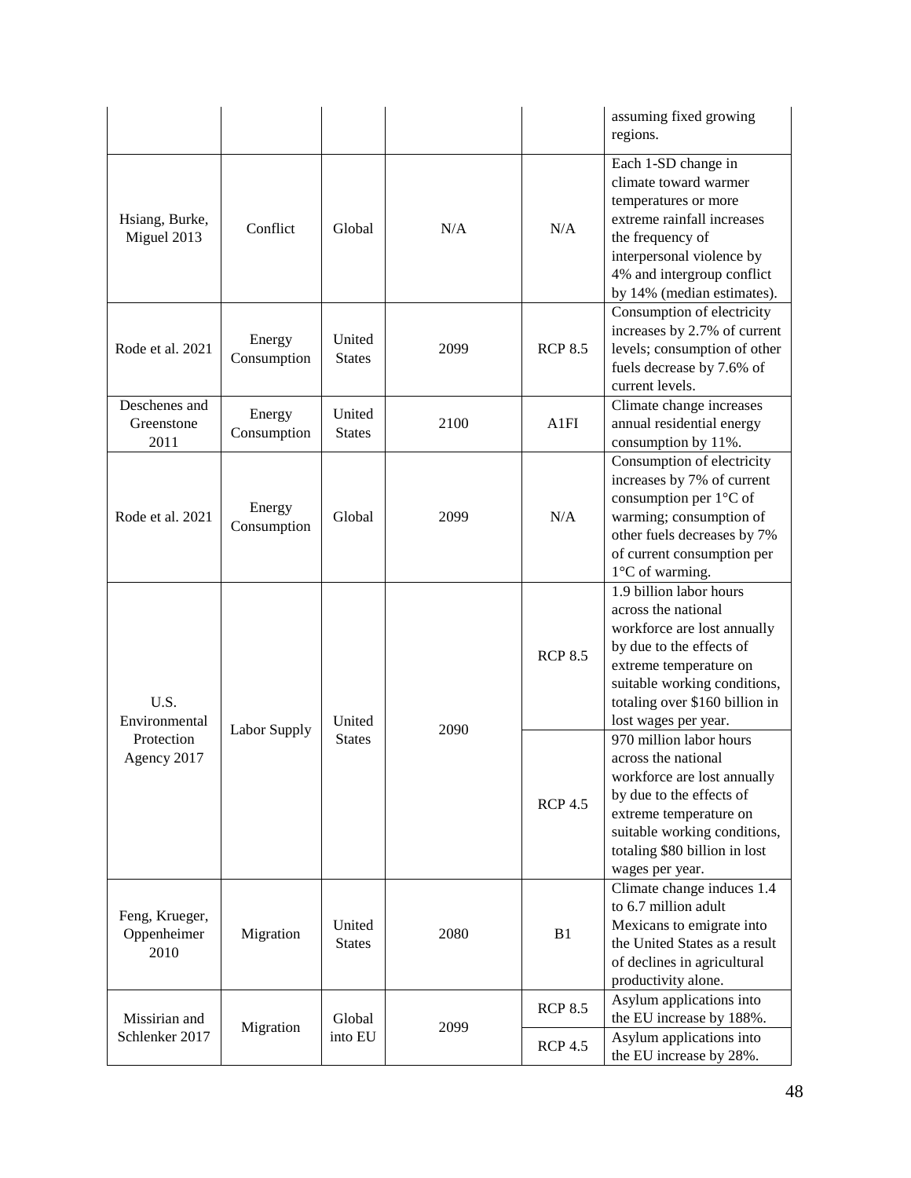| | | | | | |
|---|---|---|---|---|---|
| | | | | | assuming fixed growing regions. |
| Hsiang, Burke, Miguel 2013 | Conflict | Global | N/A | N/A | Each 1-SD change in climate toward warmer temperatures or more extreme rainfall increases the frequency of interpersonal violence by 4% and intergroup conflict by 14% (median estimates). |
| Rode et al. 2021 | Energy Consumption | United States | 2099 | RCP 8.5 | Consumption of electricity increases by 2.7% of current levels; consumption of other fuels decrease by 7.6% of current levels. |
| Deschenes and Greenstone 2011 | Energy Consumption | United States | 2100 | A1FI | Climate change increases annual residential energy consumption by 11%. |
| Rode et al. 2021 | Energy Consumption | Global | 2099 | N/A | Consumption of electricity increases by 7% of current consumption per 1°C of warming; consumption of other fuels decreases by 7% of current consumption per 1°C of warming. |
| U.S. Environmental Protection Agency 2017 | Labor Supply | United States | 2090 | RCP 8.5 | 1.9 billion labor hours across the national workforce are lost annually by due to the effects of extreme temperature on suitable working conditions, totaling over $160 billion in lost wages per year. |
| | | | | RCP 4.5 | 970 million labor hours across the national workforce are lost annually by due to the effects of extreme temperature on suitable working conditions, totaling $80 billion in lost wages per year. |
| Feng, Krueger, Oppenheimer 2010 | Migration | United States | 2080 | B1 | Climate change induces 1.4 to 6.7 million adult Mexicans to emigrate into the United States as a result of declines in agricultural productivity alone. |
| Missirian and Schlenker 2017 | Migration | Global into EU | 2099 | RCP 8.5 | Asylum applications into the EU increase by 188%. |
| | | | | RCP 4.5 | Asylum applications into the EU increase by 28%. |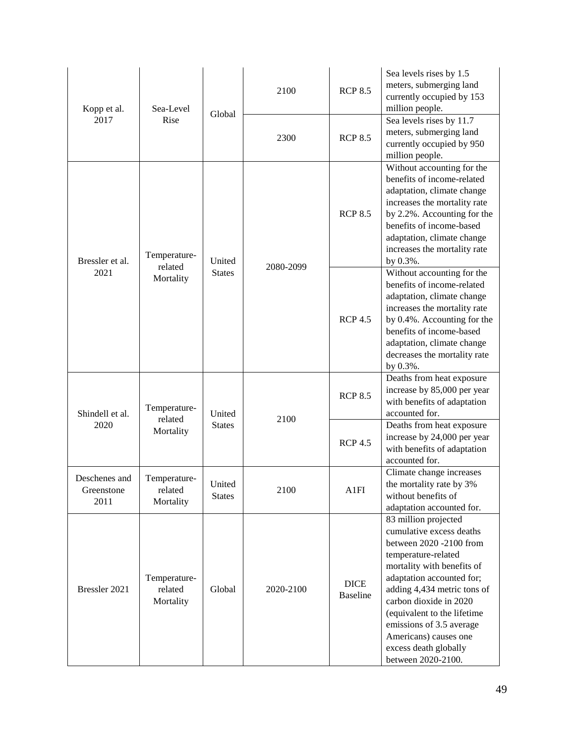| | | | | | |
|---|---|---|---|---|---|
| Kopp et al. 2017 | Sea-Level Rise | Global | 2100 | RCP 8.5 | Sea levels rises by 1.5 meters, submerging land currently occupied by 153 million people. |
| | | | 2300 | RCP 8.5 | Sea levels rises by 11.7 meters, submerging land currently occupied by 950 million people. |
| Bressler et al. 2021 | Temperature-related Mortality | United States | 2080-2099 | RCP 8.5 | Without accounting for the benefits of income-related adaptation, climate change increases the mortality rate by 2.2%. Accounting for the benefits of income-based adaptation, climate change increases the mortality rate by 0.3%. |
| | | | | RCP 4.5 | Without accounting for the benefits of income-related adaptation, climate change increases the mortality rate by 0.4%. Accounting for the benefits of income-based adaptation, climate change decreases the mortality rate by 0.3%. |
| Shindell et al. 2020 | Temperature-related Mortality | United States | 2100 | RCP 8.5 | Deaths from heat exposure increase by 85,000 per year with benefits of adaptation accounted for. |
| | | | | RCP 4.5 | Deaths from heat exposure increase by 24,000 per year with benefits of adaptation accounted for. |
| Deschenes and Greenstone 2011 | Temperature-related Mortality | United States | 2100 | A1FI | Climate change increases the mortality rate by 3% without benefits of adaptation accounted for. |
| Bressler 2021 | Temperature-related Mortality | Global | 2020-2100 | DICE Baseline | 83 million projected cumulative excess deaths between 2020 -2100 from temperature-related mortality with benefits of adaptation accounted for; adding 4,434 metric tons of carbon dioxide in 2020 (equivalent to the lifetime emissions of 3.5 average Americans) causes one excess death globally between 2020-2100. |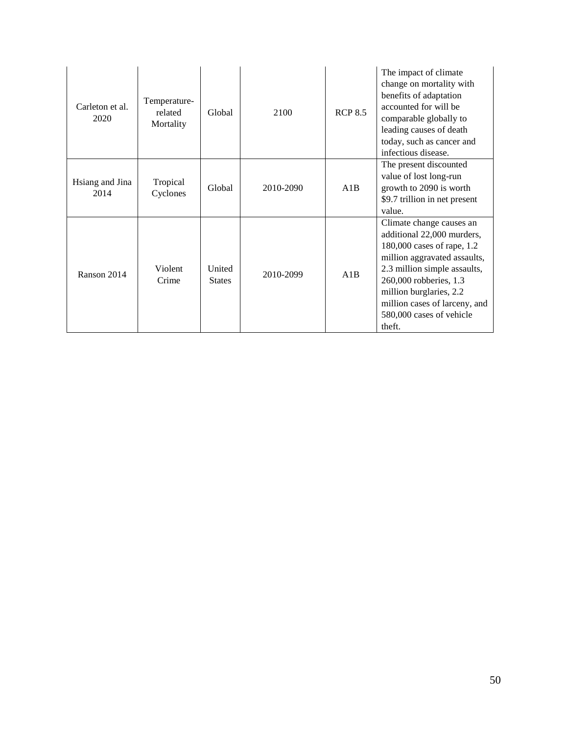| | | | | | |
|---|---|---|---|---|---|
| Carleton et al. 2020 | Temperature-related Mortality | Global | 2100 | RCP 8.5 | The impact of climate change on mortality with benefits of adaptation accounted for will be comparable globally to leading causes of death today, such as cancer and infectious disease. |
| Hsiang and Jina 2014 | Tropical Cyclones | Global | 2010-2090 | A1B | The present discounted value of lost long-run growth to 2090 is worth $9.7 trillion in net present value. |
| Ranson 2014 | Violent Crime | United States | 2010-2099 | A1B | Climate change causes an additional 22,000 murders, 180,000 cases of rape, 1.2 million aggravated assaults, 2.3 million simple assaults, 260,000 robberies, 1.3 million burglaries, 2.2 million cases of larceny, and 580,000 cases of vehicle theft. |